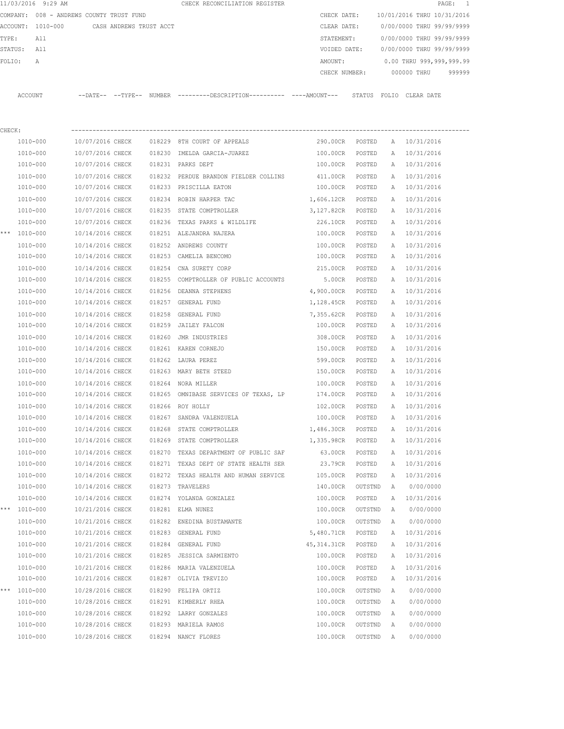11/03/2016 9:29 AM CHECK RECONCILIATION REGISTER PAGE: 1

COMPANY: 008 - ANDREWS COUNTY TRUST FUND

ACCOUNT: 1010-000 CASH ANDREWS TRUST ACCT

TYPE: All

STATUS: All

FOLIO: A

CHECK DATE: 10/01/2016 THRU 10/31/2016

CLEAR DATE: 0/00/0000 THRU 99/99/9999

STATEMENT: 0/00/0000 THRU 99/99/9999

VOIDED DATE: 0/00/0000 THRU 99/99/9999

AMOUNT: 0.00 THRU 999,999,999.99

CHECK NUMBER: 000000 THRU 999999

CHECK:

| | ACCOUNT | --DATE-- | --TYPE-- | NUMBER | ---------DESCRIPTION---------- | ----AMOUNT--- | STATUS | FOLIO | CLEAR DATE |
|---|---|---|---|---|---|---|---|---|---|
| | 1010-000 | 10/07/2016 | CHECK | 018229 | 8TH COURT OF APPEALS | 290.00CR | POSTED | A | 10/31/2016 |
| | 1010-000 | 10/07/2016 | CHECK | 018230 | IMELDA GARCIA-JUAREZ | 100.00CR | POSTED | A | 10/31/2016 |
| | 1010-000 | 10/07/2016 | CHECK | 018231 | PARKS DEPT | 100.00CR | POSTED | A | 10/31/2016 |
| | 1010-000 | 10/07/2016 | CHECK | 018232 | PERDUE BRANDON FIELDER COLLINS | 411.00CR | POSTED | A | 10/31/2016 |
| | 1010-000 | 10/07/2016 | CHECK | 018233 | PRISCILLA EATON | 100.00CR | POSTED | A | 10/31/2016 |
| | 1010-000 | 10/07/2016 | CHECK | 018234 | ROBIN HARPER TAC | 1,606.12CR | POSTED | A | 10/31/2016 |
| | 1010-000 | 10/07/2016 | CHECK | 018235 | STATE COMPTROLLER | 3,127.82CR | POSTED | A | 10/31/2016 |
| | 1010-000 | 10/07/2016 | CHECK | 018236 | TEXAS PARKS & WILDLIFE | 226.10CR | POSTED | A | 10/31/2016 |
| *** | 1010-000 | 10/14/2016 | CHECK | 018251 | ALEJANDRA NAJERA | 100.00CR | POSTED | A | 10/31/2016 |
| | 1010-000 | 10/14/2016 | CHECK | 018252 | ANDREWS COUNTY | 100.00CR | POSTED | A | 10/31/2016 |
| | 1010-000 | 10/14/2016 | CHECK | 018253 | CAMELIA BENCOMO | 100.00CR | POSTED | A | 10/31/2016 |
| | 1010-000 | 10/14/2016 | CHECK | 018254 | CNA SURETY CORP | 215.00CR | POSTED | A | 10/31/2016 |
| | 1010-000 | 10/14/2016 | CHECK | 018255 | COMPTROLLER OF PUBLIC ACCOUNTS | 5.00CR | POSTED | A | 10/31/2016 |
| | 1010-000 | 10/14/2016 | CHECK | 018256 | DEANNA STEPHENS | 4,900.00CR | POSTED | A | 10/31/2016 |
| | 1010-000 | 10/14/2016 | CHECK | 018257 | GENERAL FUND | 1,128.45CR | POSTED | A | 10/31/2016 |
| | 1010-000 | 10/14/2016 | CHECK | 018258 | GENERAL FUND | 7,355.62CR | POSTED | A | 10/31/2016 |
| | 1010-000 | 10/14/2016 | CHECK | 018259 | JAILEY FALCON | 100.00CR | POSTED | A | 10/31/2016 |
| | 1010-000 | 10/14/2016 | CHECK | 018260 | JMR INDUSTRIES | 308.00CR | POSTED | A | 10/31/2016 |
| | 1010-000 | 10/14/2016 | CHECK | 018261 | KAREN CORNEJO | 150.00CR | POSTED | A | 10/31/2016 |
| | 1010-000 | 10/14/2016 | CHECK | 018262 | LAURA PEREZ | 599.00CR | POSTED | A | 10/31/2016 |
| | 1010-000 | 10/14/2016 | CHECK | 018263 | MARY BETH STEED | 150.00CR | POSTED | A | 10/31/2016 |
| | 1010-000 | 10/14/2016 | CHECK | 018264 | NORA MILLER | 100.00CR | POSTED | A | 10/31/2016 |
| | 1010-000 | 10/14/2016 | CHECK | 018265 | OMNIBASE SERVICES OF TEXAS, LP | 174.00CR | POSTED | A | 10/31/2016 |
| | 1010-000 | 10/14/2016 | CHECK | 018266 | ROY HOLLY | 102.00CR | POSTED | A | 10/31/2016 |
| | 1010-000 | 10/14/2016 | CHECK | 018267 | SANDRA VALENZUELA | 100.00CR | POSTED | A | 10/31/2016 |
| | 1010-000 | 10/14/2016 | CHECK | 018268 | STATE COMPTROLLER | 1,486.30CR | POSTED | A | 10/31/2016 |
| | 1010-000 | 10/14/2016 | CHECK | 018269 | STATE COMPTROLLER | 1,335.98CR | POSTED | A | 10/31/2016 |
| | 1010-000 | 10/14/2016 | CHECK | 018270 | TEXAS DEPARTMENT OF PUBLIC SAF | 63.00CR | POSTED | A | 10/31/2016 |
| | 1010-000 | 10/14/2016 | CHECK | 018271 | TEXAS DEPT OF STATE HEALTH SER | 23.79CR | POSTED | A | 10/31/2016 |
| | 1010-000 | 10/14/2016 | CHECK | 018272 | TEXAS HEALTH AND HUMAN SERVICE | 105.00CR | POSTED | A | 10/31/2016 |
| | 1010-000 | 10/14/2016 | CHECK | 018273 | TRAVELERS | 140.00CR | OUTSTND | A | 0/00/0000 |
| | 1010-000 | 10/14/2016 | CHECK | 018274 | YOLANDA GONZALEZ | 100.00CR | POSTED | A | 10/31/2016 |
| *** | 1010-000 | 10/21/2016 | CHECK | 018281 | ELMA NUNEZ | 100.00CR | OUTSTND | A | 0/00/0000 |
| | 1010-000 | 10/21/2016 | CHECK | 018282 | ENEDINA BUSTAMANTE | 100.00CR | OUTSTND | A | 0/00/0000 |
| | 1010-000 | 10/21/2016 | CHECK | 018283 | GENERAL FUND | 5,480.71CR | POSTED | A | 10/31/2016 |
| | 1010-000 | 10/21/2016 | CHECK | 018284 | GENERAL FUND | 45,314.31CR | POSTED | A | 10/31/2016 |
| | 1010-000 | 10/21/2016 | CHECK | 018285 | JESSICA SARMIENTO | 100.00CR | POSTED | A | 10/31/2016 |
| | 1010-000 | 10/21/2016 | CHECK | 018286 | MARIA VALENZUELA | 100.00CR | POSTED | A | 10/31/2016 |
| | 1010-000 | 10/21/2016 | CHECK | 018287 | OLIVIA TREVIZO | 100.00CR | POSTED | A | 10/31/2016 |
| *** | 1010-000 | 10/28/2016 | CHECK | 018290 | FELIPA ORTIZ | 100.00CR | OUTSTND | A | 0/00/0000 |
| | 1010-000 | 10/28/2016 | CHECK | 018291 | KIMBERLY RHEA | 100.00CR | OUTSTND | A | 0/00/0000 |
| | 1010-000 | 10/28/2016 | CHECK | 018292 | LARRY GONZALES | 100.00CR | OUTSTND | A | 0/00/0000 |
| | 1010-000 | 10/28/2016 | CHECK | 018293 | MARIELA RAMOS | 100.00CR | OUTSTND | A | 0/00/0000 |
| | 1010-000 | 10/28/2016 | CHECK | 018294 | NANCY FLORES | 100.00CR | OUTSTND | A | 0/00/0000 |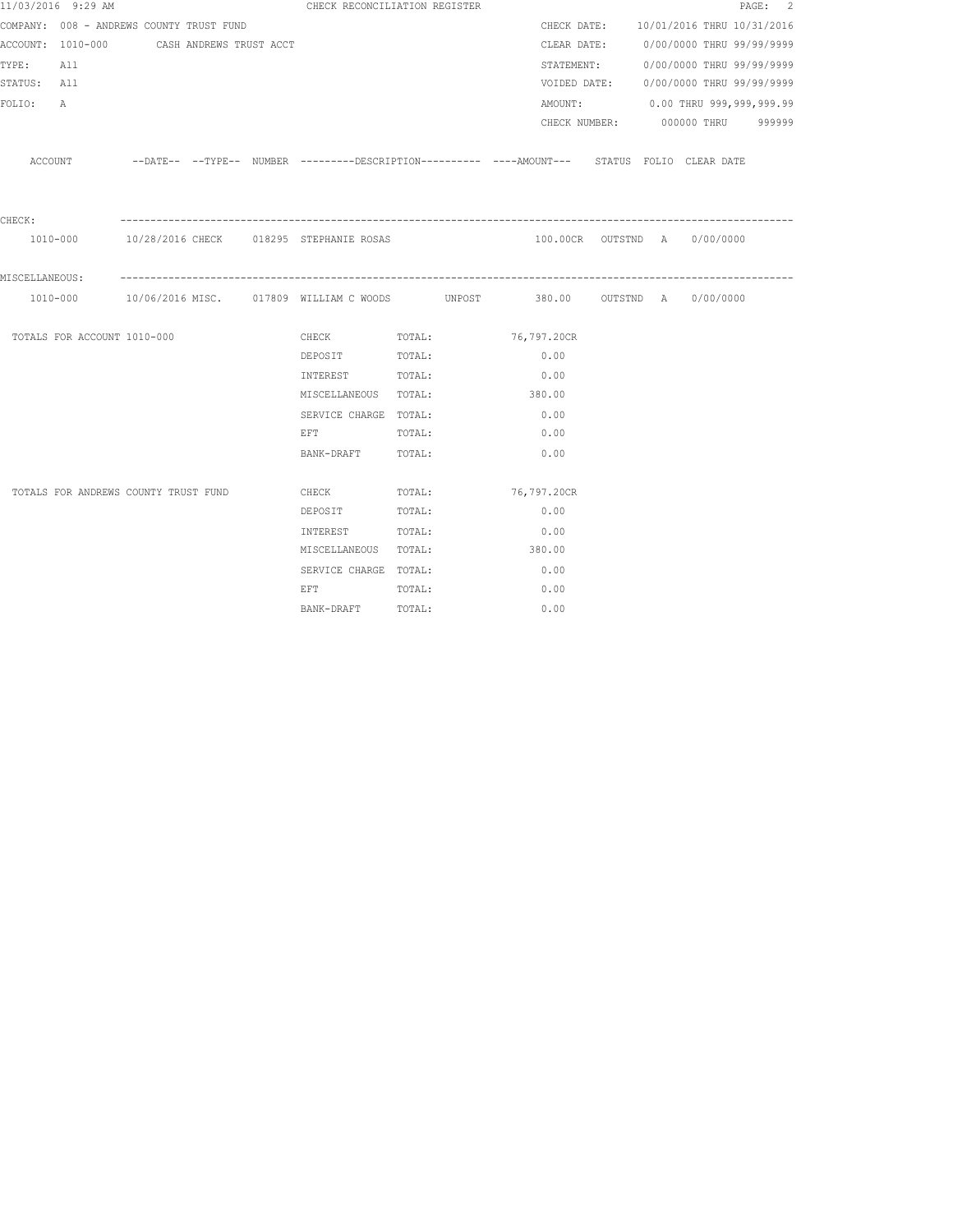11/03/2016 9:29 AM CHECK RECONCILIATION REGISTER

COMPANY: 008 - ANDREWS COUNTY TRUST FUND
ACCOUNT: 1010-000 CASH ANDREWS TRUST ACCT
TYPE: All
STATUS: All
FOLIO: A

CHECK DATE: 10/01/2016 THRU 10/31/2016
CLEAR DATE: 0/00/0000 THRU 99/99/9999
STATEMENT: 0/00/0000 THRU 99/99/9999
VOIDED DATE: 0/00/0000 THRU 99/99/9999
AMOUNT: 0.00 THRU 999,999,999.99
CHECK NUMBER: 000000 THRU 999999

| ACCOUNT | DATE | TYPE | NUMBER | DESCRIPTION | | AMOUNT | STATUS | FOLIO | CLEAR DATE |
|---|---|---|---|---|---|---|---|---|---|
| **CHECK:** | | | | | | | | | |
| 1010-000 | 10/28/2016 | CHECK | 018295 | STEPHANIE ROSAS | | 100.00CR | OUTSTND | A | 0/00/0000 |
| **MISCELLANEOUS:** | | | | | | | | | |
| 1010-000 | 10/06/2016 | MISC. | 017809 | WILLIAM C WOODS | UNPOST | 380.00 | OUTSTND | A | 0/00/0000 |

| | | | |
|---|---|---|---|
| TOTALS FOR ACCOUNT 1010-000 | CHECK | TOTAL: | 76,797.20CR |
| | DEPOSIT | TOTAL: | 0.00 |
| | INTEREST | TOTAL: | 0.00 |
| | MISCELLANEOUS | TOTAL: | 380.00 |
| | SERVICE CHARGE | TOTAL: | 0.00 |
| | EFT | TOTAL: | 0.00 |
| | BANK-DRAFT | TOTAL: | 0.00 |
| TOTALS FOR ANDREWS COUNTY TRUST FUND | CHECK | TOTAL: | 76,797.20CR |
| | DEPOSIT | TOTAL: | 0.00 |
| | INTEREST | TOTAL: | 0.00 |
| | MISCELLANEOUS | TOTAL: | 380.00 |
| | SERVICE CHARGE | TOTAL: | 0.00 |
| | EFT | TOTAL: | 0.00 |
| | BANK-DRAFT | TOTAL: | 0.00 |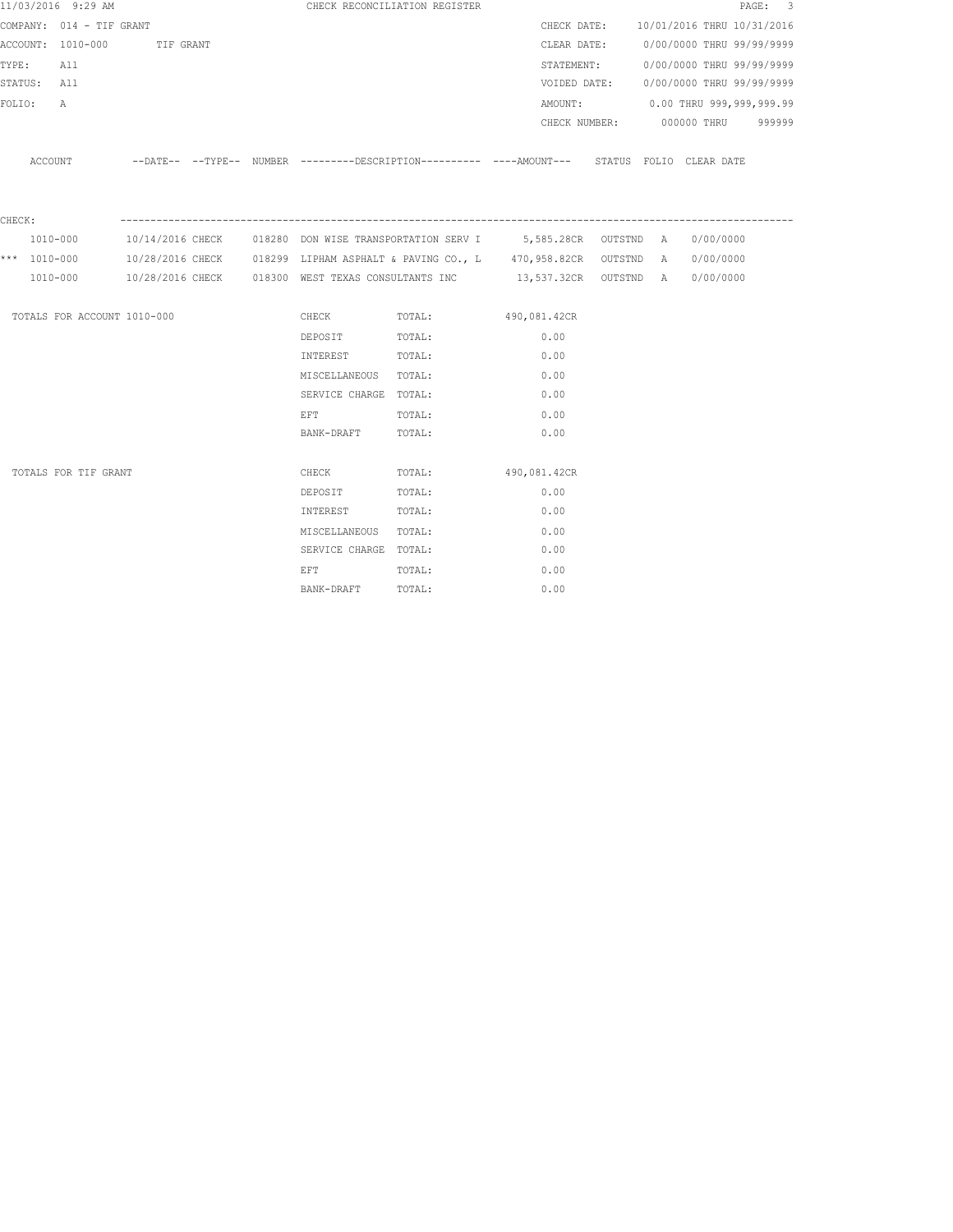11/03/2016 9:29 AM CHECK RECONCILIATION REGISTER

COMPANY: 014 - TIF GRANT
ACCOUNT: 1010-000 TIF GRANT
TYPE: All
STATUS: All
FOLIO: A

CHECK DATE: 10/01/2016 THRU 10/31/2016
CLEAR DATE: 0/00/0000 THRU 99/99/9999
STATEMENT: 0/00/0000 THRU 99/99/9999
VOIDED DATE: 0/00/0000 THRU 99/99/9999
AMOUNT: 0.00 THRU 999,999,999.99
CHECK NUMBER: 000000 THRU 999999

CHECK:

| | ACCOUNT | --DATE-- | --TYPE-- | NUMBER | ---------DESCRIPTION---------- | ----AMOUNT--- | STATUS | FOLIO | CLEAR DATE |
|---|---|---|---|---|---|---|---|---|---|
| | 1010-000 | 10/14/2016 | CHECK | 018280 | DON WISE TRANSPORTATION SERV I | 5,585.28CR | OUTSTND | A | 0/00/0000 |
| *** | 1010-000 | 10/28/2016 | CHECK | 018299 | LIPHAM ASPHALT & PAVING CO., L | 470,958.82CR | OUTSTND | A | 0/00/0000 |
| | 1010-000 | 10/28/2016 | CHECK | 018300 | WEST TEXAS CONSULTANTS INC | 13,537.32CR | OUTSTND | A | 0/00/0000 |

| | | | |
|---|---|---|---|
| TOTALS FOR ACCOUNT 1010-000 | CHECK | TOTAL: | 490,081.42CR |
| | DEPOSIT | TOTAL: | 0.00 |
| | INTEREST | TOTAL: | 0.00 |
| | MISCELLANEOUS | TOTAL: | 0.00 |
| | SERVICE CHARGE | TOTAL: | 0.00 |
| | EFT | TOTAL: | 0.00 |
| | BANK-DRAFT | TOTAL: | 0.00 |
| TOTALS FOR TIF GRANT | CHECK | TOTAL: | 490,081.42CR |
| | DEPOSIT | TOTAL: | 0.00 |
| | INTEREST | TOTAL: | 0.00 |
| | MISCELLANEOUS | TOTAL: | 0.00 |
| | SERVICE CHARGE | TOTAL: | 0.00 |
| | EFT | TOTAL: | 0.00 |
| | BANK-DRAFT | TOTAL: | 0.00 |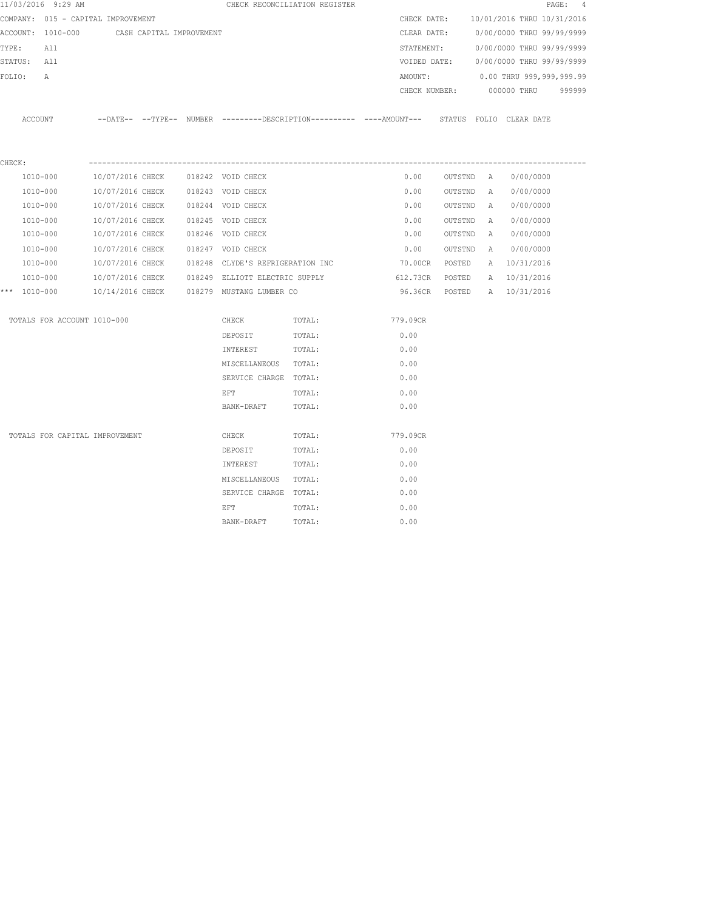11/03/2016 9:29 AM CHECK RECONCILIATION REGISTER

COMPANY: 015 - CAPITAL IMPROVEMENT

ACCOUNT: 1010-000 CASH CAPITAL IMPROVEMENT

TYPE: All

STATUS: All

FOLIO: A

CHECK DATE: 10/01/2016 THRU 10/31/2016

CLEAR DATE: 0/00/0000 THRU 99/99/9999

STATEMENT: 0/00/0000 THRU 99/99/9999

VOIDED DATE: 0/00/0000 THRU 99/99/9999

AMOUNT: 0.00 THRU 999,999,999.99

CHECK NUMBER: 000000 THRU 999999

CHECK:

| ACCOUNT | DATE | TYPE | NUMBER | DESCRIPTION | AMOUNT | STATUS | FOLIO | CLEAR DATE |
|---|---|---|---|---|---|---|---|---|
| 1010-000 | 10/07/2016 | CHECK | 018242 | VOID CHECK | 0.00 | OUTSTND | A | 0/00/0000 |
| 1010-000 | 10/07/2016 | CHECK | 018243 | VOID CHECK | 0.00 | OUTSTND | A | 0/00/0000 |
| 1010-000 | 10/07/2016 | CHECK | 018244 | VOID CHECK | 0.00 | OUTSTND | A | 0/00/0000 |
| 1010-000 | 10/07/2016 | CHECK | 018245 | VOID CHECK | 0.00 | OUTSTND | A | 0/00/0000 |
| 1010-000 | 10/07/2016 | CHECK | 018246 | VOID CHECK | 0.00 | OUTSTND | A | 0/00/0000 |
| 1010-000 | 10/07/2016 | CHECK | 018247 | VOID CHECK | 0.00 | OUTSTND | A | 0/00/0000 |
| 1010-000 | 10/07/2016 | CHECK | 018248 | CLYDE'S REFRIGERATION INC | 70.00CR | POSTED | A | 10/31/2016 |
| 1010-000 | 10/07/2016 | CHECK | 018249 | ELLIOTT ELECTRIC SUPPLY | 612.73CR | POSTED | A | 10/31/2016 |
| *** 1010-000 | 10/14/2016 | CHECK | 018279 | MUSTANG LUMBER CO | 96.36CR | POSTED | A | 10/31/2016 |

| TOTALS FOR ACCOUNT 1010-000 | | | |
|---|---|---|---|
| | CHECK | TOTAL: | 779.09CR |
| | DEPOSIT | TOTAL: | 0.00 |
| | INTEREST | TOTAL: | 0.00 |
| | MISCELLANEOUS | TOTAL: | 0.00 |
| | SERVICE CHARGE | TOTAL: | 0.00 |
| | EFT | TOTAL: | 0.00 |
| | BANK-DRAFT | TOTAL: | 0.00 |

| TOTALS FOR CAPITAL IMPROVEMENT | | | |
|---|---|---|---|
| | CHECK | TOTAL: | 779.09CR |
| | DEPOSIT | TOTAL: | 0.00 |
| | INTEREST | TOTAL: | 0.00 |
| | MISCELLANEOUS | TOTAL: | 0.00 |
| | SERVICE CHARGE | TOTAL: | 0.00 |
| | EFT | TOTAL: | 0.00 |
| | BANK-DRAFT | TOTAL: | 0.00 |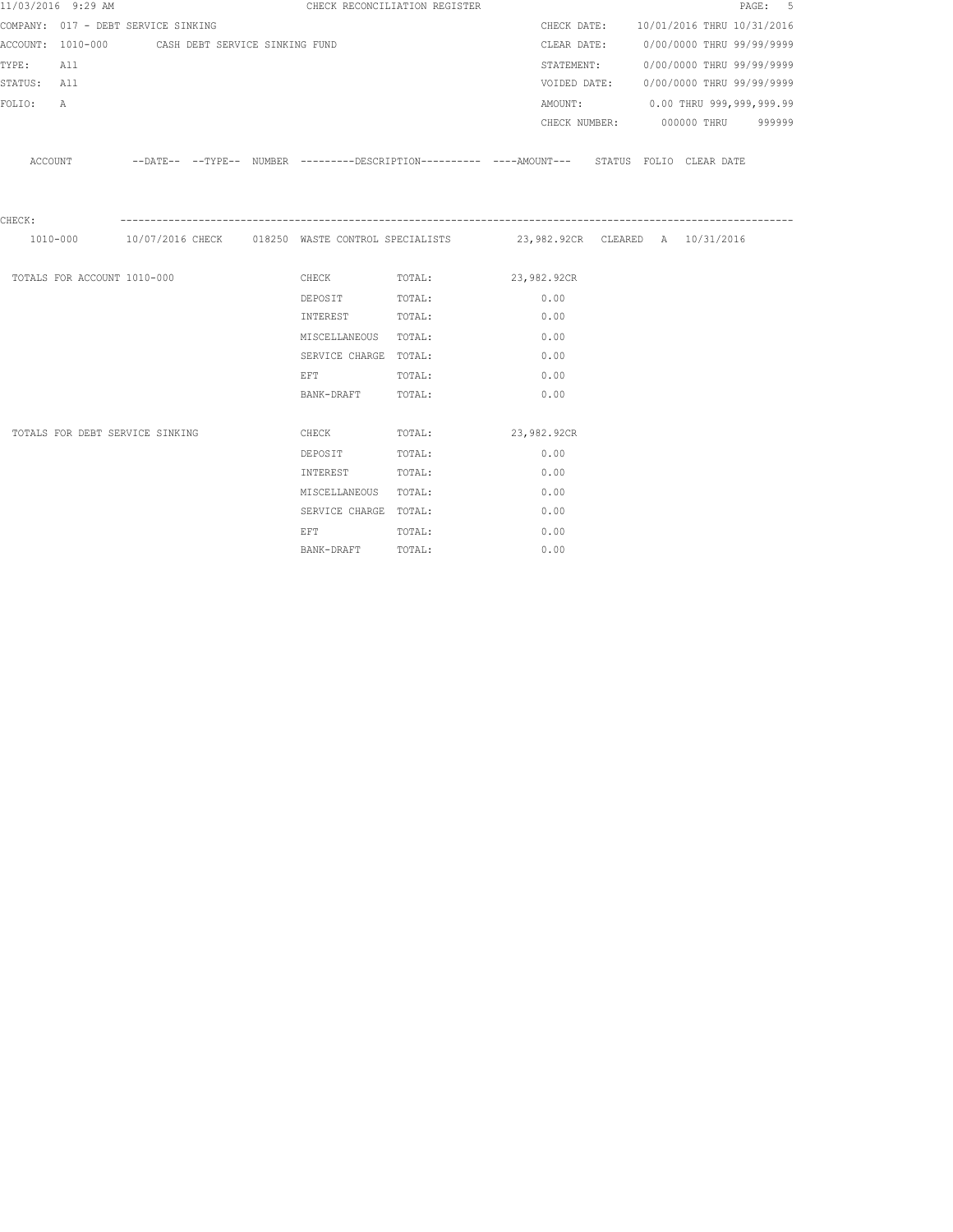11/03/2016 9:29 AM — CHECK RECONCILIATION REGISTER

COMPANY: 017 - DEBT SERVICE SINKING
ACCOUNT: 1010-000 CASH DEBT SERVICE SINKING FUND
TYPE: All
STATUS: All
FOLIO: A

CHECK DATE: 10/01/2016 THRU 10/31/2016
CLEAR DATE: 0/00/0000 THRU 99/99/9999
STATEMENT: 0/00/0000 THRU 99/99/9999
VOIDED DATE: 0/00/0000 THRU 99/99/9999
AMOUNT: 0.00 THRU 999,999,999.99
CHECK NUMBER: 000000 THRU 999999

| ACCOUNT | --DATE-- | --TYPE-- | NUMBER | ---------DESCRIPTION---------- | ----AMOUNT--- | STATUS | FOLIO | CLEAR DATE |
|---|---|---|---|---|---|---|---|---|
| CHECK: | | | | | | | | |
| 1010-000 | 10/07/2016 | CHECK | 018250 | WASTE CONTROL SPECIALISTS | 23,982.92CR | CLEARED | A | 10/31/2016 |

| | | | |
|---|---|---|---|
| TOTALS FOR ACCOUNT 1010-000 | CHECK | TOTAL: | 23,982.92CR |
| | DEPOSIT | TOTAL: | 0.00 |
| | INTEREST | TOTAL: | 0.00 |
| | MISCELLANEOUS | TOTAL: | 0.00 |
| | SERVICE CHARGE | TOTAL: | 0.00 |
| | EFT | TOTAL: | 0.00 |
| | BANK-DRAFT | TOTAL: | 0.00 |
| TOTALS FOR DEBT SERVICE SINKING | CHECK | TOTAL: | 23,982.92CR |
| | DEPOSIT | TOTAL: | 0.00 |
| | INTEREST | TOTAL: | 0.00 |
| | MISCELLANEOUS | TOTAL: | 0.00 |
| | SERVICE CHARGE | TOTAL: | 0.00 |
| | EFT | TOTAL: | 0.00 |
| | BANK-DRAFT | TOTAL: | 0.00 |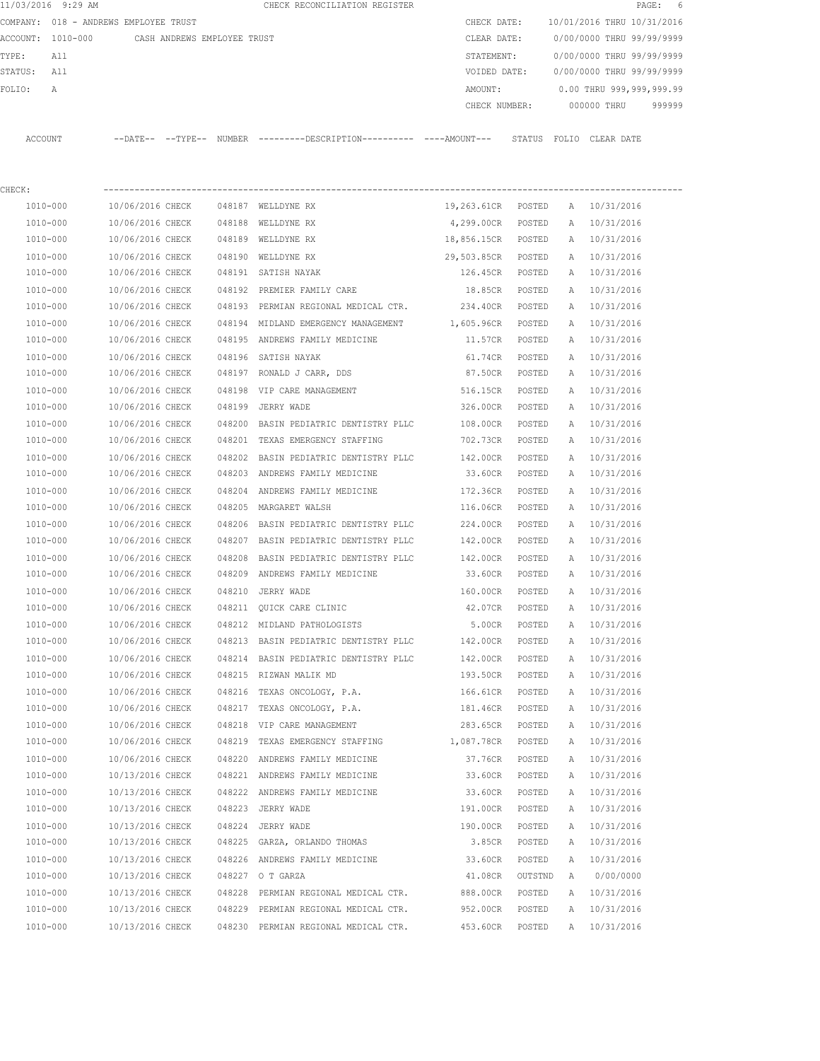11/03/2016 9:29 AM CHECK RECONCILIATION REGISTER

COMPANY: 018 - ANDREWS EMPLOYEE TRUST

ACCOUNT: 1010-000 CASH ANDREWS EMPLOYEE TRUST

TYPE: All

STATUS: All

FOLIO: A

CHECK DATE: 10/01/2016 THRU 10/31/2016

CLEAR DATE: 0/00/0000 THRU 99/99/9999

STATEMENT: 0/00/0000 THRU 99/99/9999

VOIDED DATE: 0/00/0000 THRU 99/99/9999

AMOUNT: 0.00 THRU 999,999,999.99

CHECK NUMBER: 000000 THRU 999999

CHECK:

| ACCOUNT | --DATE-- | --TYPE-- | NUMBER | ---------DESCRIPTION---------- | ----AMOUNT--- | STATUS | FOLIO | CLEAR DATE |
|---|---|---|---|---|---|---|---|---|
| 1010-000 | 10/06/2016 | CHECK | 048187 | WELLDYNE RX | 19,263.61CR | POSTED | A | 10/31/2016 |
| 1010-000 | 10/06/2016 | CHECK | 048188 | WELLDYNE RX | 4,299.00CR | POSTED | A | 10/31/2016 |
| 1010-000 | 10/06/2016 | CHECK | 048189 | WELLDYNE RX | 18,856.15CR | POSTED | A | 10/31/2016 |
| 1010-000 | 10/06/2016 | CHECK | 048190 | WELLDYNE RX | 29,503.85CR | POSTED | A | 10/31/2016 |
| 1010-000 | 10/06/2016 | CHECK | 048191 | SATISH NAYAK | 126.45CR | POSTED | A | 10/31/2016 |
| 1010-000 | 10/06/2016 | CHECK | 048192 | PREMIER FAMILY CARE | 18.85CR | POSTED | A | 10/31/2016 |
| 1010-000 | 10/06/2016 | CHECK | 048193 | PERMIAN REGIONAL MEDICAL CTR. | 234.40CR | POSTED | A | 10/31/2016 |
| 1010-000 | 10/06/2016 | CHECK | 048194 | MIDLAND EMERGENCY MANAGEMENT | 1,605.96CR | POSTED | A | 10/31/2016 |
| 1010-000 | 10/06/2016 | CHECK | 048195 | ANDREWS FAMILY MEDICINE | 11.57CR | POSTED | A | 10/31/2016 |
| 1010-000 | 10/06/2016 | CHECK | 048196 | SATISH NAYAK | 61.74CR | POSTED | A | 10/31/2016 |
| 1010-000 | 10/06/2016 | CHECK | 048197 | RONALD J CARR, DDS | 87.50CR | POSTED | A | 10/31/2016 |
| 1010-000 | 10/06/2016 | CHECK | 048198 | VIP CARE MANAGEMENT | 516.15CR | POSTED | A | 10/31/2016 |
| 1010-000 | 10/06/2016 | CHECK | 048199 | JERRY WADE | 326.00CR | POSTED | A | 10/31/2016 |
| 1010-000 | 10/06/2016 | CHECK | 048200 | BASIN PEDIATRIC DENTISTRY PLLC | 108.00CR | POSTED | A | 10/31/2016 |
| 1010-000 | 10/06/2016 | CHECK | 048201 | TEXAS EMERGENCY STAFFING | 702.73CR | POSTED | A | 10/31/2016 |
| 1010-000 | 10/06/2016 | CHECK | 048202 | BASIN PEDIATRIC DENTISTRY PLLC | 142.00CR | POSTED | A | 10/31/2016 |
| 1010-000 | 10/06/2016 | CHECK | 048203 | ANDREWS FAMILY MEDICINE | 33.60CR | POSTED | A | 10/31/2016 |
| 1010-000 | 10/06/2016 | CHECK | 048204 | ANDREWS FAMILY MEDICINE | 172.36CR | POSTED | A | 10/31/2016 |
| 1010-000 | 10/06/2016 | CHECK | 048205 | MARGARET WALSH | 116.06CR | POSTED | A | 10/31/2016 |
| 1010-000 | 10/06/2016 | CHECK | 048206 | BASIN PEDIATRIC DENTISTRY PLLC | 224.00CR | POSTED | A | 10/31/2016 |
| 1010-000 | 10/06/2016 | CHECK | 048207 | BASIN PEDIATRIC DENTISTRY PLLC | 142.00CR | POSTED | A | 10/31/2016 |
| 1010-000 | 10/06/2016 | CHECK | 048208 | BASIN PEDIATRIC DENTISTRY PLLC | 142.00CR | POSTED | A | 10/31/2016 |
| 1010-000 | 10/06/2016 | CHECK | 048209 | ANDREWS FAMILY MEDICINE | 33.60CR | POSTED | A | 10/31/2016 |
| 1010-000 | 10/06/2016 | CHECK | 048210 | JERRY WADE | 160.00CR | POSTED | A | 10/31/2016 |
| 1010-000 | 10/06/2016 | CHECK | 048211 | QUICK CARE CLINIC | 42.07CR | POSTED | A | 10/31/2016 |
| 1010-000 | 10/06/2016 | CHECK | 048212 | MIDLAND PATHOLOGISTS | 5.00CR | POSTED | A | 10/31/2016 |
| 1010-000 | 10/06/2016 | CHECK | 048213 | BASIN PEDIATRIC DENTISTRY PLLC | 142.00CR | POSTED | A | 10/31/2016 |
| 1010-000 | 10/06/2016 | CHECK | 048214 | BASIN PEDIATRIC DENTISTRY PLLC | 142.00CR | POSTED | A | 10/31/2016 |
| 1010-000 | 10/06/2016 | CHECK | 048215 | RIZWAN MALIK MD | 193.50CR | POSTED | A | 10/31/2016 |
| 1010-000 | 10/06/2016 | CHECK | 048216 | TEXAS ONCOLOGY, P.A. | 166.61CR | POSTED | A | 10/31/2016 |
| 1010-000 | 10/06/2016 | CHECK | 048217 | TEXAS ONCOLOGY, P.A. | 181.46CR | POSTED | A | 10/31/2016 |
| 1010-000 | 10/06/2016 | CHECK | 048218 | VIP CARE MANAGEMENT | 283.65CR | POSTED | A | 10/31/2016 |
| 1010-000 | 10/06/2016 | CHECK | 048219 | TEXAS EMERGENCY STAFFING | 1,087.78CR | POSTED | A | 10/31/2016 |
| 1010-000 | 10/06/2016 | CHECK | 048220 | ANDREWS FAMILY MEDICINE | 37.76CR | POSTED | A | 10/31/2016 |
| 1010-000 | 10/13/2016 | CHECK | 048221 | ANDREWS FAMILY MEDICINE | 33.60CR | POSTED | A | 10/31/2016 |
| 1010-000 | 10/13/2016 | CHECK | 048222 | ANDREWS FAMILY MEDICINE | 33.60CR | POSTED | A | 10/31/2016 |
| 1010-000 | 10/13/2016 | CHECK | 048223 | JERRY WADE | 191.00CR | POSTED | A | 10/31/2016 |
| 1010-000 | 10/13/2016 | CHECK | 048224 | JERRY WADE | 190.00CR | POSTED | A | 10/31/2016 |
| 1010-000 | 10/13/2016 | CHECK | 048225 | GARZA, ORLANDO THOMAS | 3.85CR | POSTED | A | 10/31/2016 |
| 1010-000 | 10/13/2016 | CHECK | 048226 | ANDREWS FAMILY MEDICINE | 33.60CR | POSTED | A | 10/31/2016 |
| 1010-000 | 10/13/2016 | CHECK | 048227 | O T GARZA | 41.08CR | OUTSTND | A | 0/00/0000 |
| 1010-000 | 10/13/2016 | CHECK | 048228 | PERMIAN REGIONAL MEDICAL CTR. | 888.00CR | POSTED | A | 10/31/2016 |
| 1010-000 | 10/13/2016 | CHECK | 048229 | PERMIAN REGIONAL MEDICAL CTR. | 952.00CR | POSTED | A | 10/31/2016 |
| 1010-000 | 10/13/2016 | CHECK | 048230 | PERMIAN REGIONAL MEDICAL CTR. | 453.60CR | POSTED | A | 10/31/2016 |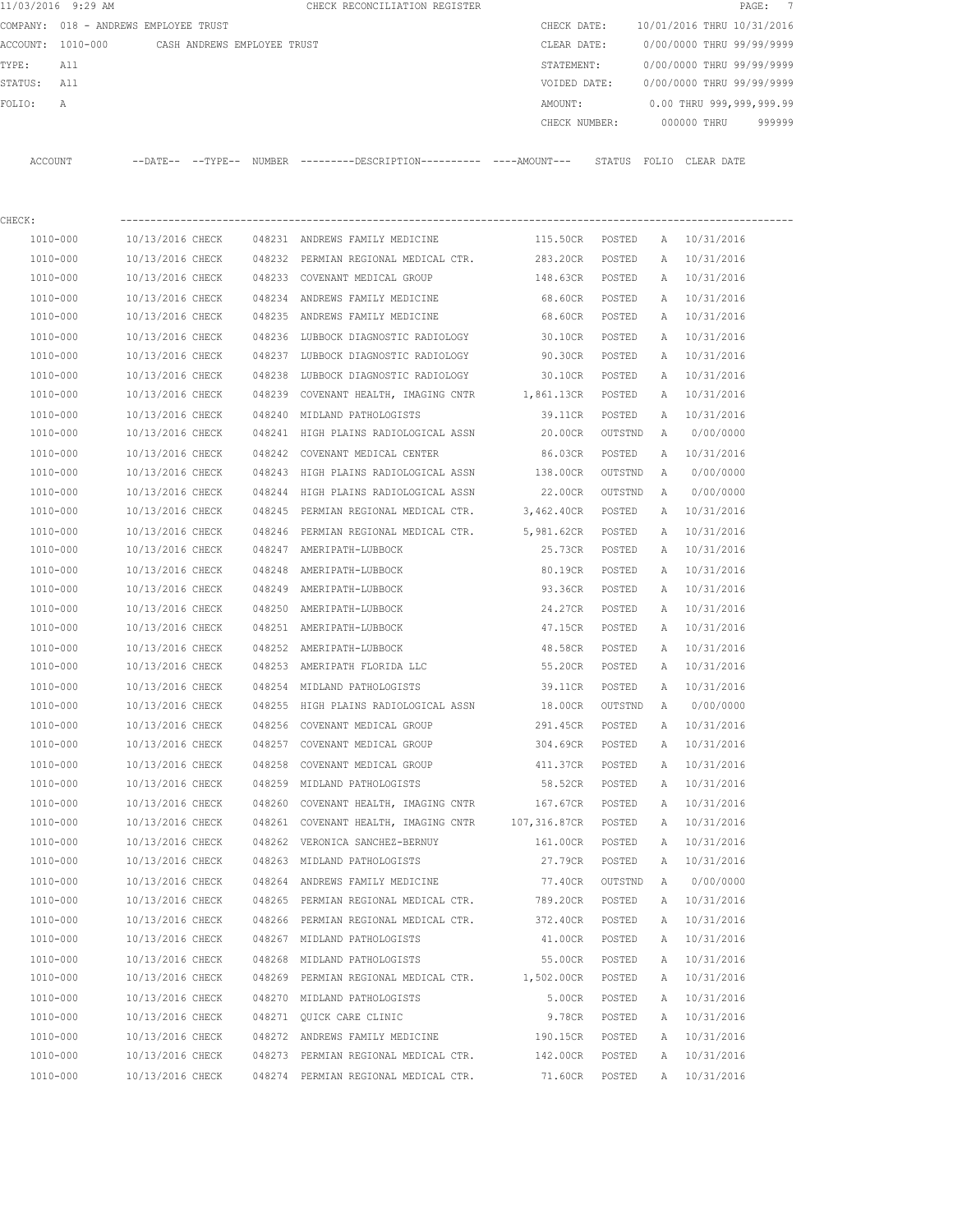11/03/2016 9:29 AM CHECK RECONCILIATION REGISTER

COMPANY: 018 - ANDREWS EMPLOYEE TRUST

ACCOUNT: 1010-000 CASH ANDREWS EMPLOYEE TRUST

TYPE: All

STATUS: All

FOLIO: A

CHECK DATE: 10/01/2016 THRU 10/31/2016

CLEAR DATE: 0/00/0000 THRU 99/99/9999

STATEMENT: 0/00/0000 THRU 99/99/9999

VOIDED DATE: 0/00/0000 THRU 99/99/9999

AMOUNT: 0.00 THRU 999,999,999.99

CHECK NUMBER: 000000 THRU 999999

CHECK:

| ACCOUNT | --DATE-- | --TYPE-- | NUMBER | ---------DESCRIPTION---------- | ----AMOUNT--- | STATUS | FOLIO | CLEAR DATE |
|---|---|---|---|---|---|---|---|---|
| 1010-000 | 10/13/2016 | CHECK | 048231 | ANDREWS FAMILY MEDICINE | 115.50CR | POSTED | A | 10/31/2016 |
| 1010-000 | 10/13/2016 | CHECK | 048232 | PERMIAN REGIONAL MEDICAL CTR. | 283.20CR | POSTED | A | 10/31/2016 |
| 1010-000 | 10/13/2016 | CHECK | 048233 | COVENANT MEDICAL GROUP | 148.63CR | POSTED | A | 10/31/2016 |
| 1010-000 | 10/13/2016 | CHECK | 048234 | ANDREWS FAMILY MEDICINE | 68.60CR | POSTED | A | 10/31/2016 |
| 1010-000 | 10/13/2016 | CHECK | 048235 | ANDREWS FAMILY MEDICINE | 68.60CR | POSTED | A | 10/31/2016 |
| 1010-000 | 10/13/2016 | CHECK | 048236 | LUBBOCK DIAGNOSTIC RADIOLOGY | 30.10CR | POSTED | A | 10/31/2016 |
| 1010-000 | 10/13/2016 | CHECK | 048237 | LUBBOCK DIAGNOSTIC RADIOLOGY | 90.30CR | POSTED | A | 10/31/2016 |
| 1010-000 | 10/13/2016 | CHECK | 048238 | LUBBOCK DIAGNOSTIC RADIOLOGY | 30.10CR | POSTED | A | 10/31/2016 |
| 1010-000 | 10/13/2016 | CHECK | 048239 | COVENANT HEALTH, IMAGING CNTR | 1,861.13CR | POSTED | A | 10/31/2016 |
| 1010-000 | 10/13/2016 | CHECK | 048240 | MIDLAND PATHOLOGISTS | 39.11CR | POSTED | A | 10/31/2016 |
| 1010-000 | 10/13/2016 | CHECK | 048241 | HIGH PLAINS RADIOLOGICAL ASSN | 20.00CR | OUTSTND | A | 0/00/0000 |
| 1010-000 | 10/13/2016 | CHECK | 048242 | COVENANT MEDICAL CENTER | 86.03CR | POSTED | A | 10/31/2016 |
| 1010-000 | 10/13/2016 | CHECK | 048243 | HIGH PLAINS RADIOLOGICAL ASSN | 138.00CR | OUTSTND | A | 0/00/0000 |
| 1010-000 | 10/13/2016 | CHECK | 048244 | HIGH PLAINS RADIOLOGICAL ASSN | 22.00CR | OUTSTND | A | 0/00/0000 |
| 1010-000 | 10/13/2016 | CHECK | 048245 | PERMIAN REGIONAL MEDICAL CTR. | 3,462.40CR | POSTED | A | 10/31/2016 |
| 1010-000 | 10/13/2016 | CHECK | 048246 | PERMIAN REGIONAL MEDICAL CTR. | 5,981.62CR | POSTED | A | 10/31/2016 |
| 1010-000 | 10/13/2016 | CHECK | 048247 | AMERIPATH-LUBBOCK | 25.73CR | POSTED | A | 10/31/2016 |
| 1010-000 | 10/13/2016 | CHECK | 048248 | AMERIPATH-LUBBOCK | 80.19CR | POSTED | A | 10/31/2016 |
| 1010-000 | 10/13/2016 | CHECK | 048249 | AMERIPATH-LUBBOCK | 93.36CR | POSTED | A | 10/31/2016 |
| 1010-000 | 10/13/2016 | CHECK | 048250 | AMERIPATH-LUBBOCK | 24.27CR | POSTED | A | 10/31/2016 |
| 1010-000 | 10/13/2016 | CHECK | 048251 | AMERIPATH-LUBBOCK | 47.15CR | POSTED | A | 10/31/2016 |
| 1010-000 | 10/13/2016 | CHECK | 048252 | AMERIPATH-LUBBOCK | 48.58CR | POSTED | A | 10/31/2016 |
| 1010-000 | 10/13/2016 | CHECK | 048253 | AMERIPATH FLORIDA LLC | 55.20CR | POSTED | A | 10/31/2016 |
| 1010-000 | 10/13/2016 | CHECK | 048254 | MIDLAND PATHOLOGISTS | 39.11CR | POSTED | A | 10/31/2016 |
| 1010-000 | 10/13/2016 | CHECK | 048255 | HIGH PLAINS RADIOLOGICAL ASSN | 18.00CR | OUTSTND | A | 0/00/0000 |
| 1010-000 | 10/13/2016 | CHECK | 048256 | COVENANT MEDICAL GROUP | 291.45CR | POSTED | A | 10/31/2016 |
| 1010-000 | 10/13/2016 | CHECK | 048257 | COVENANT MEDICAL GROUP | 304.69CR | POSTED | A | 10/31/2016 |
| 1010-000 | 10/13/2016 | CHECK | 048258 | COVENANT MEDICAL GROUP | 411.37CR | POSTED | A | 10/31/2016 |
| 1010-000 | 10/13/2016 | CHECK | 048259 | MIDLAND PATHOLOGISTS | 58.52CR | POSTED | A | 10/31/2016 |
| 1010-000 | 10/13/2016 | CHECK | 048260 | COVENANT HEALTH, IMAGING CNTR | 167.67CR | POSTED | A | 10/31/2016 |
| 1010-000 | 10/13/2016 | CHECK | 048261 | COVENANT HEALTH, IMAGING CNTR | 107,316.87CR | POSTED | A | 10/31/2016 |
| 1010-000 | 10/13/2016 | CHECK | 048262 | VERONICA SANCHEZ-BERNUY | 161.00CR | POSTED | A | 10/31/2016 |
| 1010-000 | 10/13/2016 | CHECK | 048263 | MIDLAND PATHOLOGISTS | 27.79CR | POSTED | A | 10/31/2016 |
| 1010-000 | 10/13/2016 | CHECK | 048264 | ANDREWS FAMILY MEDICINE | 77.40CR | OUTSTND | A | 0/00/0000 |
| 1010-000 | 10/13/2016 | CHECK | 048265 | PERMIAN REGIONAL MEDICAL CTR. | 789.20CR | POSTED | A | 10/31/2016 |
| 1010-000 | 10/13/2016 | CHECK | 048266 | PERMIAN REGIONAL MEDICAL CTR. | 372.40CR | POSTED | A | 10/31/2016 |
| 1010-000 | 10/13/2016 | CHECK | 048267 | MIDLAND PATHOLOGISTS | 41.00CR | POSTED | A | 10/31/2016 |
| 1010-000 | 10/13/2016 | CHECK | 048268 | MIDLAND PATHOLOGISTS | 55.00CR | POSTED | A | 10/31/2016 |
| 1010-000 | 10/13/2016 | CHECK | 048269 | PERMIAN REGIONAL MEDICAL CTR. | 1,502.00CR | POSTED | A | 10/31/2016 |
| 1010-000 | 10/13/2016 | CHECK | 048270 | MIDLAND PATHOLOGISTS | 5.00CR | POSTED | A | 10/31/2016 |
| 1010-000 | 10/13/2016 | CHECK | 048271 | QUICK CARE CLINIC | 9.78CR | POSTED | A | 10/31/2016 |
| 1010-000 | 10/13/2016 | CHECK | 048272 | ANDREWS FAMILY MEDICINE | 190.15CR | POSTED | A | 10/31/2016 |
| 1010-000 | 10/13/2016 | CHECK | 048273 | PERMIAN REGIONAL MEDICAL CTR. | 142.00CR | POSTED | A | 10/31/2016 |
| 1010-000 | 10/13/2016 | CHECK | 048274 | PERMIAN REGIONAL MEDICAL CTR. | 71.60CR | POSTED | A | 10/31/2016 |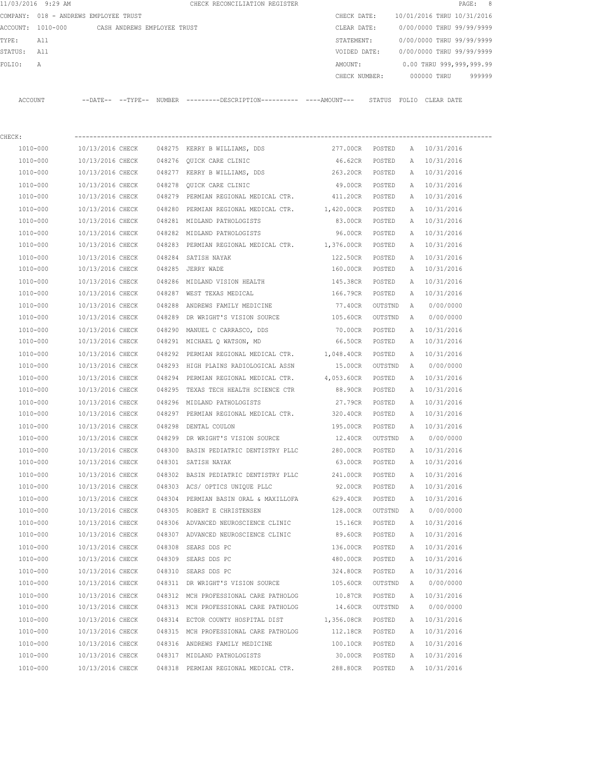11/03/2016 9:29 AM CHECK RECONCILIATION REGISTER

COMPANY: 018 - ANDREWS EMPLOYEE TRUST  
ACCOUNT: 1010-000 CASH ANDREWS EMPLOYEE TRUST  
TYPE: All  
STATUS: All  
FOLIO: A

CHECK DATE: 10/01/2016 THRU 10/31/2016  
CLEAR DATE: 0/00/0000 THRU 99/99/9999  
STATEMENT: 0/00/0000 THRU 99/99/9999  
VOIDED DATE: 0/00/0000 THRU 99/99/9999  
AMOUNT: 0.00 THRU 999,999,999.99  
CHECK NUMBER: 000000 THRU 999999

CHECK:

| ACCOUNT | --DATE-- | --TYPE-- | NUMBER | ---------DESCRIPTION---------- | ----AMOUNT--- | STATUS | FOLIO | CLEAR DATE |
|---|---|---|---|---|---|---|---|---|
| 1010-000 | 10/13/2016 | CHECK | 048275 | KERRY B WILLIAMS, DDS | 277.00CR | POSTED | A | 10/31/2016 |
| 1010-000 | 10/13/2016 | CHECK | 048276 | QUICK CARE CLINIC | 46.62CR | POSTED | A | 10/31/2016 |
| 1010-000 | 10/13/2016 | CHECK | 048277 | KERRY B WILLIAMS, DDS | 263.20CR | POSTED | A | 10/31/2016 |
| 1010-000 | 10/13/2016 | CHECK | 048278 | QUICK CARE CLINIC | 49.00CR | POSTED | A | 10/31/2016 |
| 1010-000 | 10/13/2016 | CHECK | 048279 | PERMIAN REGIONAL MEDICAL CTR. | 411.20CR | POSTED | A | 10/31/2016 |
| 1010-000 | 10/13/2016 | CHECK | 048280 | PERMIAN REGIONAL MEDICAL CTR. | 1,420.00CR | POSTED | A | 10/31/2016 |
| 1010-000 | 10/13/2016 | CHECK | 048281 | MIDLAND PATHOLOGISTS | 83.00CR | POSTED | A | 10/31/2016 |
| 1010-000 | 10/13/2016 | CHECK | 048282 | MIDLAND PATHOLOGISTS | 96.00CR | POSTED | A | 10/31/2016 |
| 1010-000 | 10/13/2016 | CHECK | 048283 | PERMIAN REGIONAL MEDICAL CTR. | 1,376.00CR | POSTED | A | 10/31/2016 |
| 1010-000 | 10/13/2016 | CHECK | 048284 | SATISH NAYAK | 122.50CR | POSTED | A | 10/31/2016 |
| 1010-000 | 10/13/2016 | CHECK | 048285 | JERRY WADE | 160.00CR | POSTED | A | 10/31/2016 |
| 1010-000 | 10/13/2016 | CHECK | 048286 | MIDLAND VISION HEALTH | 145.38CR | POSTED | A | 10/31/2016 |
| 1010-000 | 10/13/2016 | CHECK | 048287 | WEST TEXAS MEDICAL | 166.79CR | POSTED | A | 10/31/2016 |
| 1010-000 | 10/13/2016 | CHECK | 048288 | ANDREWS FAMILY MEDICINE | 77.40CR | OUTSTND | A | 0/00/0000 |
| 1010-000 | 10/13/2016 | CHECK | 048289 | DR WRIGHT'S VISION SOURCE | 105.60CR | OUTSTND | A | 0/00/0000 |
| 1010-000 | 10/13/2016 | CHECK | 048290 | MANUEL C CARRASCO, DDS | 70.00CR | POSTED | A | 10/31/2016 |
| 1010-000 | 10/13/2016 | CHECK | 048291 | MICHAEL Q WATSON, MD | 66.50CR | POSTED | A | 10/31/2016 |
| 1010-000 | 10/13/2016 | CHECK | 048292 | PERMIAN REGIONAL MEDICAL CTR. | 1,048.40CR | POSTED | A | 10/31/2016 |
| 1010-000 | 10/13/2016 | CHECK | 048293 | HIGH PLAINS RADIOLOGICAL ASSN | 15.00CR | OUTSTND | A | 0/00/0000 |
| 1010-000 | 10/13/2016 | CHECK | 048294 | PERMIAN REGIONAL MEDICAL CTR. | 4,053.60CR | POSTED | A | 10/31/2016 |
| 1010-000 | 10/13/2016 | CHECK | 048295 | TEXAS TECH HEALTH SCIENCE CTR | 88.90CR | POSTED | A | 10/31/2016 |
| 1010-000 | 10/13/2016 | CHECK | 048296 | MIDLAND PATHOLOGISTS | 27.79CR | POSTED | A | 10/31/2016 |
| 1010-000 | 10/13/2016 | CHECK | 048297 | PERMIAN REGIONAL MEDICAL CTR. | 320.40CR | POSTED | A | 10/31/2016 |
| 1010-000 | 10/13/2016 | CHECK | 048298 | DENTAL COULON | 195.00CR | POSTED | A | 10/31/2016 |
| 1010-000 | 10/13/2016 | CHECK | 048299 | DR WRIGHT'S VISION SOURCE | 12.40CR | OUTSTND | A | 0/00/0000 |
| 1010-000 | 10/13/2016 | CHECK | 048300 | BASIN PEDIATRIC DENTISTRY PLLC | 280.00CR | POSTED | A | 10/31/2016 |
| 1010-000 | 10/13/2016 | CHECK | 048301 | SATISH NAYAK | 63.00CR | POSTED | A | 10/31/2016 |
| 1010-000 | 10/13/2016 | CHECK | 048302 | BASIN PEDIATRIC DENTISTRY PLLC | 241.00CR | POSTED | A | 10/31/2016 |
| 1010-000 | 10/13/2016 | CHECK | 048303 | ACS/ OPTICS UNIQUE PLLC | 92.00CR | POSTED | A | 10/31/2016 |
| 1010-000 | 10/13/2016 | CHECK | 048304 | PERMIAN BASIN ORAL & MAXILLOFA | 629.40CR | POSTED | A | 10/31/2016 |
| 1010-000 | 10/13/2016 | CHECK | 048305 | ROBERT E CHRISTENSEN | 128.00CR | OUTSTND | A | 0/00/0000 |
| 1010-000 | 10/13/2016 | CHECK | 048306 | ADVANCED NEUROSCIENCE CLINIC | 15.16CR | POSTED | A | 10/31/2016 |
| 1010-000 | 10/13/2016 | CHECK | 048307 | ADVANCED NEUROSCIENCE CLINIC | 89.60CR | POSTED | A | 10/31/2016 |
| 1010-000 | 10/13/2016 | CHECK | 048308 | SEARS DDS PC | 136.00CR | POSTED | A | 10/31/2016 |
| 1010-000 | 10/13/2016 | CHECK | 048309 | SEARS DDS PC | 480.00CR | POSTED | A | 10/31/2016 |
| 1010-000 | 10/13/2016 | CHECK | 048310 | SEARS DDS PC | 324.80CR | POSTED | A | 10/31/2016 |
| 1010-000 | 10/13/2016 | CHECK | 048311 | DR WRIGHT'S VISION SOURCE | 105.60CR | OUTSTND | A | 0/00/0000 |
| 1010-000 | 10/13/2016 | CHECK | 048312 | MCH PROFESSIONAL CARE PATHOLOG | 10.87CR | POSTED | A | 10/31/2016 |
| 1010-000 | 10/13/2016 | CHECK | 048313 | MCH PROFESSIONAL CARE PATHOLOG | 14.60CR | OUTSTND | A | 0/00/0000 |
| 1010-000 | 10/13/2016 | CHECK | 048314 | ECTOR COUNTY HOSPITAL DIST | 1,356.08CR | POSTED | A | 10/31/2016 |
| 1010-000 | 10/13/2016 | CHECK | 048315 | MCH PROFESSIONAL CARE PATHOLOG | 112.18CR | POSTED | A | 10/31/2016 |
| 1010-000 | 10/13/2016 | CHECK | 048316 | ANDREWS FAMILY MEDICINE | 100.10CR | POSTED | A | 10/31/2016 |
| 1010-000 | 10/13/2016 | CHECK | 048317 | MIDLAND PATHOLOGISTS | 30.00CR | POSTED | A | 10/31/2016 |
| 1010-000 | 10/13/2016 | CHECK | 048318 | PERMIAN REGIONAL MEDICAL CTR. | 288.80CR | POSTED | A | 10/31/2016 |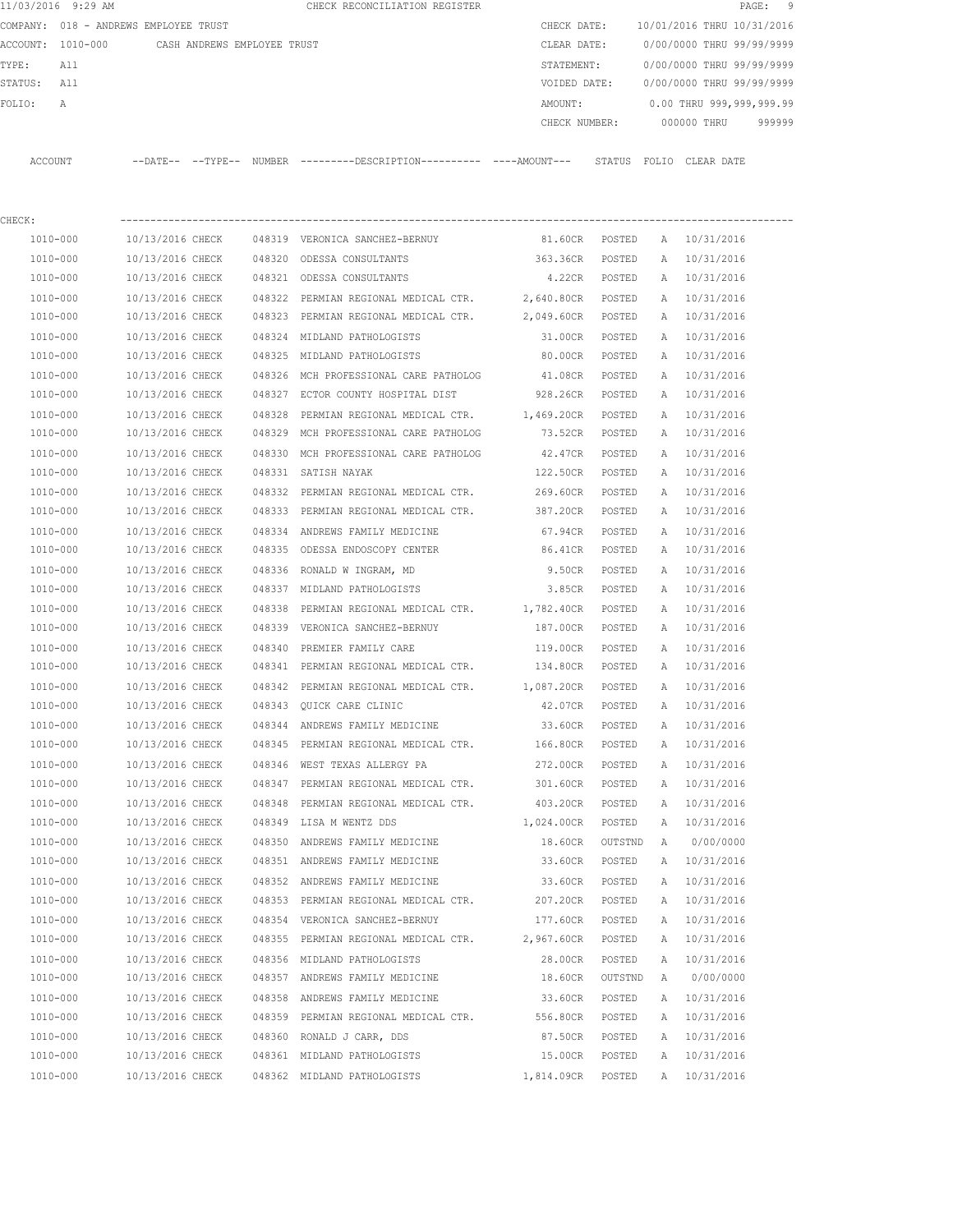11/03/2016 9:29 AM CHECK RECONCILIATION REGISTER

COMPANY: 018 - ANDREWS EMPLOYEE TRUST

ACCOUNT: 1010-000 CASH ANDREWS EMPLOYEE TRUST

TYPE: All

STATUS: All

FOLIO: A

CHECK DATE: 10/01/2016 THRU 10/31/2016

CLEAR DATE: 0/00/0000 THRU 99/99/9999

STATEMENT: 0/00/0000 THRU 99/99/9999

VOIDED DATE: 0/00/0000 THRU 99/99/9999

AMOUNT: 0.00 THRU 999,999,999.99

CHECK NUMBER: 000000 THRU 999999

CHECK:

| ACCOUNT | --DATE-- | --TYPE-- | NUMBER | ---------DESCRIPTION---------- | ----AMOUNT--- | STATUS | FOLIO | CLEAR DATE |
|---|---|---|---|---|---|---|---|---|
| 1010-000 | 10/13/2016 | CHECK | 048319 | VERONICA SANCHEZ-BERNUY | 81.60CR | POSTED | A | 10/31/2016 |
| 1010-000 | 10/13/2016 | CHECK | 048320 | ODESSA CONSULTANTS | 363.36CR | POSTED | A | 10/31/2016 |
| 1010-000 | 10/13/2016 | CHECK | 048321 | ODESSA CONSULTANTS | 4.22CR | POSTED | A | 10/31/2016 |
| 1010-000 | 10/13/2016 | CHECK | 048322 | PERMIAN REGIONAL MEDICAL CTR. | 2,640.80CR | POSTED | A | 10/31/2016 |
| 1010-000 | 10/13/2016 | CHECK | 048323 | PERMIAN REGIONAL MEDICAL CTR. | 2,049.60CR | POSTED | A | 10/31/2016 |
| 1010-000 | 10/13/2016 | CHECK | 048324 | MIDLAND PATHOLOGISTS | 31.00CR | POSTED | A | 10/31/2016 |
| 1010-000 | 10/13/2016 | CHECK | 048325 | MIDLAND PATHOLOGISTS | 80.00CR | POSTED | A | 10/31/2016 |
| 1010-000 | 10/13/2016 | CHECK | 048326 | MCH PROFESSIONAL CARE PATHOLOG | 41.08CR | POSTED | A | 10/31/2016 |
| 1010-000 | 10/13/2016 | CHECK | 048327 | ECTOR COUNTY HOSPITAL DIST | 928.26CR | POSTED | A | 10/31/2016 |
| 1010-000 | 10/13/2016 | CHECK | 048328 | PERMIAN REGIONAL MEDICAL CTR. | 1,469.20CR | POSTED | A | 10/31/2016 |
| 1010-000 | 10/13/2016 | CHECK | 048329 | MCH PROFESSIONAL CARE PATHOLOG | 73.52CR | POSTED | A | 10/31/2016 |
| 1010-000 | 10/13/2016 | CHECK | 048330 | MCH PROFESSIONAL CARE PATHOLOG | 42.47CR | POSTED | A | 10/31/2016 |
| 1010-000 | 10/13/2016 | CHECK | 048331 | SATISH NAYAK | 122.50CR | POSTED | A | 10/31/2016 |
| 1010-000 | 10/13/2016 | CHECK | 048332 | PERMIAN REGIONAL MEDICAL CTR. | 269.60CR | POSTED | A | 10/31/2016 |
| 1010-000 | 10/13/2016 | CHECK | 048333 | PERMIAN REGIONAL MEDICAL CTR. | 387.20CR | POSTED | A | 10/31/2016 |
| 1010-000 | 10/13/2016 | CHECK | 048334 | ANDREWS FAMILY MEDICINE | 67.94CR | POSTED | A | 10/31/2016 |
| 1010-000 | 10/13/2016 | CHECK | 048335 | ODESSA ENDOSCOPY CENTER | 86.41CR | POSTED | A | 10/31/2016 |
| 1010-000 | 10/13/2016 | CHECK | 048336 | RONALD W INGRAM, MD | 9.50CR | POSTED | A | 10/31/2016 |
| 1010-000 | 10/13/2016 | CHECK | 048337 | MIDLAND PATHOLOGISTS | 3.85CR | POSTED | A | 10/31/2016 |
| 1010-000 | 10/13/2016 | CHECK | 048338 | PERMIAN REGIONAL MEDICAL CTR. | 1,782.40CR | POSTED | A | 10/31/2016 |
| 1010-000 | 10/13/2016 | CHECK | 048339 | VERONICA SANCHEZ-BERNUY | 187.00CR | POSTED | A | 10/31/2016 |
| 1010-000 | 10/13/2016 | CHECK | 048340 | PREMIER FAMILY CARE | 119.00CR | POSTED | A | 10/31/2016 |
| 1010-000 | 10/13/2016 | CHECK | 048341 | PERMIAN REGIONAL MEDICAL CTR. | 134.80CR | POSTED | A | 10/31/2016 |
| 1010-000 | 10/13/2016 | CHECK | 048342 | PERMIAN REGIONAL MEDICAL CTR. | 1,087.20CR | POSTED | A | 10/31/2016 |
| 1010-000 | 10/13/2016 | CHECK | 048343 | QUICK CARE CLINIC | 42.07CR | POSTED | A | 10/31/2016 |
| 1010-000 | 10/13/2016 | CHECK | 048344 | ANDREWS FAMILY MEDICINE | 33.60CR | POSTED | A | 10/31/2016 |
| 1010-000 | 10/13/2016 | CHECK | 048345 | PERMIAN REGIONAL MEDICAL CTR. | 166.80CR | POSTED | A | 10/31/2016 |
| 1010-000 | 10/13/2016 | CHECK | 048346 | WEST TEXAS ALLERGY PA | 272.00CR | POSTED | A | 10/31/2016 |
| 1010-000 | 10/13/2016 | CHECK | 048347 | PERMIAN REGIONAL MEDICAL CTR. | 301.60CR | POSTED | A | 10/31/2016 |
| 1010-000 | 10/13/2016 | CHECK | 048348 | PERMIAN REGIONAL MEDICAL CTR. | 403.20CR | POSTED | A | 10/31/2016 |
| 1010-000 | 10/13/2016 | CHECK | 048349 | LISA M WENTZ DDS | 1,024.00CR | POSTED | A | 10/31/2016 |
| 1010-000 | 10/13/2016 | CHECK | 048350 | ANDREWS FAMILY MEDICINE | 18.60CR | OUTSTND | A | 0/00/0000 |
| 1010-000 | 10/13/2016 | CHECK | 048351 | ANDREWS FAMILY MEDICINE | 33.60CR | POSTED | A | 10/31/2016 |
| 1010-000 | 10/13/2016 | CHECK | 048352 | ANDREWS FAMILY MEDICINE | 33.60CR | POSTED | A | 10/31/2016 |
| 1010-000 | 10/13/2016 | CHECK | 048353 | PERMIAN REGIONAL MEDICAL CTR. | 207.20CR | POSTED | A | 10/31/2016 |
| 1010-000 | 10/13/2016 | CHECK | 048354 | VERONICA SANCHEZ-BERNUY | 177.60CR | POSTED | A | 10/31/2016 |
| 1010-000 | 10/13/2016 | CHECK | 048355 | PERMIAN REGIONAL MEDICAL CTR. | 2,967.60CR | POSTED | A | 10/31/2016 |
| 1010-000 | 10/13/2016 | CHECK | 048356 | MIDLAND PATHOLOGISTS | 28.00CR | POSTED | A | 10/31/2016 |
| 1010-000 | 10/13/2016 | CHECK | 048357 | ANDREWS FAMILY MEDICINE | 18.60CR | OUTSTND | A | 0/00/0000 |
| 1010-000 | 10/13/2016 | CHECK | 048358 | ANDREWS FAMILY MEDICINE | 33.60CR | POSTED | A | 10/31/2016 |
| 1010-000 | 10/13/2016 | CHECK | 048359 | PERMIAN REGIONAL MEDICAL CTR. | 556.80CR | POSTED | A | 10/31/2016 |
| 1010-000 | 10/13/2016 | CHECK | 048360 | RONALD J CARR, DDS | 87.50CR | POSTED | A | 10/31/2016 |
| 1010-000 | 10/13/2016 | CHECK | 048361 | MIDLAND PATHOLOGISTS | 15.00CR | POSTED | A | 10/31/2016 |
| 1010-000 | 10/13/2016 | CHECK | 048362 | MIDLAND PATHOLOGISTS | 1,814.09CR | POSTED | A | 10/31/2016 |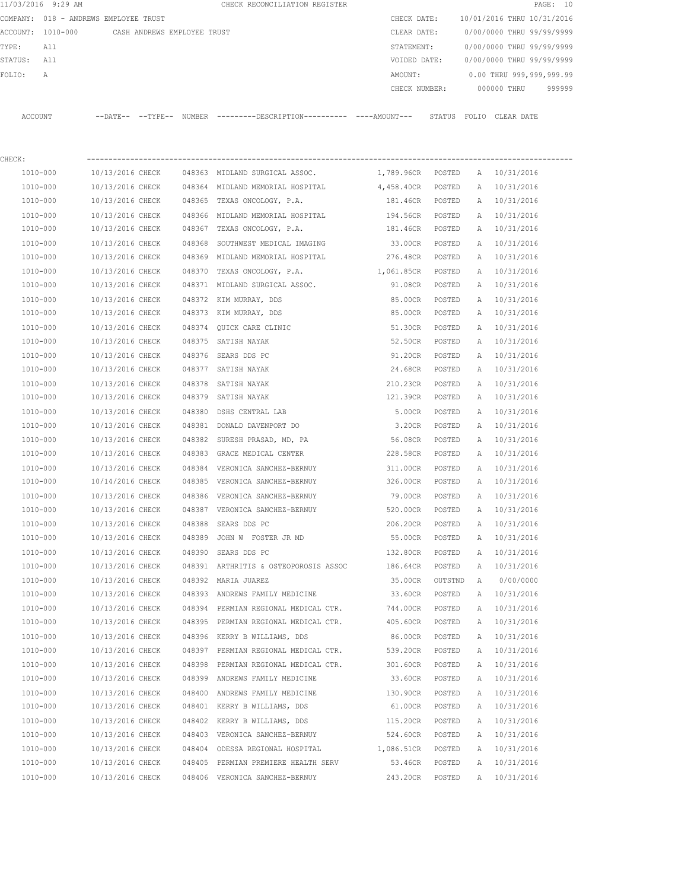11/03/2016 9:29 AM CHECK RECONCILIATION REGISTER

COMPANY: 018 - ANDREWS EMPLOYEE TRUST

ACCOUNT: 1010-000 CASH ANDREWS EMPLOYEE TRUST

TYPE: All

STATUS: All

FOLIO: A

CHECK DATE: 10/01/2016 THRU 10/31/2016

CLEAR DATE: 0/00/0000 THRU 99/99/9999

STATEMENT: 0/00/0000 THRU 99/99/9999

VOIDED DATE: 0/00/0000 THRU 99/99/9999

AMOUNT: 0.00 THRU 999,999,999.99

CHECK NUMBER: 000000 THRU 999999

CHECK:

| ACCOUNT | --DATE-- | --TYPE-- | NUMBER | ---------DESCRIPTION---------- | ----AMOUNT--- | STATUS | FOLIO | CLEAR DATE |
|---|---|---|---|---|---|---|---|---|
| 1010-000 | 10/13/2016 | CHECK | 048363 | MIDLAND SURGICAL ASSOC. | 1,789.96CR | POSTED | A | 10/31/2016 |
| 1010-000 | 10/13/2016 | CHECK | 048364 | MIDLAND MEMORIAL HOSPITAL | 4,458.40CR | POSTED | A | 10/31/2016 |
| 1010-000 | 10/13/2016 | CHECK | 048365 | TEXAS ONCOLOGY, P.A. | 181.46CR | POSTED | A | 10/31/2016 |
| 1010-000 | 10/13/2016 | CHECK | 048366 | MIDLAND MEMORIAL HOSPITAL | 194.56CR | POSTED | A | 10/31/2016 |
| 1010-000 | 10/13/2016 | CHECK | 048367 | TEXAS ONCOLOGY, P.A. | 181.46CR | POSTED | A | 10/31/2016 |
| 1010-000 | 10/13/2016 | CHECK | 048368 | SOUTHWEST MEDICAL IMAGING | 33.00CR | POSTED | A | 10/31/2016 |
| 1010-000 | 10/13/2016 | CHECK | 048369 | MIDLAND MEMORIAL HOSPITAL | 276.48CR | POSTED | A | 10/31/2016 |
| 1010-000 | 10/13/2016 | CHECK | 048370 | TEXAS ONCOLOGY, P.A. | 1,061.85CR | POSTED | A | 10/31/2016 |
| 1010-000 | 10/13/2016 | CHECK | 048371 | MIDLAND SURGICAL ASSOC. | 91.08CR | POSTED | A | 10/31/2016 |
| 1010-000 | 10/13/2016 | CHECK | 048372 | KIM MURRAY, DDS | 85.00CR | POSTED | A | 10/31/2016 |
| 1010-000 | 10/13/2016 | CHECK | 048373 | KIM MURRAY, DDS | 85.00CR | POSTED | A | 10/31/2016 |
| 1010-000 | 10/13/2016 | CHECK | 048374 | QUICK CARE CLINIC | 51.30CR | POSTED | A | 10/31/2016 |
| 1010-000 | 10/13/2016 | CHECK | 048375 | SATISH NAYAK | 52.50CR | POSTED | A | 10/31/2016 |
| 1010-000 | 10/13/2016 | CHECK | 048376 | SEARS DDS PC | 91.20CR | POSTED | A | 10/31/2016 |
| 1010-000 | 10/13/2016 | CHECK | 048377 | SATISH NAYAK | 24.68CR | POSTED | A | 10/31/2016 |
| 1010-000 | 10/13/2016 | CHECK | 048378 | SATISH NAYAK | 210.23CR | POSTED | A | 10/31/2016 |
| 1010-000 | 10/13/2016 | CHECK | 048379 | SATISH NAYAK | 121.39CR | POSTED | A | 10/31/2016 |
| 1010-000 | 10/13/2016 | CHECK | 048380 | DSHS CENTRAL LAB | 5.00CR | POSTED | A | 10/31/2016 |
| 1010-000 | 10/13/2016 | CHECK | 048381 | DONALD DAVENPORT DO | 3.20CR | POSTED | A | 10/31/2016 |
| 1010-000 | 10/13/2016 | CHECK | 048382 | SURESH PRASAD, MD, PA | 56.08CR | POSTED | A | 10/31/2016 |
| 1010-000 | 10/13/2016 | CHECK | 048383 | GRACE MEDICAL CENTER | 228.58CR | POSTED | A | 10/31/2016 |
| 1010-000 | 10/13/2016 | CHECK | 048384 | VERONICA SANCHEZ-BERNUY | 311.00CR | POSTED | A | 10/31/2016 |
| 1010-000 | 10/14/2016 | CHECK | 048385 | VERONICA SANCHEZ-BERNUY | 326.00CR | POSTED | A | 10/31/2016 |
| 1010-000 | 10/13/2016 | CHECK | 048386 | VERONICA SANCHEZ-BERNUY | 79.00CR | POSTED | A | 10/31/2016 |
| 1010-000 | 10/13/2016 | CHECK | 048387 | VERONICA SANCHEZ-BERNUY | 520.00CR | POSTED | A | 10/31/2016 |
| 1010-000 | 10/13/2016 | CHECK | 048388 | SEARS DDS PC | 206.20CR | POSTED | A | 10/31/2016 |
| 1010-000 | 10/13/2016 | CHECK | 048389 | JOHN W FOSTER JR MD | 55.00CR | POSTED | A | 10/31/2016 |
| 1010-000 | 10/13/2016 | CHECK | 048390 | SEARS DDS PC | 132.80CR | POSTED | A | 10/31/2016 |
| 1010-000 | 10/13/2016 | CHECK | 048391 | ARTHRITIS & OSTEOPOROSIS ASSOC | 186.64CR | POSTED | A | 10/31/2016 |
| 1010-000 | 10/13/2016 | CHECK | 048392 | MARIA JUAREZ | 35.00CR | OUTSTND | A | 0/00/0000 |
| 1010-000 | 10/13/2016 | CHECK | 048393 | ANDREWS FAMILY MEDICINE | 33.60CR | POSTED | A | 10/31/2016 |
| 1010-000 | 10/13/2016 | CHECK | 048394 | PERMIAN REGIONAL MEDICAL CTR. | 744.00CR | POSTED | A | 10/31/2016 |
| 1010-000 | 10/13/2016 | CHECK | 048395 | PERMIAN REGIONAL MEDICAL CTR. | 405.60CR | POSTED | A | 10/31/2016 |
| 1010-000 | 10/13/2016 | CHECK | 048396 | KERRY B WILLIAMS, DDS | 86.00CR | POSTED | A | 10/31/2016 |
| 1010-000 | 10/13/2016 | CHECK | 048397 | PERMIAN REGIONAL MEDICAL CTR. | 539.20CR | POSTED | A | 10/31/2016 |
| 1010-000 | 10/13/2016 | CHECK | 048398 | PERMIAN REGIONAL MEDICAL CTR. | 301.60CR | POSTED | A | 10/31/2016 |
| 1010-000 | 10/13/2016 | CHECK | 048399 | ANDREWS FAMILY MEDICINE | 33.60CR | POSTED | A | 10/31/2016 |
| 1010-000 | 10/13/2016 | CHECK | 048400 | ANDREWS FAMILY MEDICINE | 130.90CR | POSTED | A | 10/31/2016 |
| 1010-000 | 10/13/2016 | CHECK | 048401 | KERRY B WILLIAMS, DDS | 61.00CR | POSTED | A | 10/31/2016 |
| 1010-000 | 10/13/2016 | CHECK | 048402 | KERRY B WILLIAMS, DDS | 115.20CR | POSTED | A | 10/31/2016 |
| 1010-000 | 10/13/2016 | CHECK | 048403 | VERONICA SANCHEZ-BERNUY | 524.60CR | POSTED | A | 10/31/2016 |
| 1010-000 | 10/13/2016 | CHECK | 048404 | ODESSA REGIONAL HOSPITAL | 1,086.51CR | POSTED | A | 10/31/2016 |
| 1010-000 | 10/13/2016 | CHECK | 048405 | PERMIAN PREMIERE HEALTH SERV | 53.46CR | POSTED | A | 10/31/2016 |
| 1010-000 | 10/13/2016 | CHECK | 048406 | VERONICA SANCHEZ-BERNUY | 243.20CR | POSTED | A | 10/31/2016 |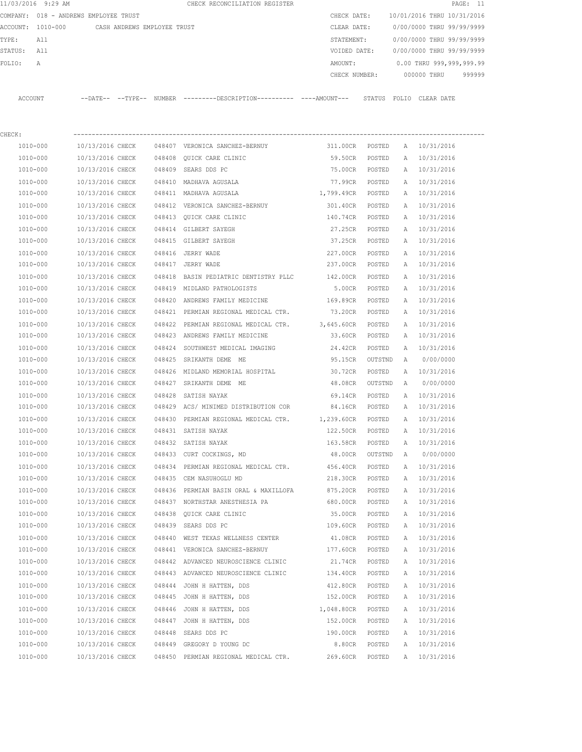11/03/2016 9:29 AM CHECK RECONCILIATION REGISTER

COMPANY: 018 - ANDREWS EMPLOYEE TRUST

ACCOUNT: 1010-000 CASH ANDREWS EMPLOYEE TRUST

TYPE: All

STATUS: All

FOLIO: A

CHECK DATE: 10/01/2016 THRU 10/31/2016

CLEAR DATE: 0/00/0000 THRU 99/99/9999

STATEMENT: 0/00/0000 THRU 99/99/9999

VOIDED DATE: 0/00/0000 THRU 99/99/9999

AMOUNT: 0.00 THRU 999,999,999.99

CHECK NUMBER: 000000 THRU 999999

CHECK:

| ACCOUNT | --DATE-- | --TYPE-- | NUMBER | ---------DESCRIPTION---------- | ----AMOUNT--- | STATUS | FOLIO | CLEAR DATE |
|---|---|---|---|---|---|---|---|---|
| 1010-000 | 10/13/2016 | CHECK | 048407 | VERONICA SANCHEZ-BERNUY | 311.00CR | POSTED | A | 10/31/2016 |
| 1010-000 | 10/13/2016 | CHECK | 048408 | QUICK CARE CLINIC | 59.50CR | POSTED | A | 10/31/2016 |
| 1010-000 | 10/13/2016 | CHECK | 048409 | SEARS DDS PC | 75.00CR | POSTED | A | 10/31/2016 |
| 1010-000 | 10/13/2016 | CHECK | 048410 | MADHAVA AGUSALA | 77.99CR | POSTED | A | 10/31/2016 |
| 1010-000 | 10/13/2016 | CHECK | 048411 | MADHAVA AGUSALA | 1,799.49CR | POSTED | A | 10/31/2016 |
| 1010-000 | 10/13/2016 | CHECK | 048412 | VERONICA SANCHEZ-BERNUY | 301.40CR | POSTED | A | 10/31/2016 |
| 1010-000 | 10/13/2016 | CHECK | 048413 | QUICK CARE CLINIC | 140.74CR | POSTED | A | 10/31/2016 |
| 1010-000 | 10/13/2016 | CHECK | 048414 | GILBERT SAYEGH | 27.25CR | POSTED | A | 10/31/2016 |
| 1010-000 | 10/13/2016 | CHECK | 048415 | GILBERT SAYEGH | 37.25CR | POSTED | A | 10/31/2016 |
| 1010-000 | 10/13/2016 | CHECK | 048416 | JERRY WADE | 227.00CR | POSTED | A | 10/31/2016 |
| 1010-000 | 10/13/2016 | CHECK | 048417 | JERRY WADE | 237.00CR | POSTED | A | 10/31/2016 |
| 1010-000 | 10/13/2016 | CHECK | 048418 | BASIN PEDIATRIC DENTISTRY PLLC | 142.00CR | POSTED | A | 10/31/2016 |
| 1010-000 | 10/13/2016 | CHECK | 048419 | MIDLAND PATHOLOGISTS | 5.00CR | POSTED | A | 10/31/2016 |
| 1010-000 | 10/13/2016 | CHECK | 048420 | ANDREWS FAMILY MEDICINE | 169.89CR | POSTED | A | 10/31/2016 |
| 1010-000 | 10/13/2016 | CHECK | 048421 | PERMIAN REGIONAL MEDICAL CTR. | 73.20CR | POSTED | A | 10/31/2016 |
| 1010-000 | 10/13/2016 | CHECK | 048422 | PERMIAN REGIONAL MEDICAL CTR. | 3,645.60CR | POSTED | A | 10/31/2016 |
| 1010-000 | 10/13/2016 | CHECK | 048423 | ANDREWS FAMILY MEDICINE | 33.60CR | POSTED | A | 10/31/2016 |
| 1010-000 | 10/13/2016 | CHECK | 048424 | SOUTHWEST MEDICAL IMAGING | 24.42CR | POSTED | A | 10/31/2016 |
| 1010-000 | 10/13/2016 | CHECK | 048425 | SRIKANTH DEME ME | 95.15CR | OUTSTND | A | 0/00/0000 |
| 1010-000 | 10/13/2016 | CHECK | 048426 | MIDLAND MEMORIAL HOSPITAL | 30.72CR | POSTED | A | 10/31/2016 |
| 1010-000 | 10/13/2016 | CHECK | 048427 | SRIKANTH DEME ME | 48.08CR | OUTSTND | A | 0/00/0000 |
| 1010-000 | 10/13/2016 | CHECK | 048428 | SATISH NAYAK | 69.14CR | POSTED | A | 10/31/2016 |
| 1010-000 | 10/13/2016 | CHECK | 048429 | ACS/ MINIMED DISTRIBUTION COR | 84.16CR | POSTED | A | 10/31/2016 |
| 1010-000 | 10/13/2016 | CHECK | 048430 | PERMIAN REGIONAL MEDICAL CTR. | 1,239.60CR | POSTED | A | 10/31/2016 |
| 1010-000 | 10/13/2016 | CHECK | 048431 | SATISH NAYAK | 122.50CR | POSTED | A | 10/31/2016 |
| 1010-000 | 10/13/2016 | CHECK | 048432 | SATISH NAYAK | 163.58CR | POSTED | A | 10/31/2016 |
| 1010-000 | 10/13/2016 | CHECK | 048433 | CURT COCKINGS, MD | 48.00CR | OUTSTND | A | 0/00/0000 |
| 1010-000 | 10/13/2016 | CHECK | 048434 | PERMIAN REGIONAL MEDICAL CTR. | 456.40CR | POSTED | A | 10/31/2016 |
| 1010-000 | 10/13/2016 | CHECK | 048435 | CEM NASUHOGLU MD | 218.30CR | POSTED | A | 10/31/2016 |
| 1010-000 | 10/13/2016 | CHECK | 048436 | PERMIAN BASIN ORAL & MAXILLOFA | 875.20CR | POSTED | A | 10/31/2016 |
| 1010-000 | 10/13/2016 | CHECK | 048437 | NORTHSTAR ANESTHESIA PA | 680.00CR | POSTED | A | 10/31/2016 |
| 1010-000 | 10/13/2016 | CHECK | 048438 | QUICK CARE CLINIC | 35.00CR | POSTED | A | 10/31/2016 |
| 1010-000 | 10/13/2016 | CHECK | 048439 | SEARS DDS PC | 109.60CR | POSTED | A | 10/31/2016 |
| 1010-000 | 10/13/2016 | CHECK | 048440 | WEST TEXAS WELLNESS CENTER | 41.08CR | POSTED | A | 10/31/2016 |
| 1010-000 | 10/13/2016 | CHECK | 048441 | VERONICA SANCHEZ-BERNUY | 177.60CR | POSTED | A | 10/31/2016 |
| 1010-000 | 10/13/2016 | CHECK | 048442 | ADVANCED NEUROSCIENCE CLINIC | 21.74CR | POSTED | A | 10/31/2016 |
| 1010-000 | 10/13/2016 | CHECK | 048443 | ADVANCED NEUROSCIENCE CLINIC | 134.40CR | POSTED | A | 10/31/2016 |
| 1010-000 | 10/13/2016 | CHECK | 048444 | JOHN H HATTEN, DDS | 412.80CR | POSTED | A | 10/31/2016 |
| 1010-000 | 10/13/2016 | CHECK | 048445 | JOHN H HATTEN, DDS | 152.00CR | POSTED | A | 10/31/2016 |
| 1010-000 | 10/13/2016 | CHECK | 048446 | JOHN H HATTEN, DDS | 1,048.80CR | POSTED | A | 10/31/2016 |
| 1010-000 | 10/13/2016 | CHECK | 048447 | JOHN H HATTEN, DDS | 152.00CR | POSTED | A | 10/31/2016 |
| 1010-000 | 10/13/2016 | CHECK | 048448 | SEARS DDS PC | 190.00CR | POSTED | A | 10/31/2016 |
| 1010-000 | 10/13/2016 | CHECK | 048449 | GREGORY D YOUNG DC | 8.80CR | POSTED | A | 10/31/2016 |
| 1010-000 | 10/13/2016 | CHECK | 048450 | PERMIAN REGIONAL MEDICAL CTR. | 269.60CR | POSTED | A | 10/31/2016 |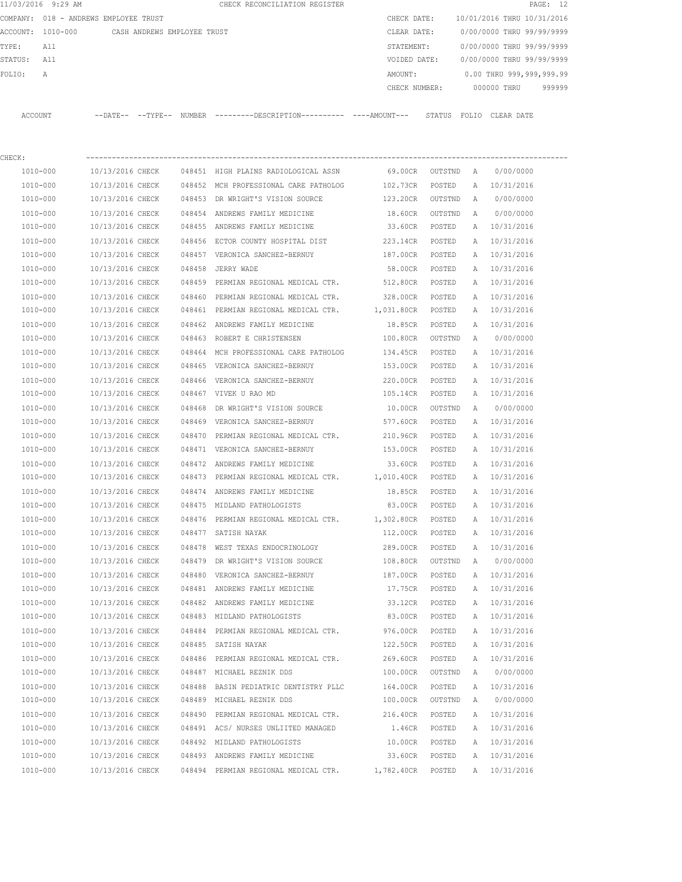11/03/2016 9:29 AM CHECK RECONCILIATION REGISTER

COMPANY: 018 - ANDREWS EMPLOYEE TRUST

ACCOUNT: 1010-000 CASH ANDREWS EMPLOYEE TRUST

TYPE: All

STATUS: All

FOLIO: A

CHECK DATE: 10/01/2016 THRU 10/31/2016

CLEAR DATE: 0/00/0000 THRU 99/99/9999

STATEMENT: 0/00/0000 THRU 99/99/9999

VOIDED DATE: 0/00/0000 THRU 99/99/9999

AMOUNT: 0.00 THRU 999,999,999.99

CHECK NUMBER: 000000 THRU 999999

CHECK:

| ACCOUNT | --DATE-- | --TYPE-- | NUMBER | ---------DESCRIPTION---------- | ----AMOUNT--- | STATUS | FOLIO | CLEAR DATE |
|---|---|---|---|---|---|---|---|---|
| 1010-000 | 10/13/2016 | CHECK | 048451 | HIGH PLAINS RADIOLOGICAL ASSN | 69.00CR | OUTSTND | A | 0/00/0000 |
| 1010-000 | 10/13/2016 | CHECK | 048452 | MCH PROFESSIONAL CARE PATHOLOG | 102.73CR | POSTED | A | 10/31/2016 |
| 1010-000 | 10/13/2016 | CHECK | 048453 | DR WRIGHT'S VISION SOURCE | 123.20CR | OUTSTND | A | 0/00/0000 |
| 1010-000 | 10/13/2016 | CHECK | 048454 | ANDREWS FAMILY MEDICINE | 18.60CR | OUTSTND | A | 0/00/0000 |
| 1010-000 | 10/13/2016 | CHECK | 048455 | ANDREWS FAMILY MEDICINE | 33.60CR | POSTED | A | 10/31/2016 |
| 1010-000 | 10/13/2016 | CHECK | 048456 | ECTOR COUNTY HOSPITAL DIST | 223.14CR | POSTED | A | 10/31/2016 |
| 1010-000 | 10/13/2016 | CHECK | 048457 | VERONICA SANCHEZ-BERNUY | 187.00CR | POSTED | A | 10/31/2016 |
| 1010-000 | 10/13/2016 | CHECK | 048458 | JERRY WADE | 58.00CR | POSTED | A | 10/31/2016 |
| 1010-000 | 10/13/2016 | CHECK | 048459 | PERMIAN REGIONAL MEDICAL CTR. | 512.80CR | POSTED | A | 10/31/2016 |
| 1010-000 | 10/13/2016 | CHECK | 048460 | PERMIAN REGIONAL MEDICAL CTR. | 328.00CR | POSTED | A | 10/31/2016 |
| 1010-000 | 10/13/2016 | CHECK | 048461 | PERMIAN REGIONAL MEDICAL CTR. | 1,031.80CR | POSTED | A | 10/31/2016 |
| 1010-000 | 10/13/2016 | CHECK | 048462 | ANDREWS FAMILY MEDICINE | 18.85CR | POSTED | A | 10/31/2016 |
| 1010-000 | 10/13/2016 | CHECK | 048463 | ROBERT E CHRISTENSEN | 100.80CR | OUTSTND | A | 0/00/0000 |
| 1010-000 | 10/13/2016 | CHECK | 048464 | MCH PROFESSIONAL CARE PATHOLOG | 134.45CR | POSTED | A | 10/31/2016 |
| 1010-000 | 10/13/2016 | CHECK | 048465 | VERONICA SANCHEZ-BERNUY | 153.00CR | POSTED | A | 10/31/2016 |
| 1010-000 | 10/13/2016 | CHECK | 048466 | VERONICA SANCHEZ-BERNUY | 220.00CR | POSTED | A | 10/31/2016 |
| 1010-000 | 10/13/2016 | CHECK | 048467 | VIVEK U RAO MD | 105.14CR | POSTED | A | 10/31/2016 |
| 1010-000 | 10/13/2016 | CHECK | 048468 | DR WRIGHT'S VISION SOURCE | 10.00CR | OUTSTND | A | 0/00/0000 |
| 1010-000 | 10/13/2016 | CHECK | 048469 | VERONICA SANCHEZ-BERNUY | 577.60CR | POSTED | A | 10/31/2016 |
| 1010-000 | 10/13/2016 | CHECK | 048470 | PERMIAN REGIONAL MEDICAL CTR. | 210.96CR | POSTED | A | 10/31/2016 |
| 1010-000 | 10/13/2016 | CHECK | 048471 | VERONICA SANCHEZ-BERNUY | 153.00CR | POSTED | A | 10/31/2016 |
| 1010-000 | 10/13/2016 | CHECK | 048472 | ANDREWS FAMILY MEDICINE | 33.60CR | POSTED | A | 10/31/2016 |
| 1010-000 | 10/13/2016 | CHECK | 048473 | PERMIAN REGIONAL MEDICAL CTR. | 1,010.40CR | POSTED | A | 10/31/2016 |
| 1010-000 | 10/13/2016 | CHECK | 048474 | ANDREWS FAMILY MEDICINE | 18.85CR | POSTED | A | 10/31/2016 |
| 1010-000 | 10/13/2016 | CHECK | 048475 | MIDLAND PATHOLOGISTS | 83.00CR | POSTED | A | 10/31/2016 |
| 1010-000 | 10/13/2016 | CHECK | 048476 | PERMIAN REGIONAL MEDICAL CTR. | 1,302.80CR | POSTED | A | 10/31/2016 |
| 1010-000 | 10/13/2016 | CHECK | 048477 | SATISH NAYAK | 112.00CR | POSTED | A | 10/31/2016 |
| 1010-000 | 10/13/2016 | CHECK | 048478 | WEST TEXAS ENDOCRINOLOGY | 289.00CR | POSTED | A | 10/31/2016 |
| 1010-000 | 10/13/2016 | CHECK | 048479 | DR WRIGHT'S VISION SOURCE | 108.80CR | OUTSTND | A | 0/00/0000 |
| 1010-000 | 10/13/2016 | CHECK | 048480 | VERONICA SANCHEZ-BERNUY | 187.00CR | POSTED | A | 10/31/2016 |
| 1010-000 | 10/13/2016 | CHECK | 048481 | ANDREWS FAMILY MEDICINE | 17.75CR | POSTED | A | 10/31/2016 |
| 1010-000 | 10/13/2016 | CHECK | 048482 | ANDREWS FAMILY MEDICINE | 33.12CR | POSTED | A | 10/31/2016 |
| 1010-000 | 10/13/2016 | CHECK | 048483 | MIDLAND PATHOLOGISTS | 83.00CR | POSTED | A | 10/31/2016 |
| 1010-000 | 10/13/2016 | CHECK | 048484 | PERMIAN REGIONAL MEDICAL CTR. | 976.00CR | POSTED | A | 10/31/2016 |
| 1010-000 | 10/13/2016 | CHECK | 048485 | SATISH NAYAK | 122.50CR | POSTED | A | 10/31/2016 |
| 1010-000 | 10/13/2016 | CHECK | 048486 | PERMIAN REGIONAL MEDICAL CTR. | 269.60CR | POSTED | A | 10/31/2016 |
| 1010-000 | 10/13/2016 | CHECK | 048487 | MICHAEL REZNIK DDS | 100.00CR | OUTSTND | A | 0/00/0000 |
| 1010-000 | 10/13/2016 | CHECK | 048488 | BASIN PEDIATRIC DENTISTRY PLLC | 164.00CR | POSTED | A | 10/31/2016 |
| 1010-000 | 10/13/2016 | CHECK | 048489 | MICHAEL REZNIK DDS | 100.00CR | OUTSTND | A | 0/00/0000 |
| 1010-000 | 10/13/2016 | CHECK | 048490 | PERMIAN REGIONAL MEDICAL CTR. | 216.40CR | POSTED | A | 10/31/2016 |
| 1010-000 | 10/13/2016 | CHECK | 048491 | ACS/ NURSES UNLIITED MANAGED | 1.46CR | POSTED | A | 10/31/2016 |
| 1010-000 | 10/13/2016 | CHECK | 048492 | MIDLAND PATHOLOGISTS | 10.00CR | POSTED | A | 10/31/2016 |
| 1010-000 | 10/13/2016 | CHECK | 048493 | ANDREWS FAMILY MEDICINE | 33.60CR | POSTED | A | 10/31/2016 |
| 1010-000 | 10/13/2016 | CHECK | 048494 | PERMIAN REGIONAL MEDICAL CTR. | 1,782.40CR | POSTED | A | 10/31/2016 |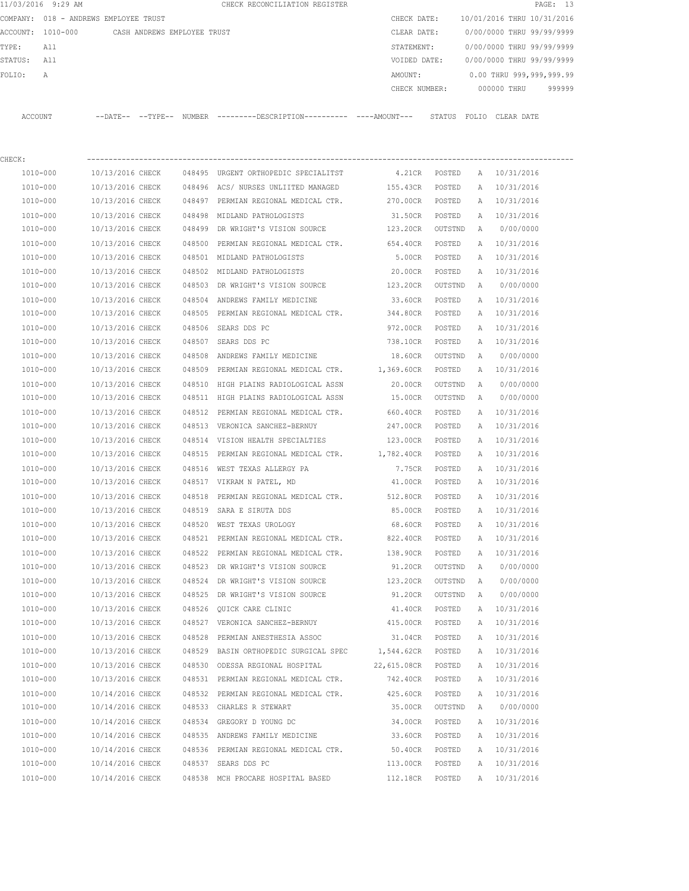11/03/2016 9:29 AM CHECK RECONCILIATION REGISTER

COMPANY: 018 - ANDREWS EMPLOYEE TRUST

ACCOUNT: 1010-000 CASH ANDREWS EMPLOYEE TRUST

TYPE: All

STATUS: All

FOLIO: A

CHECK DATE: 10/01/2016 THRU 10/31/2016

CLEAR DATE: 0/00/0000 THRU 99/99/9999

STATEMENT: 0/00/0000 THRU 99/99/9999

VOIDED DATE: 0/00/0000 THRU 99/99/9999

AMOUNT: 0.00 THRU 999,999,999.99

CHECK NUMBER: 000000 THRU 999999

CHECK:

| ACCOUNT | --DATE-- | --TYPE-- | NUMBER | ---------DESCRIPTION---------- | ----AMOUNT--- | STATUS | FOLIO | CLEAR DATE |
|---|---|---|---|---|---|---|---|---|
| 1010-000 | 10/13/2016 | CHECK | 048495 | URGENT ORTHOPEDIC SPECIALITST | 4.21CR | POSTED | A | 10/31/2016 |
| 1010-000 | 10/13/2016 | CHECK | 048496 | ACS/ NURSES UNLIITED MANAGED | 155.43CR | POSTED | A | 10/31/2016 |
| 1010-000 | 10/13/2016 | CHECK | 048497 | PERMIAN REGIONAL MEDICAL CTR. | 270.00CR | POSTED | A | 10/31/2016 |
| 1010-000 | 10/13/2016 | CHECK | 048498 | MIDLAND PATHOLOGISTS | 31.50CR | POSTED | A | 10/31/2016 |
| 1010-000 | 10/13/2016 | CHECK | 048499 | DR WRIGHT'S VISION SOURCE | 123.20CR | OUTSTND | A | 0/00/0000 |
| 1010-000 | 10/13/2016 | CHECK | 048500 | PERMIAN REGIONAL MEDICAL CTR. | 654.40CR | POSTED | A | 10/31/2016 |
| 1010-000 | 10/13/2016 | CHECK | 048501 | MIDLAND PATHOLOGISTS | 5.00CR | POSTED | A | 10/31/2016 |
| 1010-000 | 10/13/2016 | CHECK | 048502 | MIDLAND PATHOLOGISTS | 20.00CR | POSTED | A | 10/31/2016 |
| 1010-000 | 10/13/2016 | CHECK | 048503 | DR WRIGHT'S VISION SOURCE | 123.20CR | OUTSTND | A | 0/00/0000 |
| 1010-000 | 10/13/2016 | CHECK | 048504 | ANDREWS FAMILY MEDICINE | 33.60CR | POSTED | A | 10/31/2016 |
| 1010-000 | 10/13/2016 | CHECK | 048505 | PERMIAN REGIONAL MEDICAL CTR. | 344.80CR | POSTED | A | 10/31/2016 |
| 1010-000 | 10/13/2016 | CHECK | 048506 | SEARS DDS PC | 972.00CR | POSTED | A | 10/31/2016 |
| 1010-000 | 10/13/2016 | CHECK | 048507 | SEARS DDS PC | 738.10CR | POSTED | A | 10/31/2016 |
| 1010-000 | 10/13/2016 | CHECK | 048508 | ANDREWS FAMILY MEDICINE | 18.60CR | OUTSTND | A | 0/00/0000 |
| 1010-000 | 10/13/2016 | CHECK | 048509 | PERMIAN REGIONAL MEDICAL CTR. | 1,369.60CR | POSTED | A | 10/31/2016 |
| 1010-000 | 10/13/2016 | CHECK | 048510 | HIGH PLAINS RADIOLOGICAL ASSN | 20.00CR | OUTSTND | A | 0/00/0000 |
| 1010-000 | 10/13/2016 | CHECK | 048511 | HIGH PLAINS RADIOLOGICAL ASSN | 15.00CR | OUTSTND | A | 0/00/0000 |
| 1010-000 | 10/13/2016 | CHECK | 048512 | PERMIAN REGIONAL MEDICAL CTR. | 660.40CR | POSTED | A | 10/31/2016 |
| 1010-000 | 10/13/2016 | CHECK | 048513 | VERONICA SANCHEZ-BERNUY | 247.00CR | POSTED | A | 10/31/2016 |
| 1010-000 | 10/13/2016 | CHECK | 048514 | VISION HEALTH SPECIALTIES | 123.00CR | POSTED | A | 10/31/2016 |
| 1010-000 | 10/13/2016 | CHECK | 048515 | PERMIAN REGIONAL MEDICAL CTR. | 1,782.40CR | POSTED | A | 10/31/2016 |
| 1010-000 | 10/13/2016 | CHECK | 048516 | WEST TEXAS ALLERGY PA | 7.75CR | POSTED | A | 10/31/2016 |
| 1010-000 | 10/13/2016 | CHECK | 048517 | VIKRAM N PATEL, MD | 41.00CR | POSTED | A | 10/31/2016 |
| 1010-000 | 10/13/2016 | CHECK | 048518 | PERMIAN REGIONAL MEDICAL CTR. | 512.80CR | POSTED | A | 10/31/2016 |
| 1010-000 | 10/13/2016 | CHECK | 048519 | SARA E SIRUTA DDS | 85.00CR | POSTED | A | 10/31/2016 |
| 1010-000 | 10/13/2016 | CHECK | 048520 | WEST TEXAS UROLOGY | 68.60CR | POSTED | A | 10/31/2016 |
| 1010-000 | 10/13/2016 | CHECK | 048521 | PERMIAN REGIONAL MEDICAL CTR. | 822.40CR | POSTED | A | 10/31/2016 |
| 1010-000 | 10/13/2016 | CHECK | 048522 | PERMIAN REGIONAL MEDICAL CTR. | 138.90CR | POSTED | A | 10/31/2016 |
| 1010-000 | 10/13/2016 | CHECK | 048523 | DR WRIGHT'S VISION SOURCE | 91.20CR | OUTSTND | A | 0/00/0000 |
| 1010-000 | 10/13/2016 | CHECK | 048524 | DR WRIGHT'S VISION SOURCE | 123.20CR | OUTSTND | A | 0/00/0000 |
| 1010-000 | 10/13/2016 | CHECK | 048525 | DR WRIGHT'S VISION SOURCE | 91.20CR | OUTSTND | A | 0/00/0000 |
| 1010-000 | 10/13/2016 | CHECK | 048526 | QUICK CARE CLINIC | 41.40CR | POSTED | A | 10/31/2016 |
| 1010-000 | 10/13/2016 | CHECK | 048527 | VERONICA SANCHEZ-BERNUY | 415.00CR | POSTED | A | 10/31/2016 |
| 1010-000 | 10/13/2016 | CHECK | 048528 | PERMIAN ANESTHESIA ASSOC | 31.04CR | POSTED | A | 10/31/2016 |
| 1010-000 | 10/13/2016 | CHECK | 048529 | BASIN ORTHOPEDIC SURGICAL SPEC | 1,544.62CR | POSTED | A | 10/31/2016 |
| 1010-000 | 10/13/2016 | CHECK | 048530 | ODESSA REGIONAL HOSPITAL | 22,615.08CR | POSTED | A | 10/31/2016 |
| 1010-000 | 10/13/2016 | CHECK | 048531 | PERMIAN REGIONAL MEDICAL CTR. | 742.40CR | POSTED | A | 10/31/2016 |
| 1010-000 | 10/14/2016 | CHECK | 048532 | PERMIAN REGIONAL MEDICAL CTR. | 425.60CR | POSTED | A | 10/31/2016 |
| 1010-000 | 10/14/2016 | CHECK | 048533 | CHARLES R STEWART | 35.00CR | OUTSTND | A | 0/00/0000 |
| 1010-000 | 10/14/2016 | CHECK | 048534 | GREGORY D YOUNG DC | 34.00CR | POSTED | A | 10/31/2016 |
| 1010-000 | 10/14/2016 | CHECK | 048535 | ANDREWS FAMILY MEDICINE | 33.60CR | POSTED | A | 10/31/2016 |
| 1010-000 | 10/14/2016 | CHECK | 048536 | PERMIAN REGIONAL MEDICAL CTR. | 50.40CR | POSTED | A | 10/31/2016 |
| 1010-000 | 10/14/2016 | CHECK | 048537 | SEARS DDS PC | 113.00CR | POSTED | A | 10/31/2016 |
| 1010-000 | 10/14/2016 | CHECK | 048538 | MCH PROCARE HOSPITAL BASED | 112.18CR | POSTED | A | 10/31/2016 |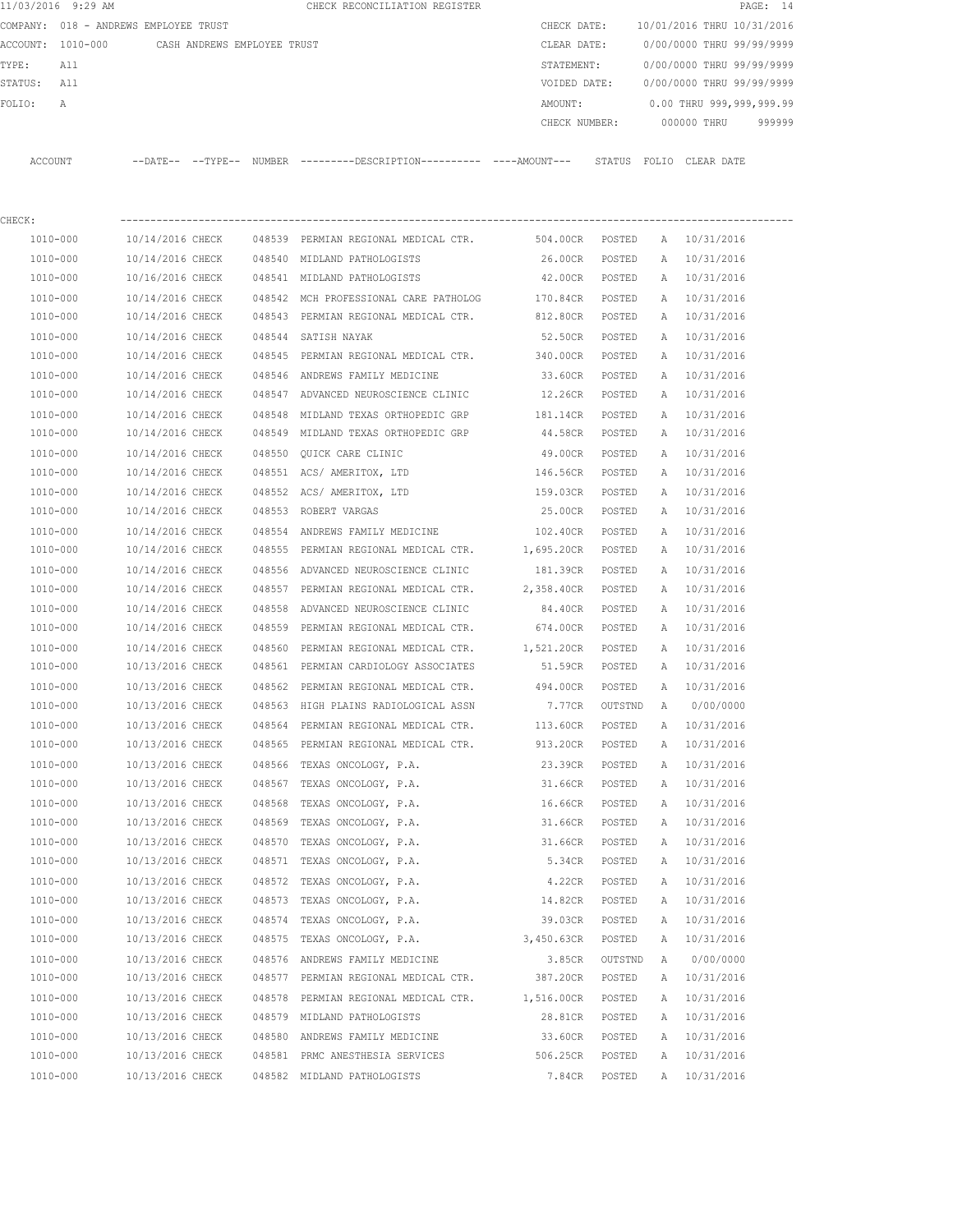11/03/2016 9:29 AM CHECK RECONCILIATION REGISTER

COMPANY: 018 - ANDREWS EMPLOYEE TRUST

ACCOUNT: 1010-000 CASH ANDREWS EMPLOYEE TRUST

TYPE: All

STATUS: All

FOLIO: A

CHECK DATE: 10/01/2016 THRU 10/31/2016

CLEAR DATE: 0/00/0000 THRU 99/99/9999

STATEMENT: 0/00/0000 THRU 99/99/9999

VOIDED DATE: 0/00/0000 THRU 99/99/9999

AMOUNT: 0.00 THRU 999,999,999.99

CHECK NUMBER: 000000 THRU 999999

CHECK:

| ACCOUNT | --DATE-- | --TYPE-- | NUMBER | ---------DESCRIPTION---------- | ----AMOUNT--- | STATUS | FOLIO | CLEAR DATE |
|---|---|---|---|---|---|---|---|---|
| 1010-000 | 10/14/2016 | CHECK | 048539 | PERMIAN REGIONAL MEDICAL CTR. | 504.00CR | POSTED | A | 10/31/2016 |
| 1010-000 | 10/14/2016 | CHECK | 048540 | MIDLAND PATHOLOGISTS | 26.00CR | POSTED | A | 10/31/2016 |
| 1010-000 | 10/16/2016 | CHECK | 048541 | MIDLAND PATHOLOGISTS | 42.00CR | POSTED | A | 10/31/2016 |
| 1010-000 | 10/14/2016 | CHECK | 048542 | MCH PROFESSIONAL CARE PATHOLOG | 170.84CR | POSTED | A | 10/31/2016 |
| 1010-000 | 10/14/2016 | CHECK | 048543 | PERMIAN REGIONAL MEDICAL CTR. | 812.80CR | POSTED | A | 10/31/2016 |
| 1010-000 | 10/14/2016 | CHECK | 048544 | SATISH NAYAK | 52.50CR | POSTED | A | 10/31/2016 |
| 1010-000 | 10/14/2016 | CHECK | 048545 | PERMIAN REGIONAL MEDICAL CTR. | 340.00CR | POSTED | A | 10/31/2016 |
| 1010-000 | 10/14/2016 | CHECK | 048546 | ANDREWS FAMILY MEDICINE | 33.60CR | POSTED | A | 10/31/2016 |
| 1010-000 | 10/14/2016 | CHECK | 048547 | ADVANCED NEUROSCIENCE CLINIC | 12.26CR | POSTED | A | 10/31/2016 |
| 1010-000 | 10/14/2016 | CHECK | 048548 | MIDLAND TEXAS ORTHOPEDIC GRP | 181.14CR | POSTED | A | 10/31/2016 |
| 1010-000 | 10/14/2016 | CHECK | 048549 | MIDLAND TEXAS ORTHOPEDIC GRP | 44.58CR | POSTED | A | 10/31/2016 |
| 1010-000 | 10/14/2016 | CHECK | 048550 | QUICK CARE CLINIC | 49.00CR | POSTED | A | 10/31/2016 |
| 1010-000 | 10/14/2016 | CHECK | 048551 | ACS/ AMERITOX, LTD | 146.56CR | POSTED | A | 10/31/2016 |
| 1010-000 | 10/14/2016 | CHECK | 048552 | ACS/ AMERITOX, LTD | 159.03CR | POSTED | A | 10/31/2016 |
| 1010-000 | 10/14/2016 | CHECK | 048553 | ROBERT VARGAS | 25.00CR | POSTED | A | 10/31/2016 |
| 1010-000 | 10/14/2016 | CHECK | 048554 | ANDREWS FAMILY MEDICINE | 102.40CR | POSTED | A | 10/31/2016 |
| 1010-000 | 10/14/2016 | CHECK | 048555 | PERMIAN REGIONAL MEDICAL CTR. | 1,695.20CR | POSTED | A | 10/31/2016 |
| 1010-000 | 10/14/2016 | CHECK | 048556 | ADVANCED NEUROSCIENCE CLINIC | 181.39CR | POSTED | A | 10/31/2016 |
| 1010-000 | 10/14/2016 | CHECK | 048557 | PERMIAN REGIONAL MEDICAL CTR. | 2,358.40CR | POSTED | A | 10/31/2016 |
| 1010-000 | 10/14/2016 | CHECK | 048558 | ADVANCED NEUROSCIENCE CLINIC | 84.40CR | POSTED | A | 10/31/2016 |
| 1010-000 | 10/14/2016 | CHECK | 048559 | PERMIAN REGIONAL MEDICAL CTR. | 674.00CR | POSTED | A | 10/31/2016 |
| 1010-000 | 10/14/2016 | CHECK | 048560 | PERMIAN REGIONAL MEDICAL CTR. | 1,521.20CR | POSTED | A | 10/31/2016 |
| 1010-000 | 10/13/2016 | CHECK | 048561 | PERMIAN CARDIOLOGY ASSOCIATES | 51.59CR | POSTED | A | 10/31/2016 |
| 1010-000 | 10/13/2016 | CHECK | 048562 | PERMIAN REGIONAL MEDICAL CTR. | 494.00CR | POSTED | A | 10/31/2016 |
| 1010-000 | 10/13/2016 | CHECK | 048563 | HIGH PLAINS RADIOLOGICAL ASSN | 7.77CR | OUTSTND | A | 0/00/0000 |
| 1010-000 | 10/13/2016 | CHECK | 048564 | PERMIAN REGIONAL MEDICAL CTR. | 113.60CR | POSTED | A | 10/31/2016 |
| 1010-000 | 10/13/2016 | CHECK | 048565 | PERMIAN REGIONAL MEDICAL CTR. | 913.20CR | POSTED | A | 10/31/2016 |
| 1010-000 | 10/13/2016 | CHECK | 048566 | TEXAS ONCOLOGY, P.A. | 23.39CR | POSTED | A | 10/31/2016 |
| 1010-000 | 10/13/2016 | CHECK | 048567 | TEXAS ONCOLOGY, P.A. | 31.66CR | POSTED | A | 10/31/2016 |
| 1010-000 | 10/13/2016 | CHECK | 048568 | TEXAS ONCOLOGY, P.A. | 16.66CR | POSTED | A | 10/31/2016 |
| 1010-000 | 10/13/2016 | CHECK | 048569 | TEXAS ONCOLOGY, P.A. | 31.66CR | POSTED | A | 10/31/2016 |
| 1010-000 | 10/13/2016 | CHECK | 048570 | TEXAS ONCOLOGY, P.A. | 31.66CR | POSTED | A | 10/31/2016 |
| 1010-000 | 10/13/2016 | CHECK | 048571 | TEXAS ONCOLOGY, P.A. | 5.34CR | POSTED | A | 10/31/2016 |
| 1010-000 | 10/13/2016 | CHECK | 048572 | TEXAS ONCOLOGY, P.A. | 4.22CR | POSTED | A | 10/31/2016 |
| 1010-000 | 10/13/2016 | CHECK | 048573 | TEXAS ONCOLOGY, P.A. | 14.82CR | POSTED | A | 10/31/2016 |
| 1010-000 | 10/13/2016 | CHECK | 048574 | TEXAS ONCOLOGY, P.A. | 39.03CR | POSTED | A | 10/31/2016 |
| 1010-000 | 10/13/2016 | CHECK | 048575 | TEXAS ONCOLOGY, P.A. | 3,450.63CR | POSTED | A | 10/31/2016 |
| 1010-000 | 10/13/2016 | CHECK | 048576 | ANDREWS FAMILY MEDICINE | 3.85CR | OUTSTND | A | 0/00/0000 |
| 1010-000 | 10/13/2016 | CHECK | 048577 | PERMIAN REGIONAL MEDICAL CTR. | 387.20CR | POSTED | A | 10/31/2016 |
| 1010-000 | 10/13/2016 | CHECK | 048578 | PERMIAN REGIONAL MEDICAL CTR. | 1,516.00CR | POSTED | A | 10/31/2016 |
| 1010-000 | 10/13/2016 | CHECK | 048579 | MIDLAND PATHOLOGISTS | 28.81CR | POSTED | A | 10/31/2016 |
| 1010-000 | 10/13/2016 | CHECK | 048580 | ANDREWS FAMILY MEDICINE | 33.60CR | POSTED | A | 10/31/2016 |
| 1010-000 | 10/13/2016 | CHECK | 048581 | PRMC ANESTHESIA SERVICES | 506.25CR | POSTED | A | 10/31/2016 |
| 1010-000 | 10/13/2016 | CHECK | 048582 | MIDLAND PATHOLOGISTS | 7.84CR | POSTED | A | 10/31/2016 |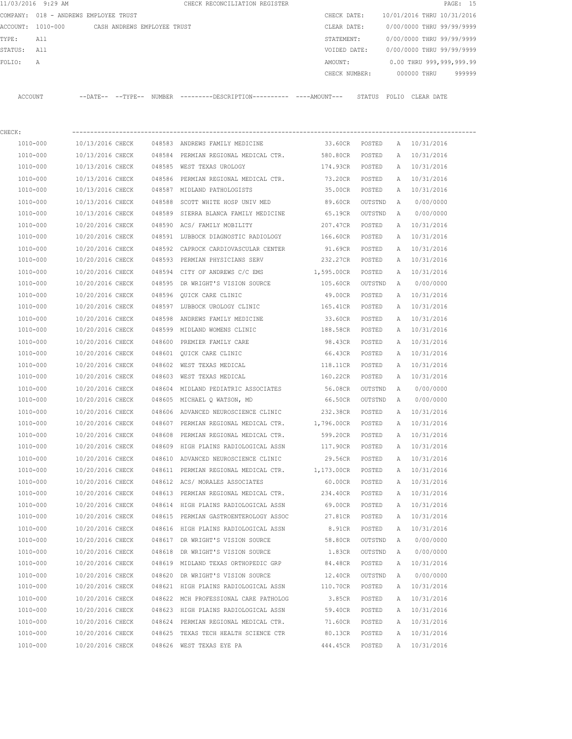11/03/2016 9:29 AM CHECK RECONCILIATION REGISTER

COMPANY: 018 - ANDREWS EMPLOYEE TRUST

ACCOUNT: 1010-000 CASH ANDREWS EMPLOYEE TRUST

TYPE: All

STATUS: All

FOLIO: A

CHECK DATE: 10/01/2016 THRU 10/31/2016

CLEAR DATE: 0/00/0000 THRU 99/99/9999

STATEMENT: 0/00/0000 THRU 99/99/9999

VOIDED DATE: 0/00/0000 THRU 99/99/9999

AMOUNT: 0.00 THRU 999,999,999.99

CHECK NUMBER: 000000 THRU 999999

CHECK:

| ACCOUNT | DATE | TYPE | NUMBER | DESCRIPTION | AMOUNT | STATUS | FOLIO | CLEAR DATE |
|---|---|---|---|---|---|---|---|---|
| 1010-000 | 10/13/2016 | CHECK | 048583 | ANDREWS FAMILY MEDICINE | 33.60CR | POSTED | A | 10/31/2016 |
| 1010-000 | 10/13/2016 | CHECK | 048584 | PERMIAN REGIONAL MEDICAL CTR. | 580.80CR | POSTED | A | 10/31/2016 |
| 1010-000 | 10/13/2016 | CHECK | 048585 | WEST TEXAS UROLOGY | 174.93CR | POSTED | A | 10/31/2016 |
| 1010-000 | 10/13/2016 | CHECK | 048586 | PERMIAN REGIONAL MEDICAL CTR. | 73.20CR | POSTED | A | 10/31/2016 |
| 1010-000 | 10/13/2016 | CHECK | 048587 | MIDLAND PATHOLOGISTS | 35.00CR | POSTED | A | 10/31/2016 |
| 1010-000 | 10/13/2016 | CHECK | 048588 | SCOTT WHITE HOSP UNIV MED | 89.60CR | OUTSTND | A | 0/00/0000 |
| 1010-000 | 10/13/2016 | CHECK | 048589 | SIERRA BLANCA FAMILY MEDICINE | 65.19CR | OUTSTND | A | 0/00/0000 |
| 1010-000 | 10/20/2016 | CHECK | 048590 | ACS/ FAMILY MOBILITY | 207.47CR | POSTED | A | 10/31/2016 |
| 1010-000 | 10/20/2016 | CHECK | 048591 | LUBBOCK DIAGNOSTIC RADIOLOGY | 166.60CR | POSTED | A | 10/31/2016 |
| 1010-000 | 10/20/2016 | CHECK | 048592 | CAPROCK CARDIOVASCULAR CENTER | 91.69CR | POSTED | A | 10/31/2016 |
| 1010-000 | 10/20/2016 | CHECK | 048593 | PERMIAN PHYSICIANS SERV | 232.27CR | POSTED | A | 10/31/2016 |
| 1010-000 | 10/20/2016 | CHECK | 048594 | CITY OF ANDREWS C/C EMS | 1,595.00CR | POSTED | A | 10/31/2016 |
| 1010-000 | 10/20/2016 | CHECK | 048595 | DR WRIGHT'S VISION SOURCE | 105.60CR | OUTSTND | A | 0/00/0000 |
| 1010-000 | 10/20/2016 | CHECK | 048596 | QUICK CARE CLINIC | 49.00CR | POSTED | A | 10/31/2016 |
| 1010-000 | 10/20/2016 | CHECK | 048597 | LUBBOCK UROLOGY CLINIC | 165.41CR | POSTED | A | 10/31/2016 |
| 1010-000 | 10/20/2016 | CHECK | 048598 | ANDREWS FAMILY MEDICINE | 33.60CR | POSTED | A | 10/31/2016 |
| 1010-000 | 10/20/2016 | CHECK | 048599 | MIDLAND WOMENS CLINIC | 188.58CR | POSTED | A | 10/31/2016 |
| 1010-000 | 10/20/2016 | CHECK | 048600 | PREMIER FAMILY CARE | 98.43CR | POSTED | A | 10/31/2016 |
| 1010-000 | 10/20/2016 | CHECK | 048601 | QUICK CARE CLINIC | 66.43CR | POSTED | A | 10/31/2016 |
| 1010-000 | 10/20/2016 | CHECK | 048602 | WEST TEXAS MEDICAL | 118.11CR | POSTED | A | 10/31/2016 |
| 1010-000 | 10/20/2016 | CHECK | 048603 | WEST TEXAS MEDICAL | 160.22CR | POSTED | A | 10/31/2016 |
| 1010-000 | 10/20/2016 | CHECK | 048604 | MIDLAND PEDIATRIC ASSOCIATES | 56.08CR | OUTSTND | A | 0/00/0000 |
| 1010-000 | 10/20/2016 | CHECK | 048605 | MICHAEL Q WATSON, MD | 66.50CR | OUTSTND | A | 0/00/0000 |
| 1010-000 | 10/20/2016 | CHECK | 048606 | ADVANCED NEUROSCIENCE CLINIC | 232.38CR | POSTED | A | 10/31/2016 |
| 1010-000 | 10/20/2016 | CHECK | 048607 | PERMIAN REGIONAL MEDICAL CTR. | 1,796.00CR | POSTED | A | 10/31/2016 |
| 1010-000 | 10/20/2016 | CHECK | 048608 | PERMIAN REGIONAL MEDICAL CTR. | 599.20CR | POSTED | A | 10/31/2016 |
| 1010-000 | 10/20/2016 | CHECK | 048609 | HIGH PLAINS RADIOLOGICAL ASSN | 117.90CR | POSTED | A | 10/31/2016 |
| 1010-000 | 10/20/2016 | CHECK | 048610 | ADVANCED NEUROSCIENCE CLINIC | 29.56CR | POSTED | A | 10/31/2016 |
| 1010-000 | 10/20/2016 | CHECK | 048611 | PERMIAN REGIONAL MEDICAL CTR. | 1,173.00CR | POSTED | A | 10/31/2016 |
| 1010-000 | 10/20/2016 | CHECK | 048612 | ACS/ MORALES ASSOCIATES | 60.00CR | POSTED | A | 10/31/2016 |
| 1010-000 | 10/20/2016 | CHECK | 048613 | PERMIAN REGIONAL MEDICAL CTR. | 234.40CR | POSTED | A | 10/31/2016 |
| 1010-000 | 10/20/2016 | CHECK | 048614 | HIGH PLAINS RADIOLOGICAL ASSN | 69.00CR | POSTED | A | 10/31/2016 |
| 1010-000 | 10/20/2016 | CHECK | 048615 | PERMIAN GASTROENTEROLOGY ASSOC | 27.81CR | POSTED | A | 10/31/2016 |
| 1010-000 | 10/20/2016 | CHECK | 048616 | HIGH PLAINS RADIOLOGICAL ASSN | 8.91CR | POSTED | A | 10/31/2016 |
| 1010-000 | 10/20/2016 | CHECK | 048617 | DR WRIGHT'S VISION SOURCE | 58.80CR | OUTSTND | A | 0/00/0000 |
| 1010-000 | 10/20/2016 | CHECK | 048618 | DR WRIGHT'S VISION SOURCE | 1.83CR | OUTSTND | A | 0/00/0000 |
| 1010-000 | 10/20/2016 | CHECK | 048619 | MIDLAND TEXAS ORTHOPEDIC GRP | 84.48CR | POSTED | A | 10/31/2016 |
| 1010-000 | 10/20/2016 | CHECK | 048620 | DR WRIGHT'S VISION SOURCE | 12.40CR | OUTSTND | A | 0/00/0000 |
| 1010-000 | 10/20/2016 | CHECK | 048621 | HIGH PLAINS RADIOLOGICAL ASSN | 110.70CR | POSTED | A | 10/31/2016 |
| 1010-000 | 10/20/2016 | CHECK | 048622 | MCH PROFESSIONAL CARE PATHOLOG | 3.85CR | POSTED | A | 10/31/2016 |
| 1010-000 | 10/20/2016 | CHECK | 048623 | HIGH PLAINS RADIOLOGICAL ASSN | 59.40CR | POSTED | A | 10/31/2016 |
| 1010-000 | 10/20/2016 | CHECK | 048624 | PERMIAN REGIONAL MEDICAL CTR. | 71.60CR | POSTED | A | 10/31/2016 |
| 1010-000 | 10/20/2016 | CHECK | 048625 | TEXAS TECH HEALTH SCIENCE CTR | 80.13CR | POSTED | A | 10/31/2016 |
| 1010-000 | 10/20/2016 | CHECK | 048626 | WEST TEXAS EYE PA | 444.45CR | POSTED | A | 10/31/2016 |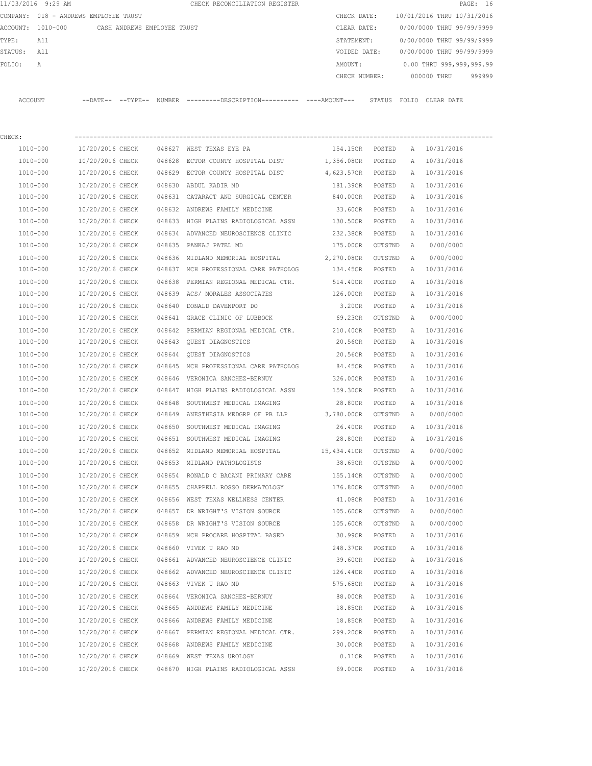11/03/2016 9:29 AM CHECK RECONCILIATION REGISTER

COMPANY: 018 - ANDREWS EMPLOYEE TRUST
ACCOUNT: 1010-000 CASH ANDREWS EMPLOYEE TRUST
TYPE: All
STATUS: All
FOLIO: A

CHECK DATE: 10/01/2016 THRU 10/31/2016
CLEAR DATE: 0/00/0000 THRU 99/99/9999
STATEMENT: 0/00/0000 THRU 99/99/9999
VOIDED DATE: 0/00/0000 THRU 99/99/9999
AMOUNT: 0.00 THRU 999,999,999.99
CHECK NUMBER: 000000 THRU 999999

CHECK:

| ACCOUNT | --DATE-- | --TYPE-- | NUMBER | ---------DESCRIPTION---------- | ----AMOUNT--- | STATUS | FOLIO | CLEAR DATE |
|---|---|---|---|---|---|---|---|---|
| 1010-000 | 10/20/2016 | CHECK | 048627 | WEST TEXAS EYE PA | 154.15CR | POSTED | A | 10/31/2016 |
| 1010-000 | 10/20/2016 | CHECK | 048628 | ECTOR COUNTY HOSPITAL DIST | 1,356.08CR | POSTED | A | 10/31/2016 |
| 1010-000 | 10/20/2016 | CHECK | 048629 | ECTOR COUNTY HOSPITAL DIST | 4,623.57CR | POSTED | A | 10/31/2016 |
| 1010-000 | 10/20/2016 | CHECK | 048630 | ABDUL KADIR MD | 181.39CR | POSTED | A | 10/31/2016 |
| 1010-000 | 10/20/2016 | CHECK | 048631 | CATARACT AND SURGICAL CENTER | 840.00CR | POSTED | A | 10/31/2016 |
| 1010-000 | 10/20/2016 | CHECK | 048632 | ANDREWS FAMILY MEDICINE | 33.60CR | POSTED | A | 10/31/2016 |
| 1010-000 | 10/20/2016 | CHECK | 048633 | HIGH PLAINS RADIOLOGICAL ASSN | 130.50CR | POSTED | A | 10/31/2016 |
| 1010-000 | 10/20/2016 | CHECK | 048634 | ADVANCED NEUROSCIENCE CLINIC | 232.38CR | POSTED | A | 10/31/2016 |
| 1010-000 | 10/20/2016 | CHECK | 048635 | PANKAJ PATEL MD | 175.00CR | OUTSTND | A | 0/00/0000 |
| 1010-000 | 10/20/2016 | CHECK | 048636 | MIDLAND MEMORIAL HOSPITAL | 2,270.08CR | OUTSTND | A | 0/00/0000 |
| 1010-000 | 10/20/2016 | CHECK | 048637 | MCH PROFESSIONAL CARE PATHOLOG | 134.45CR | POSTED | A | 10/31/2016 |
| 1010-000 | 10/20/2016 | CHECK | 048638 | PERMIAN REGIONAL MEDICAL CTR. | 514.40CR | POSTED | A | 10/31/2016 |
| 1010-000 | 10/20/2016 | CHECK | 048639 | ACS/ MORALES ASSOCIATES | 126.00CR | POSTED | A | 10/31/2016 |
| 1010-000 | 10/20/2016 | CHECK | 048640 | DONALD DAVENPORT DO | 3.20CR | POSTED | A | 10/31/2016 |
| 1010-000 | 10/20/2016 | CHECK | 048641 | GRACE CLINIC OF LUBBOCK | 69.23CR | OUTSTND | A | 0/00/0000 |
| 1010-000 | 10/20/2016 | CHECK | 048642 | PERMIAN REGIONAL MEDICAL CTR. | 210.40CR | POSTED | A | 10/31/2016 |
| 1010-000 | 10/20/2016 | CHECK | 048643 | QUEST DIAGNOSTICS | 20.56CR | POSTED | A | 10/31/2016 |
| 1010-000 | 10/20/2016 | CHECK | 048644 | QUEST DIAGNOSTICS | 20.56CR | POSTED | A | 10/31/2016 |
| 1010-000 | 10/20/2016 | CHECK | 048645 | MCH PROFESSIONAL CARE PATHOLOG | 84.45CR | POSTED | A | 10/31/2016 |
| 1010-000 | 10/20/2016 | CHECK | 048646 | VERONICA SANCHEZ-BERNUY | 326.00CR | POSTED | A | 10/31/2016 |
| 1010-000 | 10/20/2016 | CHECK | 048647 | HIGH PLAINS RADIOLOGICAL ASSN | 159.30CR | POSTED | A | 10/31/2016 |
| 1010-000 | 10/20/2016 | CHECK | 048648 | SOUTHWEST MEDICAL IMAGING | 28.80CR | POSTED | A | 10/31/2016 |
| 1010-000 | 10/20/2016 | CHECK | 048649 | ANESTHESIA MEDGRP OF PB LLP | 3,780.00CR | OUTSTND | A | 0/00/0000 |
| 1010-000 | 10/20/2016 | CHECK | 048650 | SOUTHWEST MEDICAL IMAGING | 26.40CR | POSTED | A | 10/31/2016 |
| 1010-000 | 10/20/2016 | CHECK | 048651 | SOUTHWEST MEDICAL IMAGING | 28.80CR | POSTED | A | 10/31/2016 |
| 1010-000 | 10/20/2016 | CHECK | 048652 | MIDLAND MEMORIAL HOSPITAL | 15,434.41CR | OUTSTND | A | 0/00/0000 |
| 1010-000 | 10/20/2016 | CHECK | 048653 | MIDLAND PATHOLOGISTS | 38.69CR | OUTSTND | A | 0/00/0000 |
| 1010-000 | 10/20/2016 | CHECK | 048654 | RONALD C BACANI PRIMARY CARE | 155.14CR | OUTSTND | A | 0/00/0000 |
| 1010-000 | 10/20/2016 | CHECK | 048655 | CHAPPELL ROSSO DERMATOLOGY | 176.80CR | OUTSTND | A | 0/00/0000 |
| 1010-000 | 10/20/2016 | CHECK | 048656 | WEST TEXAS WELLNESS CENTER | 41.08CR | POSTED | A | 10/31/2016 |
| 1010-000 | 10/20/2016 | CHECK | 048657 | DR WRIGHT'S VISION SOURCE | 105.60CR | OUTSTND | A | 0/00/0000 |
| 1010-000 | 10/20/2016 | CHECK | 048658 | DR WRIGHT'S VISION SOURCE | 105.60CR | OUTSTND | A | 0/00/0000 |
| 1010-000 | 10/20/2016 | CHECK | 048659 | MCH PROCARE HOSPITAL BASED | 30.99CR | POSTED | A | 10/31/2016 |
| 1010-000 | 10/20/2016 | CHECK | 048660 | VIVEK U RAO MD | 248.37CR | POSTED | A | 10/31/2016 |
| 1010-000 | 10/20/2016 | CHECK | 048661 | ADVANCED NEUROSCIENCE CLINIC | 39.60CR | POSTED | A | 10/31/2016 |
| 1010-000 | 10/20/2016 | CHECK | 048662 | ADVANCED NEUROSCIENCE CLINIC | 126.44CR | POSTED | A | 10/31/2016 |
| 1010-000 | 10/20/2016 | CHECK | 048663 | VIVEK U RAO MD | 575.68CR | POSTED | A | 10/31/2016 |
| 1010-000 | 10/20/2016 | CHECK | 048664 | VERONICA SANCHEZ-BERNUY | 88.00CR | POSTED | A | 10/31/2016 |
| 1010-000 | 10/20/2016 | CHECK | 048665 | ANDREWS FAMILY MEDICINE | 18.85CR | POSTED | A | 10/31/2016 |
| 1010-000 | 10/20/2016 | CHECK | 048666 | ANDREWS FAMILY MEDICINE | 18.85CR | POSTED | A | 10/31/2016 |
| 1010-000 | 10/20/2016 | CHECK | 048667 | PERMIAN REGIONAL MEDICAL CTR. | 299.20CR | POSTED | A | 10/31/2016 |
| 1010-000 | 10/20/2016 | CHECK | 048668 | ANDREWS FAMILY MEDICINE | 30.00CR | POSTED | A | 10/31/2016 |
| 1010-000 | 10/20/2016 | CHECK | 048669 | WEST TEXAS UROLOGY | 0.11CR | POSTED | A | 10/31/2016 |
| 1010-000 | 10/20/2016 | CHECK | 048670 | HIGH PLAINS RADIOLOGICAL ASSN | 69.00CR | POSTED | A | 10/31/2016 |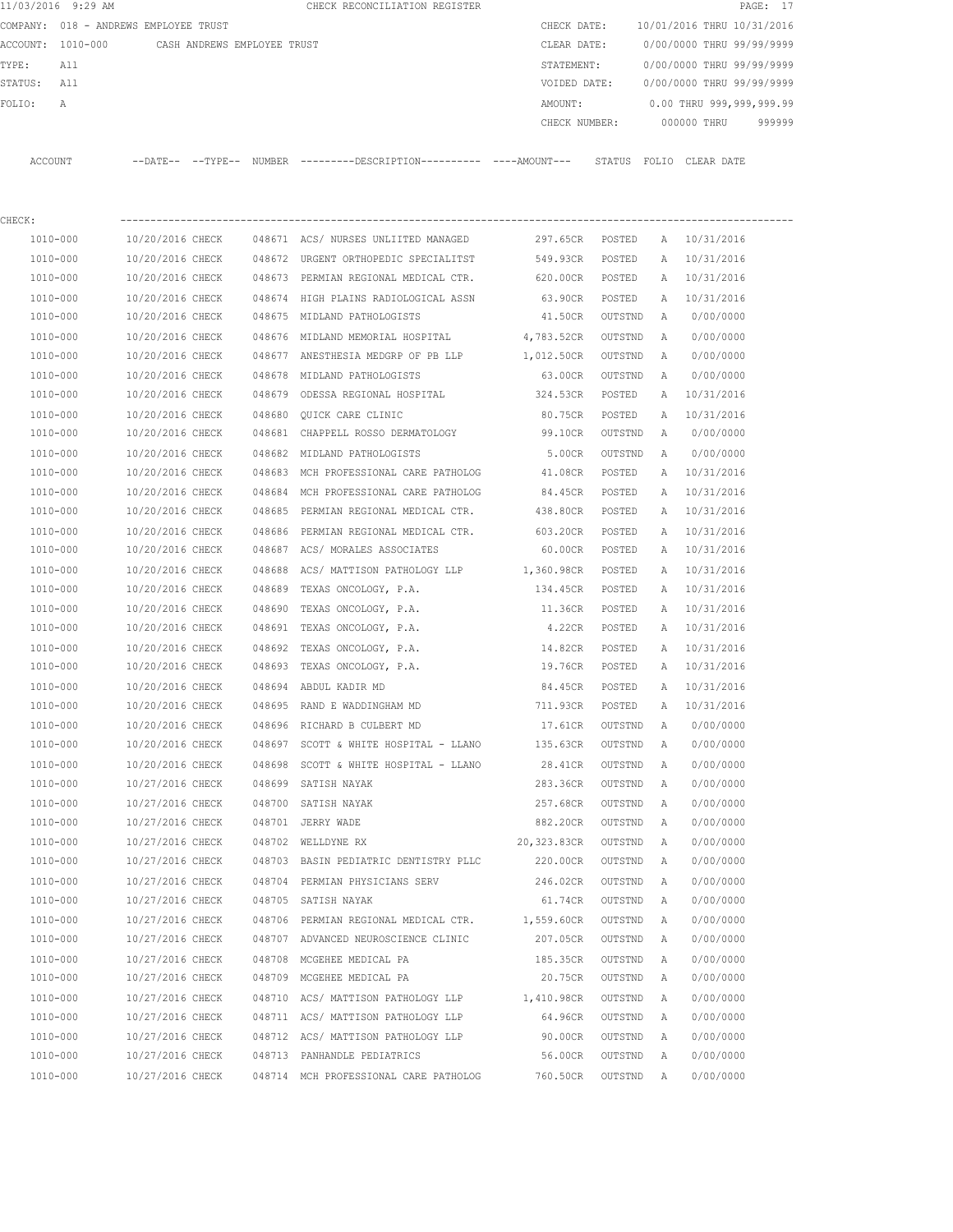11/03/2016 9:29 AM CHECK RECONCILIATION REGISTER

COMPANY: 018 - ANDREWS EMPLOYEE TRUST

ACCOUNT: 1010-000 CASH ANDREWS EMPLOYEE TRUST

TYPE: All

STATUS: All

FOLIO: A

CHECK DATE: 10/01/2016 THRU 10/31/2016

CLEAR DATE: 0/00/0000 THRU 99/99/9999

STATEMENT: 0/00/0000 THRU 99/99/9999

VOIDED DATE: 0/00/0000 THRU 99/99/9999

AMOUNT: 0.00 THRU 999,999,999.99

CHECK NUMBER: 000000 THRU 999999

CHECK:

| ACCOUNT | --DATE-- | --TYPE-- | NUMBER | ---------DESCRIPTION---------- | ----AMOUNT--- | STATUS | FOLIO | CLEAR DATE |
|---|---|---|---|---|---|---|---|---|
| 1010-000 | 10/20/2016 | CHECK | 048671 | ACS/ NURSES UNLIITED MANAGED | 297.65CR | POSTED | A | 10/31/2016 |
| 1010-000 | 10/20/2016 | CHECK | 048672 | URGENT ORTHOPEDIC SPECIALITST | 549.93CR | POSTED | A | 10/31/2016 |
| 1010-000 | 10/20/2016 | CHECK | 048673 | PERMIAN REGIONAL MEDICAL CTR. | 620.00CR | POSTED | A | 10/31/2016 |
| 1010-000 | 10/20/2016 | CHECK | 048674 | HIGH PLAINS RADIOLOGICAL ASSN | 63.90CR | POSTED | A | 10/31/2016 |
| 1010-000 | 10/20/2016 | CHECK | 048675 | MIDLAND PATHOLOGISTS | 41.50CR | OUTSTND | A | 0/00/0000 |
| 1010-000 | 10/20/2016 | CHECK | 048676 | MIDLAND MEMORIAL HOSPITAL | 4,783.52CR | OUTSTND | A | 0/00/0000 |
| 1010-000 | 10/20/2016 | CHECK | 048677 | ANESTHESIA MEDGRP OF PB LLP | 1,012.50CR | OUTSTND | A | 0/00/0000 |
| 1010-000 | 10/20/2016 | CHECK | 048678 | MIDLAND PATHOLOGISTS | 63.00CR | OUTSTND | A | 0/00/0000 |
| 1010-000 | 10/20/2016 | CHECK | 048679 | ODESSA REGIONAL HOSPITAL | 324.53CR | POSTED | A | 10/31/2016 |
| 1010-000 | 10/20/2016 | CHECK | 048680 | QUICK CARE CLINIC | 80.75CR | POSTED | A | 10/31/2016 |
| 1010-000 | 10/20/2016 | CHECK | 048681 | CHAPPELL ROSSO DERMATOLOGY | 99.10CR | OUTSTND | A | 0/00/0000 |
| 1010-000 | 10/20/2016 | CHECK | 048682 | MIDLAND PATHOLOGISTS | 5.00CR | OUTSTND | A | 0/00/0000 |
| 1010-000 | 10/20/2016 | CHECK | 048683 | MCH PROFESSIONAL CARE PATHOLOG | 41.08CR | POSTED | A | 10/31/2016 |
| 1010-000 | 10/20/2016 | CHECK | 048684 | MCH PROFESSIONAL CARE PATHOLOG | 84.45CR | POSTED | A | 10/31/2016 |
| 1010-000 | 10/20/2016 | CHECK | 048685 | PERMIAN REGIONAL MEDICAL CTR. | 438.80CR | POSTED | A | 10/31/2016 |
| 1010-000 | 10/20/2016 | CHECK | 048686 | PERMIAN REGIONAL MEDICAL CTR. | 603.20CR | POSTED | A | 10/31/2016 |
| 1010-000 | 10/20/2016 | CHECK | 048687 | ACS/ MORALES ASSOCIATES | 60.00CR | POSTED | A | 10/31/2016 |
| 1010-000 | 10/20/2016 | CHECK | 048688 | ACS/ MATTISON PATHOLOGY LLP | 1,360.98CR | POSTED | A | 10/31/2016 |
| 1010-000 | 10/20/2016 | CHECK | 048689 | TEXAS ONCOLOGY, P.A. | 134.45CR | POSTED | A | 10/31/2016 |
| 1010-000 | 10/20/2016 | CHECK | 048690 | TEXAS ONCOLOGY, P.A. | 11.36CR | POSTED | A | 10/31/2016 |
| 1010-000 | 10/20/2016 | CHECK | 048691 | TEXAS ONCOLOGY, P.A. | 4.22CR | POSTED | A | 10/31/2016 |
| 1010-000 | 10/20/2016 | CHECK | 048692 | TEXAS ONCOLOGY, P.A. | 14.82CR | POSTED | A | 10/31/2016 |
| 1010-000 | 10/20/2016 | CHECK | 048693 | TEXAS ONCOLOGY, P.A. | 19.76CR | POSTED | A | 10/31/2016 |
| 1010-000 | 10/20/2016 | CHECK | 048694 | ABDUL KADIR MD | 84.45CR | POSTED | A | 10/31/2016 |
| 1010-000 | 10/20/2016 | CHECK | 048695 | RAND E WADDINGHAM MD | 711.93CR | POSTED | A | 10/31/2016 |
| 1010-000 | 10/20/2016 | CHECK | 048696 | RICHARD B CULBERT MD | 17.61CR | OUTSTND | A | 0/00/0000 |
| 1010-000 | 10/20/2016 | CHECK | 048697 | SCOTT & WHITE HOSPITAL - LLANO | 135.63CR | OUTSTND | A | 0/00/0000 |
| 1010-000 | 10/20/2016 | CHECK | 048698 | SCOTT & WHITE HOSPITAL - LLANO | 28.41CR | OUTSTND | A | 0/00/0000 |
| 1010-000 | 10/27/2016 | CHECK | 048699 | SATISH NAYAK | 283.36CR | OUTSTND | A | 0/00/0000 |
| 1010-000 | 10/27/2016 | CHECK | 048700 | SATISH NAYAK | 257.68CR | OUTSTND | A | 0/00/0000 |
| 1010-000 | 10/27/2016 | CHECK | 048701 | JERRY WADE | 882.20CR | OUTSTND | A | 0/00/0000 |
| 1010-000 | 10/27/2016 | CHECK | 048702 | WELLDYNE RX | 20,323.83CR | OUTSTND | A | 0/00/0000 |
| 1010-000 | 10/27/2016 | CHECK | 048703 | BASIN PEDIATRIC DENTISTRY PLLC | 220.00CR | OUTSTND | A | 0/00/0000 |
| 1010-000 | 10/27/2016 | CHECK | 048704 | PERMIAN PHYSICIANS SERV | 246.02CR | OUTSTND | A | 0/00/0000 |
| 1010-000 | 10/27/2016 | CHECK | 048705 | SATISH NAYAK | 61.74CR | OUTSTND | A | 0/00/0000 |
| 1010-000 | 10/27/2016 | CHECK | 048706 | PERMIAN REGIONAL MEDICAL CTR. | 1,559.60CR | OUTSTND | A | 0/00/0000 |
| 1010-000 | 10/27/2016 | CHECK | 048707 | ADVANCED NEUROSCIENCE CLINIC | 207.05CR | OUTSTND | A | 0/00/0000 |
| 1010-000 | 10/27/2016 | CHECK | 048708 | MCGEHEE MEDICAL PA | 185.35CR | OUTSTND | A | 0/00/0000 |
| 1010-000 | 10/27/2016 | CHECK | 048709 | MCGEHEE MEDICAL PA | 20.75CR | OUTSTND | A | 0/00/0000 |
| 1010-000 | 10/27/2016 | CHECK | 048710 | ACS/ MATTISON PATHOLOGY LLP | 1,410.98CR | OUTSTND | A | 0/00/0000 |
| 1010-000 | 10/27/2016 | CHECK | 048711 | ACS/ MATTISON PATHOLOGY LLP | 64.96CR | OUTSTND | A | 0/00/0000 |
| 1010-000 | 10/27/2016 | CHECK | 048712 | ACS/ MATTISON PATHOLOGY LLP | 90.00CR | OUTSTND | A | 0/00/0000 |
| 1010-000 | 10/27/2016 | CHECK | 048713 | PANHANDLE PEDIATRICS | 56.00CR | OUTSTND | A | 0/00/0000 |
| 1010-000 | 10/27/2016 | CHECK | 048714 | MCH PROFESSIONAL CARE PATHOLOG | 760.50CR | OUTSTND | A | 0/00/0000 |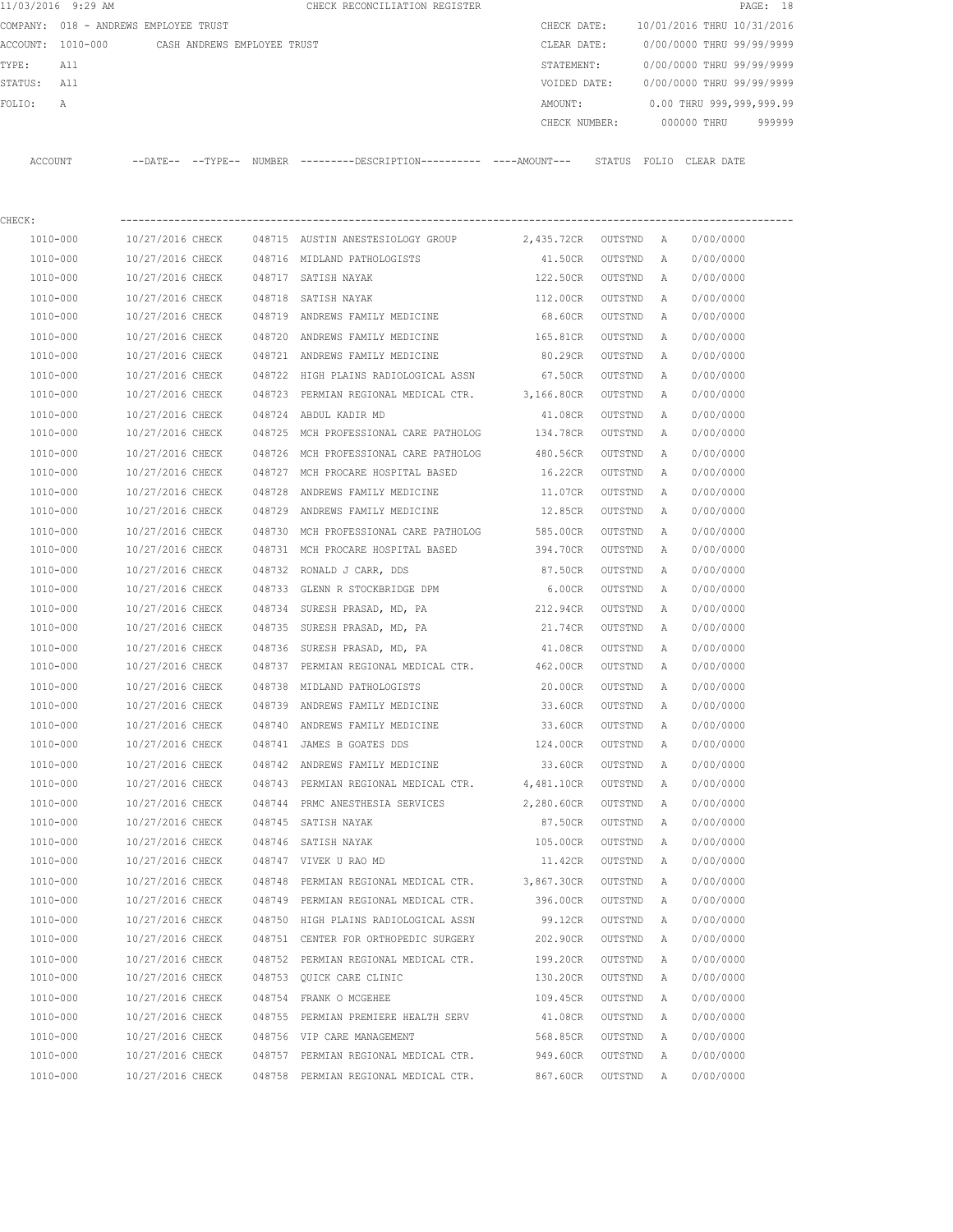11/03/2016 9:29 AM CHECK RECONCILIATION REGISTER

COMPANY: 018 - ANDREWS EMPLOYEE TRUST

ACCOUNT: 1010-000 CASH ANDREWS EMPLOYEE TRUST

TYPE: All

STATUS: All

FOLIO: A

CHECK DATE: 10/01/2016 THRU 10/31/2016

CLEAR DATE: 0/00/0000 THRU 99/99/9999

STATEMENT: 0/00/0000 THRU 99/99/9999

VOIDED DATE: 0/00/0000 THRU 99/99/9999

AMOUNT: 0.00 THRU 999,999,999.99

CHECK NUMBER: 000000 THRU 999999

CHECK:

| ACCOUNT | DATE | TYPE | NUMBER | DESCRIPTION | AMOUNT | STATUS | FOLIO | CLEAR DATE |
|---|---|---|---|---|---|---|---|---|
| 1010-000 | 10/27/2016 | CHECK | 048715 | AUSTIN ANESTESIOLOGY GROUP | 2,435.72CR | OUTSTND | A | 0/00/0000 |
| 1010-000 | 10/27/2016 | CHECK | 048716 | MIDLAND PATHOLOGISTS | 41.50CR | OUTSTND | A | 0/00/0000 |
| 1010-000 | 10/27/2016 | CHECK | 048717 | SATISH NAYAK | 122.50CR | OUTSTND | A | 0/00/0000 |
| 1010-000 | 10/27/2016 | CHECK | 048718 | SATISH NAYAK | 112.00CR | OUTSTND | A | 0/00/0000 |
| 1010-000 | 10/27/2016 | CHECK | 048719 | ANDREWS FAMILY MEDICINE | 68.60CR | OUTSTND | A | 0/00/0000 |
| 1010-000 | 10/27/2016 | CHECK | 048720 | ANDREWS FAMILY MEDICINE | 165.81CR | OUTSTND | A | 0/00/0000 |
| 1010-000 | 10/27/2016 | CHECK | 048721 | ANDREWS FAMILY MEDICINE | 80.29CR | OUTSTND | A | 0/00/0000 |
| 1010-000 | 10/27/2016 | CHECK | 048722 | HIGH PLAINS RADIOLOGICAL ASSN | 67.50CR | OUTSTND | A | 0/00/0000 |
| 1010-000 | 10/27/2016 | CHECK | 048723 | PERMIAN REGIONAL MEDICAL CTR. | 3,166.80CR | OUTSTND | A | 0/00/0000 |
| 1010-000 | 10/27/2016 | CHECK | 048724 | ABDUL KADIR MD | 41.08CR | OUTSTND | A | 0/00/0000 |
| 1010-000 | 10/27/2016 | CHECK | 048725 | MCH PROFESSIONAL CARE PATHOLOG | 134.78CR | OUTSTND | A | 0/00/0000 |
| 1010-000 | 10/27/2016 | CHECK | 048726 | MCH PROFESSIONAL CARE PATHOLOG | 480.56CR | OUTSTND | A | 0/00/0000 |
| 1010-000 | 10/27/2016 | CHECK | 048727 | MCH PROCARE HOSPITAL BASED | 16.22CR | OUTSTND | A | 0/00/0000 |
| 1010-000 | 10/27/2016 | CHECK | 048728 | ANDREWS FAMILY MEDICINE | 11.07CR | OUTSTND | A | 0/00/0000 |
| 1010-000 | 10/27/2016 | CHECK | 048729 | ANDREWS FAMILY MEDICINE | 12.85CR | OUTSTND | A | 0/00/0000 |
| 1010-000 | 10/27/2016 | CHECK | 048730 | MCH PROFESSIONAL CARE PATHOLOG | 585.00CR | OUTSTND | A | 0/00/0000 |
| 1010-000 | 10/27/2016 | CHECK | 048731 | MCH PROCARE HOSPITAL BASED | 394.70CR | OUTSTND | A | 0/00/0000 |
| 1010-000 | 10/27/2016 | CHECK | 048732 | RONALD J CARR, DDS | 87.50CR | OUTSTND | A | 0/00/0000 |
| 1010-000 | 10/27/2016 | CHECK | 048733 | GLENN R STOCKBRIDGE DPM | 6.00CR | OUTSTND | A | 0/00/0000 |
| 1010-000 | 10/27/2016 | CHECK | 048734 | SURESH PRASAD, MD, PA | 212.94CR | OUTSTND | A | 0/00/0000 |
| 1010-000 | 10/27/2016 | CHECK | 048735 | SURESH PRASAD, MD, PA | 21.74CR | OUTSTND | A | 0/00/0000 |
| 1010-000 | 10/27/2016 | CHECK | 048736 | SURESH PRASAD, MD, PA | 41.08CR | OUTSTND | A | 0/00/0000 |
| 1010-000 | 10/27/2016 | CHECK | 048737 | PERMIAN REGIONAL MEDICAL CTR. | 462.00CR | OUTSTND | A | 0/00/0000 |
| 1010-000 | 10/27/2016 | CHECK | 048738 | MIDLAND PATHOLOGISTS | 20.00CR | OUTSTND | A | 0/00/0000 |
| 1010-000 | 10/27/2016 | CHECK | 048739 | ANDREWS FAMILY MEDICINE | 33.60CR | OUTSTND | A | 0/00/0000 |
| 1010-000 | 10/27/2016 | CHECK | 048740 | ANDREWS FAMILY MEDICINE | 33.60CR | OUTSTND | A | 0/00/0000 |
| 1010-000 | 10/27/2016 | CHECK | 048741 | JAMES B GOATES DDS | 124.00CR | OUTSTND | A | 0/00/0000 |
| 1010-000 | 10/27/2016 | CHECK | 048742 | ANDREWS FAMILY MEDICINE | 33.60CR | OUTSTND | A | 0/00/0000 |
| 1010-000 | 10/27/2016 | CHECK | 048743 | PERMIAN REGIONAL MEDICAL CTR. | 4,481.10CR | OUTSTND | A | 0/00/0000 |
| 1010-000 | 10/27/2016 | CHECK | 048744 | PRMC ANESTHESIA SERVICES | 2,280.60CR | OUTSTND | A | 0/00/0000 |
| 1010-000 | 10/27/2016 | CHECK | 048745 | SATISH NAYAK | 87.50CR | OUTSTND | A | 0/00/0000 |
| 1010-000 | 10/27/2016 | CHECK | 048746 | SATISH NAYAK | 105.00CR | OUTSTND | A | 0/00/0000 |
| 1010-000 | 10/27/2016 | CHECK | 048747 | VIVEK U RAO MD | 11.42CR | OUTSTND | A | 0/00/0000 |
| 1010-000 | 10/27/2016 | CHECK | 048748 | PERMIAN REGIONAL MEDICAL CTR. | 3,867.30CR | OUTSTND | A | 0/00/0000 |
| 1010-000 | 10/27/2016 | CHECK | 048749 | PERMIAN REGIONAL MEDICAL CTR. | 396.00CR | OUTSTND | A | 0/00/0000 |
| 1010-000 | 10/27/2016 | CHECK | 048750 | HIGH PLAINS RADIOLOGICAL ASSN | 99.12CR | OUTSTND | A | 0/00/0000 |
| 1010-000 | 10/27/2016 | CHECK | 048751 | CENTER FOR ORTHOPEDIC SURGERY | 202.90CR | OUTSTND | A | 0/00/0000 |
| 1010-000 | 10/27/2016 | CHECK | 048752 | PERMIAN REGIONAL MEDICAL CTR. | 199.20CR | OUTSTND | A | 0/00/0000 |
| 1010-000 | 10/27/2016 | CHECK | 048753 | QUICK CARE CLINIC | 130.20CR | OUTSTND | A | 0/00/0000 |
| 1010-000 | 10/27/2016 | CHECK | 048754 | FRANK O MCGEHEE | 109.45CR | OUTSTND | A | 0/00/0000 |
| 1010-000 | 10/27/2016 | CHECK | 048755 | PERMIAN PREMIERE HEALTH SERV | 41.08CR | OUTSTND | A | 0/00/0000 |
| 1010-000 | 10/27/2016 | CHECK | 048756 | VIP CARE MANAGEMENT | 568.85CR | OUTSTND | A | 0/00/0000 |
| 1010-000 | 10/27/2016 | CHECK | 048757 | PERMIAN REGIONAL MEDICAL CTR. | 949.60CR | OUTSTND | A | 0/00/0000 |
| 1010-000 | 10/27/2016 | CHECK | 048758 | PERMIAN REGIONAL MEDICAL CTR. | 867.60CR | OUTSTND | A | 0/00/0000 |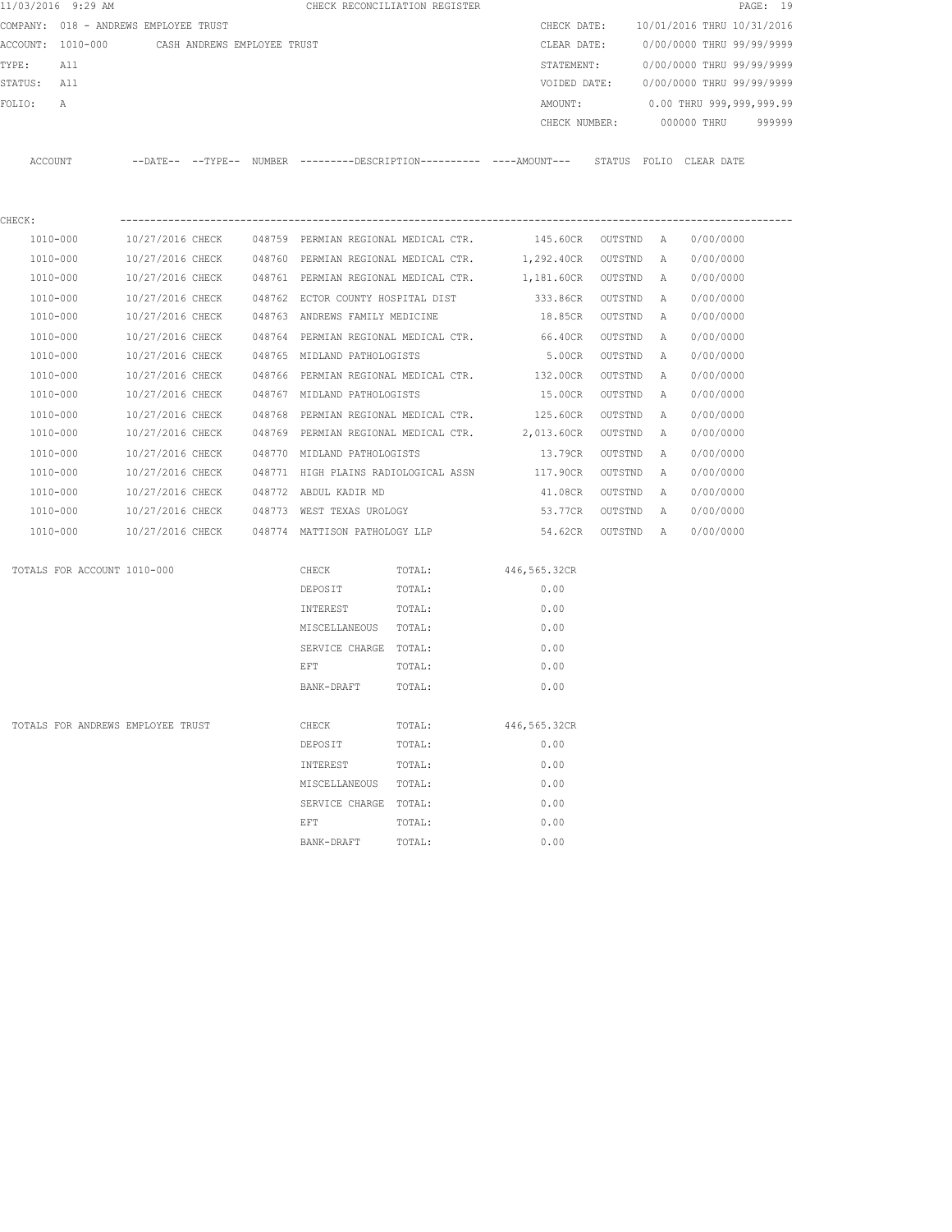11/03/2016 9:29 AM CHECK RECONCILIATION REGISTER

COMPANY: 018 - ANDREWS EMPLOYEE TRUST

ACCOUNT: 1010-000 CASH ANDREWS EMPLOYEE TRUST

TYPE: All

STATUS: All

FOLIO: A

CHECK DATE: 10/01/2016 THRU 10/31/2016

CLEAR DATE: 0/00/0000 THRU 99/99/9999

STATEMENT: 0/00/0000 THRU 99/99/9999

VOIDED DATE: 0/00/0000 THRU 99/99/9999

AMOUNT: 0.00 THRU 999,999,999.99

CHECK NUMBER: 000000 THRU 999999

CHECK:

| ACCOUNT | DATE | TYPE | NUMBER | DESCRIPTION | AMOUNT | STATUS | FOLIO | CLEAR DATE |
|---|---|---|---|---|---|---|---|---|
| 1010-000 | 10/27/2016 | CHECK | 048759 | PERMIAN REGIONAL MEDICAL CTR. | 145.60CR | OUTSTND | A | 0/00/0000 |
| 1010-000 | 10/27/2016 | CHECK | 048760 | PERMIAN REGIONAL MEDICAL CTR. | 1,292.40CR | OUTSTND | A | 0/00/0000 |
| 1010-000 | 10/27/2016 | CHECK | 048761 | PERMIAN REGIONAL MEDICAL CTR. | 1,181.60CR | OUTSTND | A | 0/00/0000 |
| 1010-000 | 10/27/2016 | CHECK | 048762 | ECTOR COUNTY HOSPITAL DIST | 333.86CR | OUTSTND | A | 0/00/0000 |
| 1010-000 | 10/27/2016 | CHECK | 048763 | ANDREWS FAMILY MEDICINE | 18.85CR | OUTSTND | A | 0/00/0000 |
| 1010-000 | 10/27/2016 | CHECK | 048764 | PERMIAN REGIONAL MEDICAL CTR. | 66.40CR | OUTSTND | A | 0/00/0000 |
| 1010-000 | 10/27/2016 | CHECK | 048765 | MIDLAND PATHOLOGISTS | 5.00CR | OUTSTND | A | 0/00/0000 |
| 1010-000 | 10/27/2016 | CHECK | 048766 | PERMIAN REGIONAL MEDICAL CTR. | 132.00CR | OUTSTND | A | 0/00/0000 |
| 1010-000 | 10/27/2016 | CHECK | 048767 | MIDLAND PATHOLOGISTS | 15.00CR | OUTSTND | A | 0/00/0000 |
| 1010-000 | 10/27/2016 | CHECK | 048768 | PERMIAN REGIONAL MEDICAL CTR. | 125.60CR | OUTSTND | A | 0/00/0000 |
| 1010-000 | 10/27/2016 | CHECK | 048769 | PERMIAN REGIONAL MEDICAL CTR. | 2,013.60CR | OUTSTND | A | 0/00/0000 |
| 1010-000 | 10/27/2016 | CHECK | 048770 | MIDLAND PATHOLOGISTS | 13.79CR | OUTSTND | A | 0/00/0000 |
| 1010-000 | 10/27/2016 | CHECK | 048771 | HIGH PLAINS RADIOLOGICAL ASSN | 117.90CR | OUTSTND | A | 0/00/0000 |
| 1010-000 | 10/27/2016 | CHECK | 048772 | ABDUL KADIR MD | 41.08CR | OUTSTND | A | 0/00/0000 |
| 1010-000 | 10/27/2016 | CHECK | 048773 | WEST TEXAS UROLOGY | 53.77CR | OUTSTND | A | 0/00/0000 |
| 1010-000 | 10/27/2016 | CHECK | 048774 | MATTISON PATHOLOGY LLP | 54.62CR | OUTSTND | A | 0/00/0000 |

| TOTALS FOR ACCOUNT 1010-000 | | | |
|---|---|---|---|
| | CHECK | TOTAL: | 446,565.32CR |
| | DEPOSIT | TOTAL: | 0.00 |
| | INTEREST | TOTAL: | 0.00 |
| | MISCELLANEOUS | TOTAL: | 0.00 |
| | SERVICE CHARGE | TOTAL: | 0.00 |
| | EFT | TOTAL: | 0.00 |
| | BANK-DRAFT | TOTAL: | 0.00 |

| TOTALS FOR ANDREWS EMPLOYEE TRUST | | | |
|---|---|---|---|
| | CHECK | TOTAL: | 446,565.32CR |
| | DEPOSIT | TOTAL: | 0.00 |
| | INTEREST | TOTAL: | 0.00 |
| | MISCELLANEOUS | TOTAL: | 0.00 |
| | SERVICE CHARGE | TOTAL: | 0.00 |
| | EFT | TOTAL: | 0.00 |
| | BANK-DRAFT | TOTAL: | 0.00 |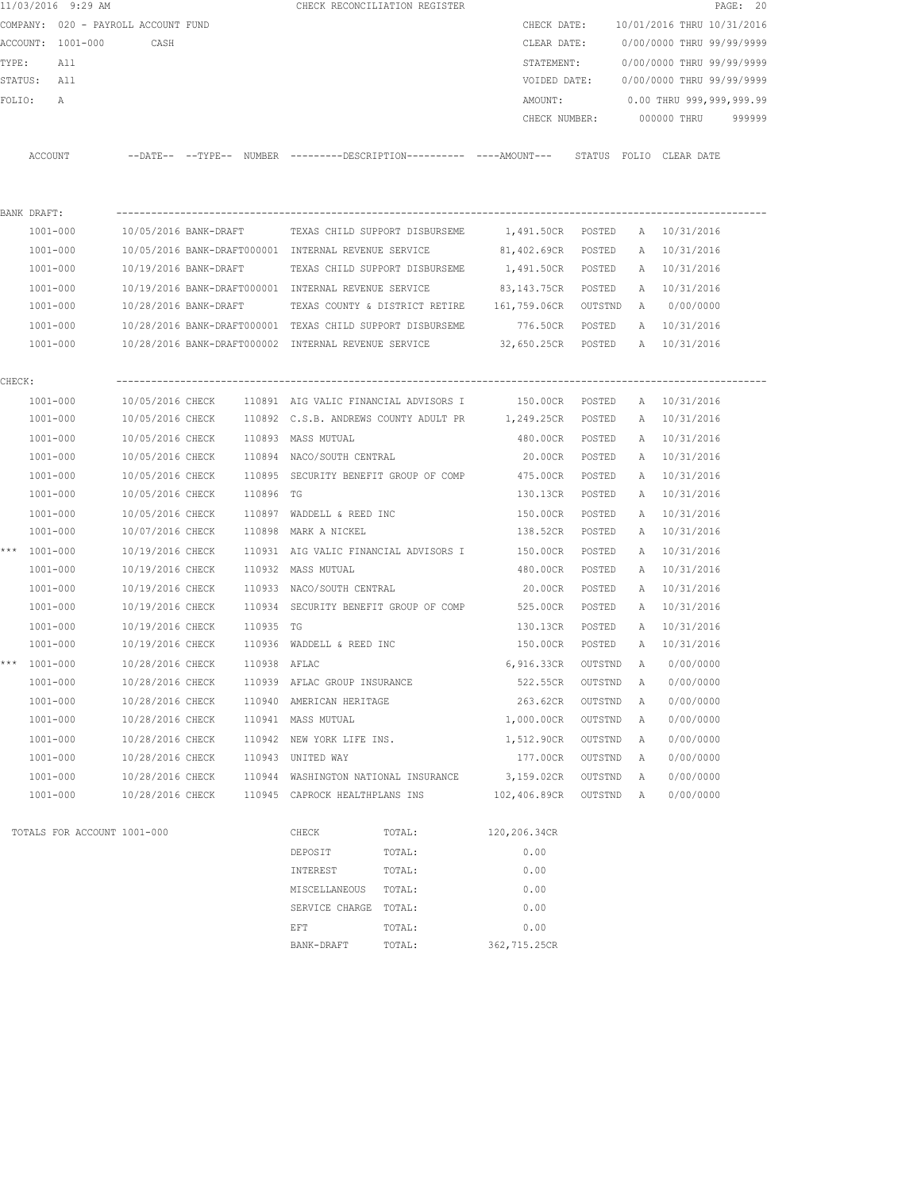11/03/2016 9:29 AM CHECK RECONCILIATION REGISTER

COMPANY: 020 - PAYROLL ACCOUNT FUND

ACCOUNT: 1001-000 CASH

TYPE: All

STATUS: All

FOLIO: A

CHECK DATE: 10/01/2016 THRU 10/31/2016

CLEAR DATE: 0/00/0000 THRU 99/99/9999

STATEMENT: 0/00/0000 THRU 99/99/9999

VOIDED DATE: 0/00/0000 THRU 99/99/9999

AMOUNT: 0.00 THRU 999,999,999.99

CHECK NUMBER: 000000 THRU 999999

| ACCOUNT | --DATE-- | --TYPE-- | NUMBER | ---------DESCRIPTION---------- | ----AMOUNT--- | STATUS | FOLIO | CLEAR DATE |
|---|---|---|---|---|---|---|---|---|
| **BANK DRAFT:** | | | | | | | | |
| 1001-000 | 10/05/2016 | BANK-DRAFT | | TEXAS CHILD SUPPORT DISBURSEME | 1,491.50CR | POSTED | A | 10/31/2016 |
| 1001-000 | 10/05/2016 | BANK-DRAFT | 000001 | INTERNAL REVENUE SERVICE | 81,402.69CR | POSTED | A | 10/31/2016 |
| 1001-000 | 10/19/2016 | BANK-DRAFT | | TEXAS CHILD SUPPORT DISBURSEME | 1,491.50CR | POSTED | A | 10/31/2016 |
| 1001-000 | 10/19/2016 | BANK-DRAFT | 000001 | INTERNAL REVENUE SERVICE | 83,143.75CR | POSTED | A | 10/31/2016 |
| 1001-000 | 10/28/2016 | BANK-DRAFT | | TEXAS COUNTY & DISTRICT RETIRE | 161,759.06CR | OUTSTND | A | 0/00/0000 |
| 1001-000 | 10/28/2016 | BANK-DRAFT | 000001 | TEXAS CHILD SUPPORT DISBURSEME | 776.50CR | POSTED | A | 10/31/2016 |
| 1001-000 | 10/28/2016 | BANK-DRAFT | 000002 | INTERNAL REVENUE SERVICE | 32,650.25CR | POSTED | A | 10/31/2016 |
| **CHECK:** | | | | | | | | |
| 1001-000 | 10/05/2016 | CHECK | 110891 | AIG VALIC FINANCIAL ADVISORS I | 150.00CR | POSTED | A | 10/31/2016 |
| 1001-000 | 10/05/2016 | CHECK | 110892 | C.S.B. ANDREWS COUNTY ADULT PR | 1,249.25CR | POSTED | A | 10/31/2016 |
| 1001-000 | 10/05/2016 | CHECK | 110893 | MASS MUTUAL | 480.00CR | POSTED | A | 10/31/2016 |
| 1001-000 | 10/05/2016 | CHECK | 110894 | NACO/SOUTH CENTRAL | 20.00CR | POSTED | A | 10/31/2016 |
| 1001-000 | 10/05/2016 | CHECK | 110895 | SECURITY BENEFIT GROUP OF COMP | 475.00CR | POSTED | A | 10/31/2016 |
| 1001-000 | 10/05/2016 | CHECK | 110896 | TG | 130.13CR | POSTED | A | 10/31/2016 |
| 1001-000 | 10/05/2016 | CHECK | 110897 | WADDELL & REED INC | 150.00CR | POSTED | A | 10/31/2016 |
| 1001-000 | 10/07/2016 | CHECK | 110898 | MARK A NICKEL | 138.52CR | POSTED | A | 10/31/2016 |
| *** 1001-000 | 10/19/2016 | CHECK | 110931 | AIG VALIC FINANCIAL ADVISORS I | 150.00CR | POSTED | A | 10/31/2016 |
| 1001-000 | 10/19/2016 | CHECK | 110932 | MASS MUTUAL | 480.00CR | POSTED | A | 10/31/2016 |
| 1001-000 | 10/19/2016 | CHECK | 110933 | NACO/SOUTH CENTRAL | 20.00CR | POSTED | A | 10/31/2016 |
| 1001-000 | 10/19/2016 | CHECK | 110934 | SECURITY BENEFIT GROUP OF COMP | 525.00CR | POSTED | A | 10/31/2016 |
| 1001-000 | 10/19/2016 | CHECK | 110935 | TG | 130.13CR | POSTED | A | 10/31/2016 |
| 1001-000 | 10/19/2016 | CHECK | 110936 | WADDELL & REED INC | 150.00CR | POSTED | A | 10/31/2016 |
| *** 1001-000 | 10/28/2016 | CHECK | 110938 | AFLAC | 6,916.33CR | OUTSTND | A | 0/00/0000 |
| 1001-000 | 10/28/2016 | CHECK | 110939 | AFLAC GROUP INSURANCE | 522.55CR | OUTSTND | A | 0/00/0000 |
| 1001-000 | 10/28/2016 | CHECK | 110940 | AMERICAN HERITAGE | 263.62CR | OUTSTND | A | 0/00/0000 |
| 1001-000 | 10/28/2016 | CHECK | 110941 | MASS MUTUAL | 1,000.00CR | OUTSTND | A | 0/00/0000 |
| 1001-000 | 10/28/2016 | CHECK | 110942 | NEW YORK LIFE INS. | 1,512.90CR | OUTSTND | A | 0/00/0000 |
| 1001-000 | 10/28/2016 | CHECK | 110943 | UNITED WAY | 177.00CR | OUTSTND | A | 0/00/0000 |
| 1001-000 | 10/28/2016 | CHECK | 110944 | WASHINGTON NATIONAL INSURANCE | 3,159.02CR | OUTSTND | A | 0/00/0000 |
| 1001-000 | 10/28/2016 | CHECK | 110945 | CAPROCK HEALTHPLANS INS | 102,406.89CR | OUTSTND | A | 0/00/0000 |

TOTALS FOR ACCOUNT 1001-000

| | | |
|---|---|---|
| CHECK | TOTAL: | 120,206.34CR |
| DEPOSIT | TOTAL: | 0.00 |
| INTEREST | TOTAL: | 0.00 |
| MISCELLANEOUS | TOTAL: | 0.00 |
| SERVICE CHARGE | TOTAL: | 0.00 |
| EFT | TOTAL: | 0.00 |
| BANK-DRAFT | TOTAL: | 362,715.25CR |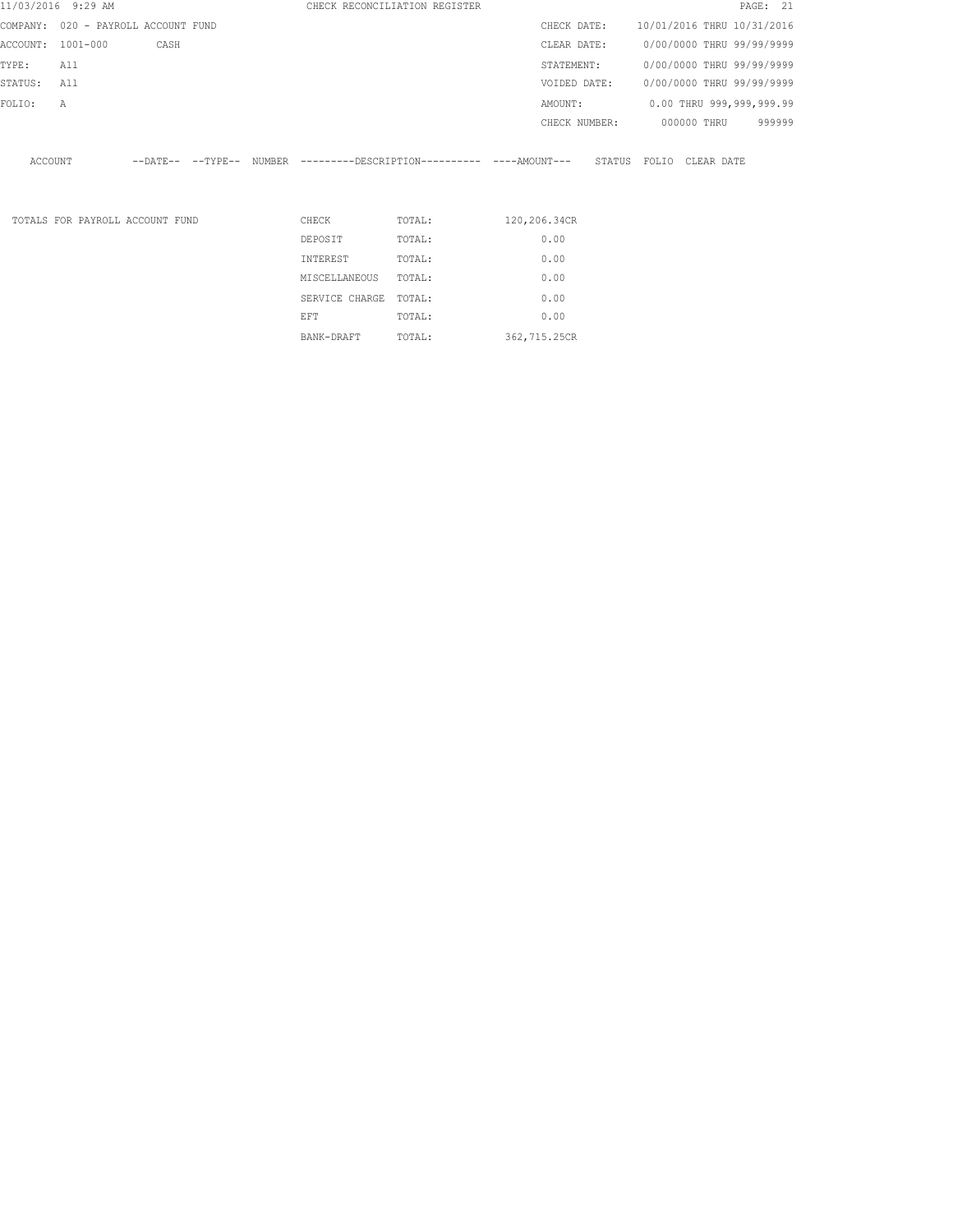CHECK RECONCILIATION REGISTER

| | | | |
|---|---|---|---|
| COMPANY: | 020 - PAYROLL ACCOUNT FUND | CHECK DATE: | 10/01/2016 THRU 10/31/2016 |
| ACCOUNT: | 1001-000 CASH | CLEAR DATE: | 0/00/0000 THRU 99/99/9999 |
| TYPE: | All | STATEMENT: | 0/00/0000 THRU 99/99/9999 |
| STATUS: | All | VOIDED DATE: | 0/00/0000 THRU 99/99/9999 |
| FOLIO: | A | AMOUNT: | 0.00 THRU 999,999,999.99 |
| | | CHECK NUMBER: | 000000 THRU 999999 |

| ACCOUNT | --DATE-- | --TYPE-- | NUMBER | ---------DESCRIPTION---------- | ----AMOUNT--- | STATUS | FOLIO | CLEAR DATE |
|---|---|---|---|---|---|---|---|---|

| TOTALS FOR PAYROLL ACCOUNT FUND | | | |
|---|---|---|---|
| | CHECK | TOTAL: | 120,206.34CR |
| | DEPOSIT | TOTAL: | 0.00 |
| | INTEREST | TOTAL: | 0.00 |
| | MISCELLANEOUS | TOTAL: | 0.00 |
| | SERVICE CHARGE | TOTAL: | 0.00 |
| | EFT | TOTAL: | 0.00 |
| | BANK-DRAFT | TOTAL: | 362,715.25CR |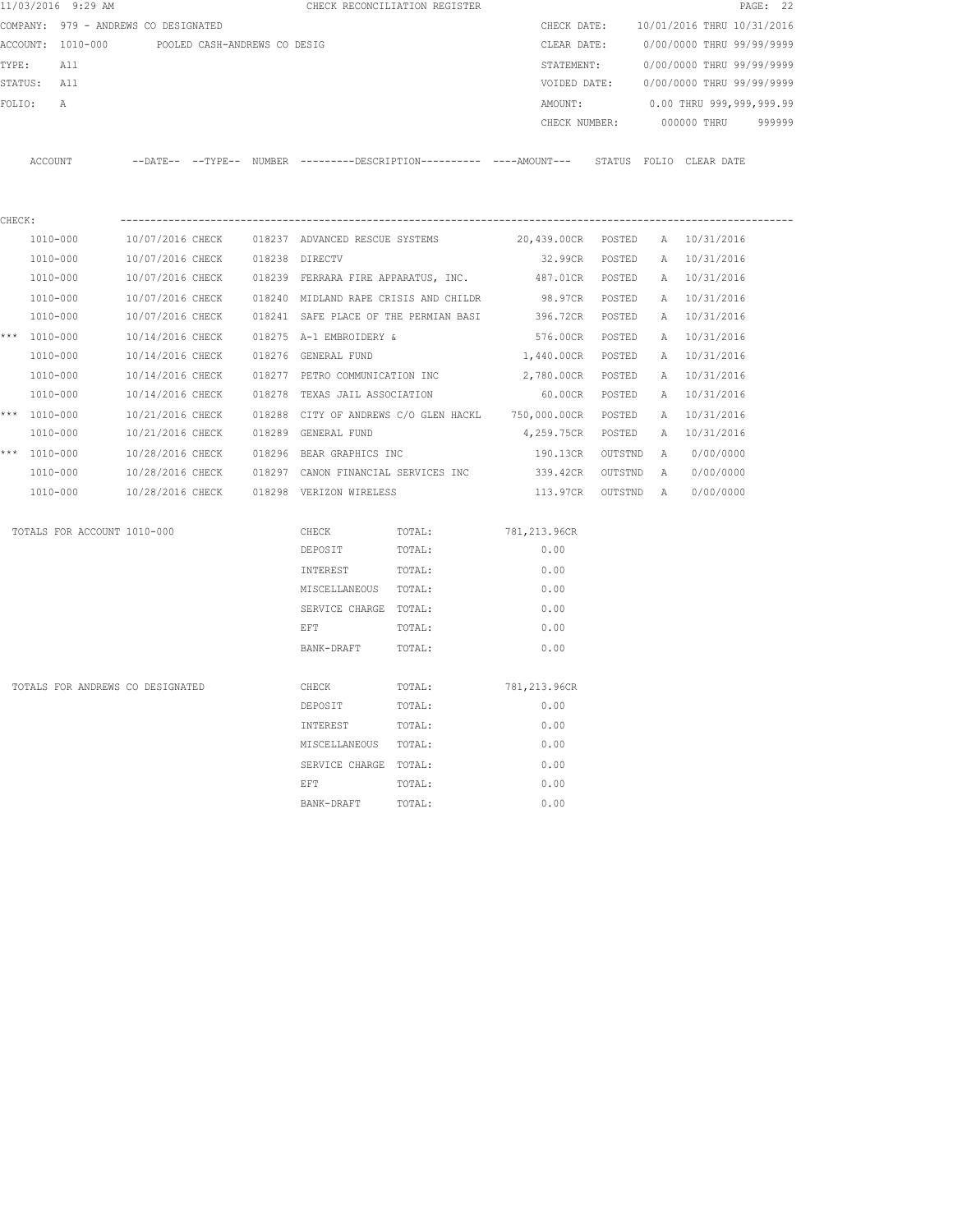11/03/2016 9:29 AM CHECK RECONCILIATION REGISTER

COMPANY: 979 - ANDREWS CO DESIGNATED

ACCOUNT: 1010-000 POOLED CASH-ANDREWS CO DESIG

TYPE: All

STATUS: All

FOLIO: A

CHECK DATE: 10/01/2016 THRU 10/31/2016
CLEAR DATE: 0/00/0000 THRU 99/99/9999
STATEMENT: 0/00/0000 THRU 99/99/9999
VOIDED DATE: 0/00/0000 THRU 99/99/9999
AMOUNT: 0.00 THRU 999,999,999.99
CHECK NUMBER: 000000 THRU 999999

CHECK:

| | ACCOUNT | --DATE-- | --TYPE-- | NUMBER | ---------DESCRIPTION---------- | ----AMOUNT--- | STATUS | FOLIO | CLEAR DATE |
|---|---|---|---|---|---|---|---|---|---|
| | 1010-000 | 10/07/2016 | CHECK | 018237 | ADVANCED RESCUE SYSTEMS | 20,439.00CR | POSTED | A | 10/31/2016 |
| | 1010-000 | 10/07/2016 | CHECK | 018238 | DIRECTV | 32.99CR | POSTED | A | 10/31/2016 |
| | 1010-000 | 10/07/2016 | CHECK | 018239 | FERRARA FIRE APPARATUS, INC. | 487.01CR | POSTED | A | 10/31/2016 |
| | 1010-000 | 10/07/2016 | CHECK | 018240 | MIDLAND RAPE CRISIS AND CHILDR | 98.97CR | POSTED | A | 10/31/2016 |
| | 1010-000 | 10/07/2016 | CHECK | 018241 | SAFE PLACE OF THE PERMIAN BASI | 396.72CR | POSTED | A | 10/31/2016 |
| *** | 1010-000 | 10/14/2016 | CHECK | 018275 | A-1 EMBROIDERY & | 576.00CR | POSTED | A | 10/31/2016 |
| | 1010-000 | 10/14/2016 | CHECK | 018276 | GENERAL FUND | 1,440.00CR | POSTED | A | 10/31/2016 |
| | 1010-000 | 10/14/2016 | CHECK | 018277 | PETRO COMMUNICATION INC | 2,780.00CR | POSTED | A | 10/31/2016 |
| | 1010-000 | 10/14/2016 | CHECK | 018278 | TEXAS JAIL ASSOCIATION | 60.00CR | POSTED | A | 10/31/2016 |
| *** | 1010-000 | 10/21/2016 | CHECK | 018288 | CITY OF ANDREWS C/O GLEN HACKL | 750,000.00CR | POSTED | A | 10/31/2016 |
| | 1010-000 | 10/21/2016 | CHECK | 018289 | GENERAL FUND | 4,259.75CR | POSTED | A | 10/31/2016 |
| *** | 1010-000 | 10/28/2016 | CHECK | 018296 | BEAR GRAPHICS INC | 190.13CR | OUTSTND | A | 0/00/0000 |
| | 1010-000 | 10/28/2016 | CHECK | 018297 | CANON FINANCIAL SERVICES INC | 339.42CR | OUTSTND | A | 0/00/0000 |
| | 1010-000 | 10/28/2016 | CHECK | 018298 | VERIZON WIRELESS | 113.97CR | OUTSTND | A | 0/00/0000 |

| TOTALS FOR ACCOUNT 1010-000 | | | |
|---|---|---|---|
| | CHECK | TOTAL: | 781,213.96CR |
| | DEPOSIT | TOTAL: | 0.00 |
| | INTEREST | TOTAL: | 0.00 |
| | MISCELLANEOUS | TOTAL: | 0.00 |
| | SERVICE CHARGE | TOTAL: | 0.00 |
| | EFT | TOTAL: | 0.00 |
| | BANK-DRAFT | TOTAL: | 0.00 |

| TOTALS FOR ANDREWS CO DESIGNATED | | | |
|---|---|---|---|
| | CHECK | TOTAL: | 781,213.96CR |
| | DEPOSIT | TOTAL: | 0.00 |
| | INTEREST | TOTAL: | 0.00 |
| | MISCELLANEOUS | TOTAL: | 0.00 |
| | SERVICE CHARGE | TOTAL: | 0.00 |
| | EFT | TOTAL: | 0.00 |
| | BANK-DRAFT | TOTAL: | 0.00 |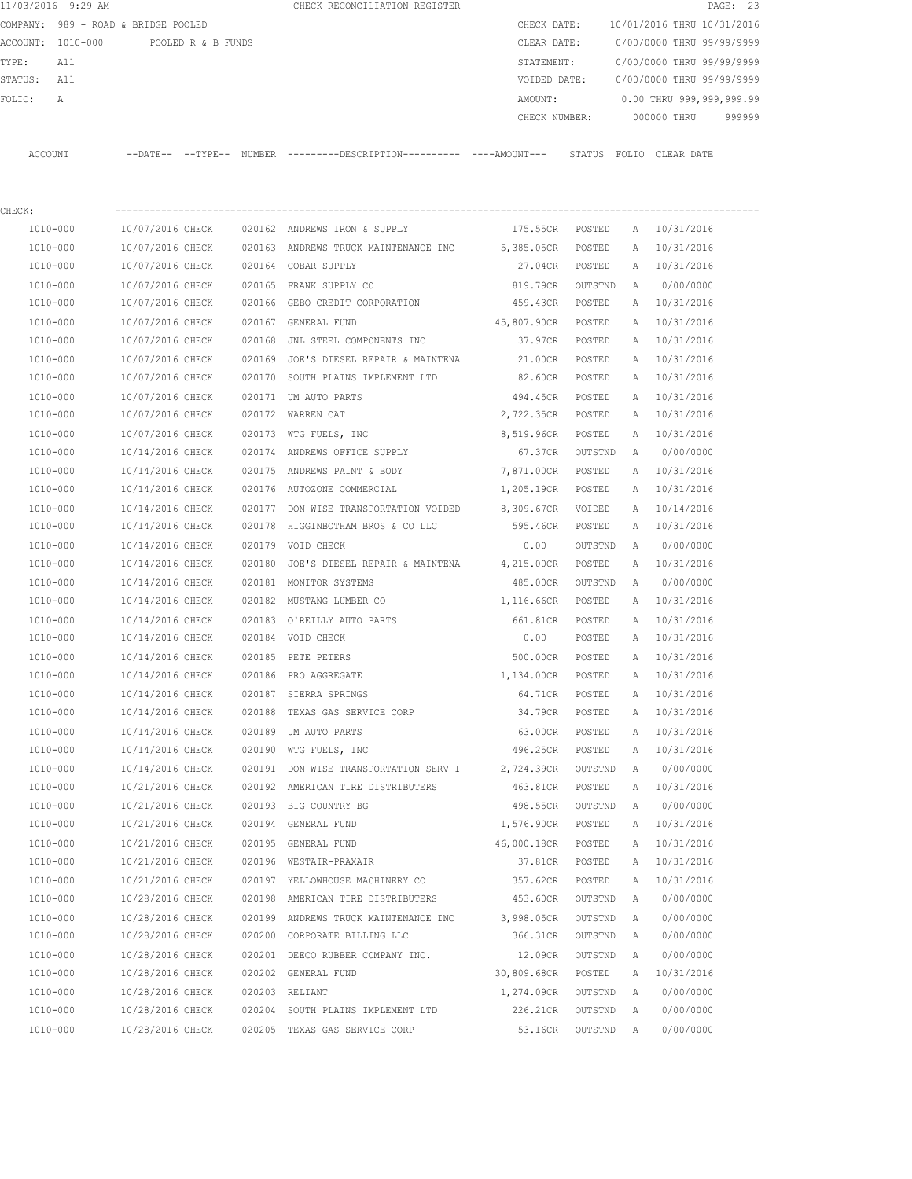11/03/2016 9:29 AM CHECK RECONCILIATION REGISTER

COMPANY: 989 - ROAD & BRIDGE POOLED
ACCOUNT: 1010-000 POOLED R & B FUNDS
TYPE: All
STATUS: All
FOLIO: A

CHECK DATE: 10/01/2016 THRU 10/31/2016
CLEAR DATE: 0/00/0000 THRU 99/99/9999
STATEMENT: 0/00/0000 THRU 99/99/9999
VOIDED DATE: 0/00/0000 THRU 99/99/9999
AMOUNT: 0.00 THRU 999,999,999.99
CHECK NUMBER: 000000 THRU 999999

CHECK:

| ACCOUNT | DATE | TYPE | NUMBER | DESCRIPTION | AMOUNT | STATUS | FOLIO | CLEAR DATE |
|---|---|---|---|---|---|---|---|---|
| 1010-000 | 10/07/2016 | CHECK | 020162 | ANDREWS IRON & SUPPLY | 175.55CR | POSTED | A | 10/31/2016 |
| 1010-000 | 10/07/2016 | CHECK | 020163 | ANDREWS TRUCK MAINTENANCE INC | 5,385.05CR | POSTED | A | 10/31/2016 |
| 1010-000 | 10/07/2016 | CHECK | 020164 | COBAR SUPPLY | 27.04CR | POSTED | A | 10/31/2016 |
| 1010-000 | 10/07/2016 | CHECK | 020165 | FRANK SUPPLY CO | 819.79CR | OUTSTND | A | 0/00/0000 |
| 1010-000 | 10/07/2016 | CHECK | 020166 | GEBO CREDIT CORPORATION | 459.43CR | POSTED | A | 10/31/2016 |
| 1010-000 | 10/07/2016 | CHECK | 020167 | GENERAL FUND | 45,807.90CR | POSTED | A | 10/31/2016 |
| 1010-000 | 10/07/2016 | CHECK | 020168 | JNL STEEL COMPONENTS INC | 37.97CR | POSTED | A | 10/31/2016 |
| 1010-000 | 10/07/2016 | CHECK | 020169 | JOE'S DIESEL REPAIR & MAINTENA | 21.00CR | POSTED | A | 10/31/2016 |
| 1010-000 | 10/07/2016 | CHECK | 020170 | SOUTH PLAINS IMPLEMENT LTD | 82.60CR | POSTED | A | 10/31/2016 |
| 1010-000 | 10/07/2016 | CHECK | 020171 | UM AUTO PARTS | 494.45CR | POSTED | A | 10/31/2016 |
| 1010-000 | 10/07/2016 | CHECK | 020172 | WARREN CAT | 2,722.35CR | POSTED | A | 10/31/2016 |
| 1010-000 | 10/07/2016 | CHECK | 020173 | WTG FUELS, INC | 8,519.96CR | POSTED | A | 10/31/2016 |
| 1010-000 | 10/14/2016 | CHECK | 020174 | ANDREWS OFFICE SUPPLY | 67.37CR | OUTSTND | A | 0/00/0000 |
| 1010-000 | 10/14/2016 | CHECK | 020175 | ANDREWS PAINT & BODY | 7,871.00CR | POSTED | A | 10/31/2016 |
| 1010-000 | 10/14/2016 | CHECK | 020176 | AUTOZONE COMMERCIAL | 1,205.19CR | POSTED | A | 10/31/2016 |
| 1010-000 | 10/14/2016 | CHECK | 020177 | DON WISE TRANSPORTATION VOIDED | 8,309.67CR | VOIDED | A | 10/14/2016 |
| 1010-000 | 10/14/2016 | CHECK | 020178 | HIGGINBOTHAM BROS & CO LLC | 595.46CR | POSTED | A | 10/31/2016 |
| 1010-000 | 10/14/2016 | CHECK | 020179 | VOID CHECK | 0.00 | OUTSTND | A | 0/00/0000 |
| 1010-000 | 10/14/2016 | CHECK | 020180 | JOE'S DIESEL REPAIR & MAINTENA | 4,215.00CR | POSTED | A | 10/31/2016 |
| 1010-000 | 10/14/2016 | CHECK | 020181 | MONITOR SYSTEMS | 485.00CR | OUTSTND | A | 0/00/0000 |
| 1010-000 | 10/14/2016 | CHECK | 020182 | MUSTANG LUMBER CO | 1,116.66CR | POSTED | A | 10/31/2016 |
| 1010-000 | 10/14/2016 | CHECK | 020183 | O'REILLY AUTO PARTS | 661.81CR | POSTED | A | 10/31/2016 |
| 1010-000 | 10/14/2016 | CHECK | 020184 | VOID CHECK | 0.00 | POSTED | A | 10/31/2016 |
| 1010-000 | 10/14/2016 | CHECK | 020185 | PETE PETERS | 500.00CR | POSTED | A | 10/31/2016 |
| 1010-000 | 10/14/2016 | CHECK | 020186 | PRO AGGREGATE | 1,134.00CR | POSTED | A | 10/31/2016 |
| 1010-000 | 10/14/2016 | CHECK | 020187 | SIERRA SPRINGS | 64.71CR | POSTED | A | 10/31/2016 |
| 1010-000 | 10/14/2016 | CHECK | 020188 | TEXAS GAS SERVICE CORP | 34.79CR | POSTED | A | 10/31/2016 |
| 1010-000 | 10/14/2016 | CHECK | 020189 | UM AUTO PARTS | 63.00CR | POSTED | A | 10/31/2016 |
| 1010-000 | 10/14/2016 | CHECK | 020190 | WTG FUELS, INC | 496.25CR | POSTED | A | 10/31/2016 |
| 1010-000 | 10/14/2016 | CHECK | 020191 | DON WISE TRANSPORTATION SERV I | 2,724.39CR | OUTSTND | A | 0/00/0000 |
| 1010-000 | 10/21/2016 | CHECK | 020192 | AMERICAN TIRE DISTRIBUTERS | 463.81CR | POSTED | A | 10/31/2016 |
| 1010-000 | 10/21/2016 | CHECK | 020193 | BIG COUNTRY BG | 498.55CR | OUTSTND | A | 0/00/0000 |
| 1010-000 | 10/21/2016 | CHECK | 020194 | GENERAL FUND | 1,576.90CR | POSTED | A | 10/31/2016 |
| 1010-000 | 10/21/2016 | CHECK | 020195 | GENERAL FUND | 46,000.18CR | POSTED | A | 10/31/2016 |
| 1010-000 | 10/21/2016 | CHECK | 020196 | WESTAIR-PRAXAIR | 37.81CR | POSTED | A | 10/31/2016 |
| 1010-000 | 10/21/2016 | CHECK | 020197 | YELLOWHOUSE MACHINERY CO | 357.62CR | POSTED | A | 10/31/2016 |
| 1010-000 | 10/28/2016 | CHECK | 020198 | AMERICAN TIRE DISTRIBUTERS | 453.60CR | OUTSTND | A | 0/00/0000 |
| 1010-000 | 10/28/2016 | CHECK | 020199 | ANDREWS TRUCK MAINTENANCE INC | 3,998.05CR | OUTSTND | A | 0/00/0000 |
| 1010-000 | 10/28/2016 | CHECK | 020200 | CORPORATE BILLING LLC | 366.31CR | OUTSTND | A | 0/00/0000 |
| 1010-000 | 10/28/2016 | CHECK | 020201 | DEECO RUBBER COMPANY INC. | 12.09CR | OUTSTND | A | 0/00/0000 |
| 1010-000 | 10/28/2016 | CHECK | 020202 | GENERAL FUND | 30,809.68CR | POSTED | A | 10/31/2016 |
| 1010-000 | 10/28/2016 | CHECK | 020203 | RELIANT | 1,274.09CR | OUTSTND | A | 0/00/0000 |
| 1010-000 | 10/28/2016 | CHECK | 020204 | SOUTH PLAINS IMPLEMENT LTD | 226.21CR | OUTSTND | A | 0/00/0000 |
| 1010-000 | 10/28/2016 | CHECK | 020205 | TEXAS GAS SERVICE CORP | 53.16CR | OUTSTND | A | 0/00/0000 |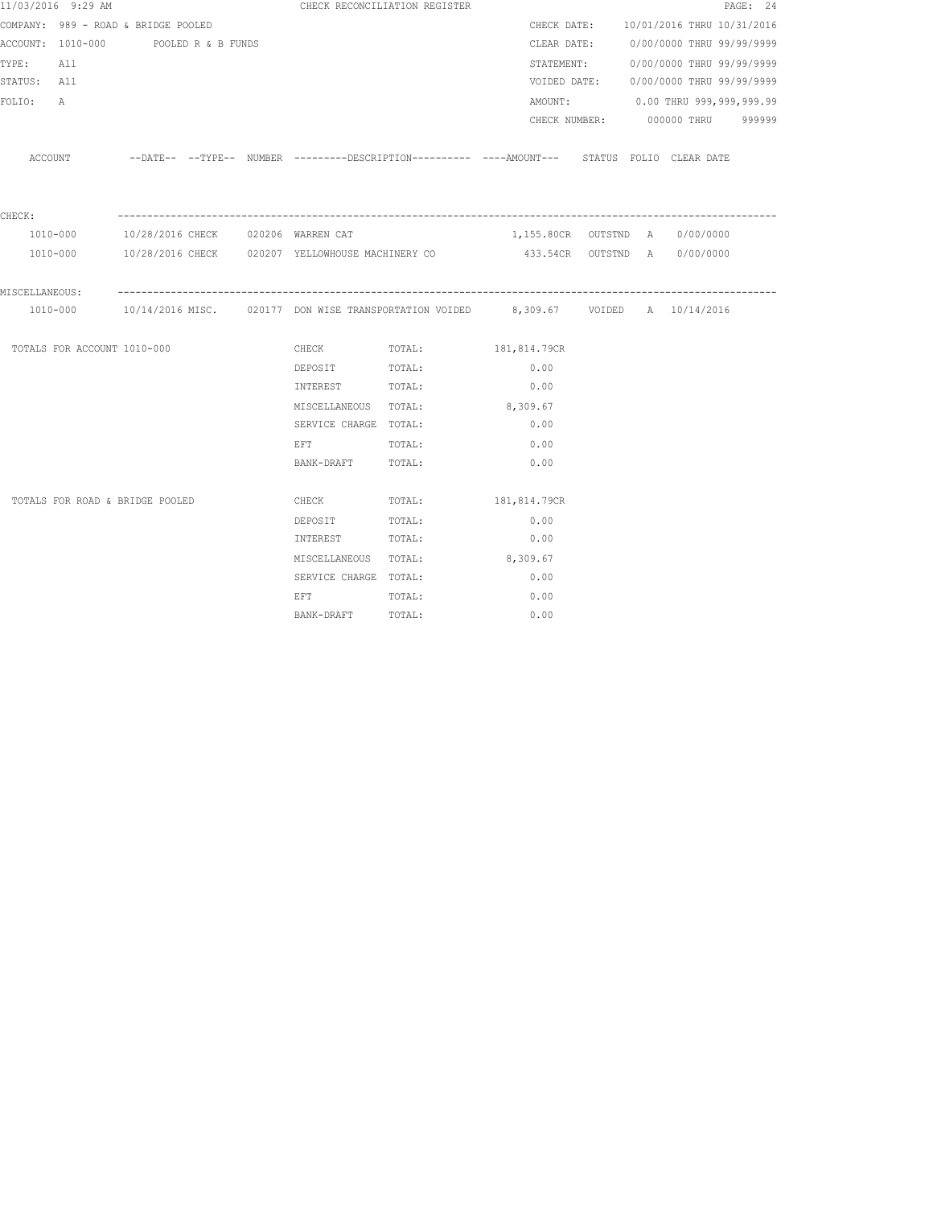11/03/2016 9:29 AM CHECK RECONCILIATION REGISTER

COMPANY: 989 - ROAD & BRIDGE POOLED
ACCOUNT: 1010-000 POOLED R & B FUNDS
TYPE: All
STATUS: All
FOLIO: A

CHECK DATE: 10/01/2016 THRU 10/31/2016
CLEAR DATE: 0/00/0000 THRU 99/99/9999
STATEMENT: 0/00/0000 THRU 99/99/9999
VOIDED DATE: 0/00/0000 THRU 99/99/9999
AMOUNT: 0.00 THRU 999,999,999.99
CHECK NUMBER: 000000 THRU 999999

| ACCOUNT | --DATE-- | --TYPE-- | NUMBER | ---------DESCRIPTION---------- | ----AMOUNT--- | STATUS | FOLIO | CLEAR DATE |
|---|---|---|---|---|---|---|---|---|
| CHECK: | | | | | | | | |
| 1010-000 | 10/28/2016 | CHECK | 020206 | WARREN CAT | 1,155.80CR | OUTSTND | A | 0/00/0000 |
| 1010-000 | 10/28/2016 | CHECK | 020207 | YELLOWHOUSE MACHINERY CO | 433.54CR | OUTSTND | A | 0/00/0000 |
| MISCELLANEOUS: | | | | | | | | |
| 1010-000 | 10/14/2016 | MISC. | 020177 | DON WISE TRANSPORTATION VOIDED | 8,309.67 | VOIDED | A | 10/14/2016 |

| TOTALS FOR ACCOUNT 1010-000 | | | |
|---|---|---|---|
| | CHECK | TOTAL: | 181,814.79CR |
| | DEPOSIT | TOTAL: | 0.00 |
| | INTEREST | TOTAL: | 0.00 |
| | MISCELLANEOUS | TOTAL: | 8,309.67 |
| | SERVICE CHARGE | TOTAL: | 0.00 |
| | EFT | TOTAL: | 0.00 |
| | BANK-DRAFT | TOTAL: | 0.00 |

| TOTALS FOR ROAD & BRIDGE POOLED | | | |
|---|---|---|---|
| | CHECK | TOTAL: | 181,814.79CR |
| | DEPOSIT | TOTAL: | 0.00 |
| | INTEREST | TOTAL: | 0.00 |
| | MISCELLANEOUS | TOTAL: | 8,309.67 |
| | SERVICE CHARGE | TOTAL: | 0.00 |
| | EFT | TOTAL: | 0.00 |
| | BANK-DRAFT | TOTAL: | 0.00 |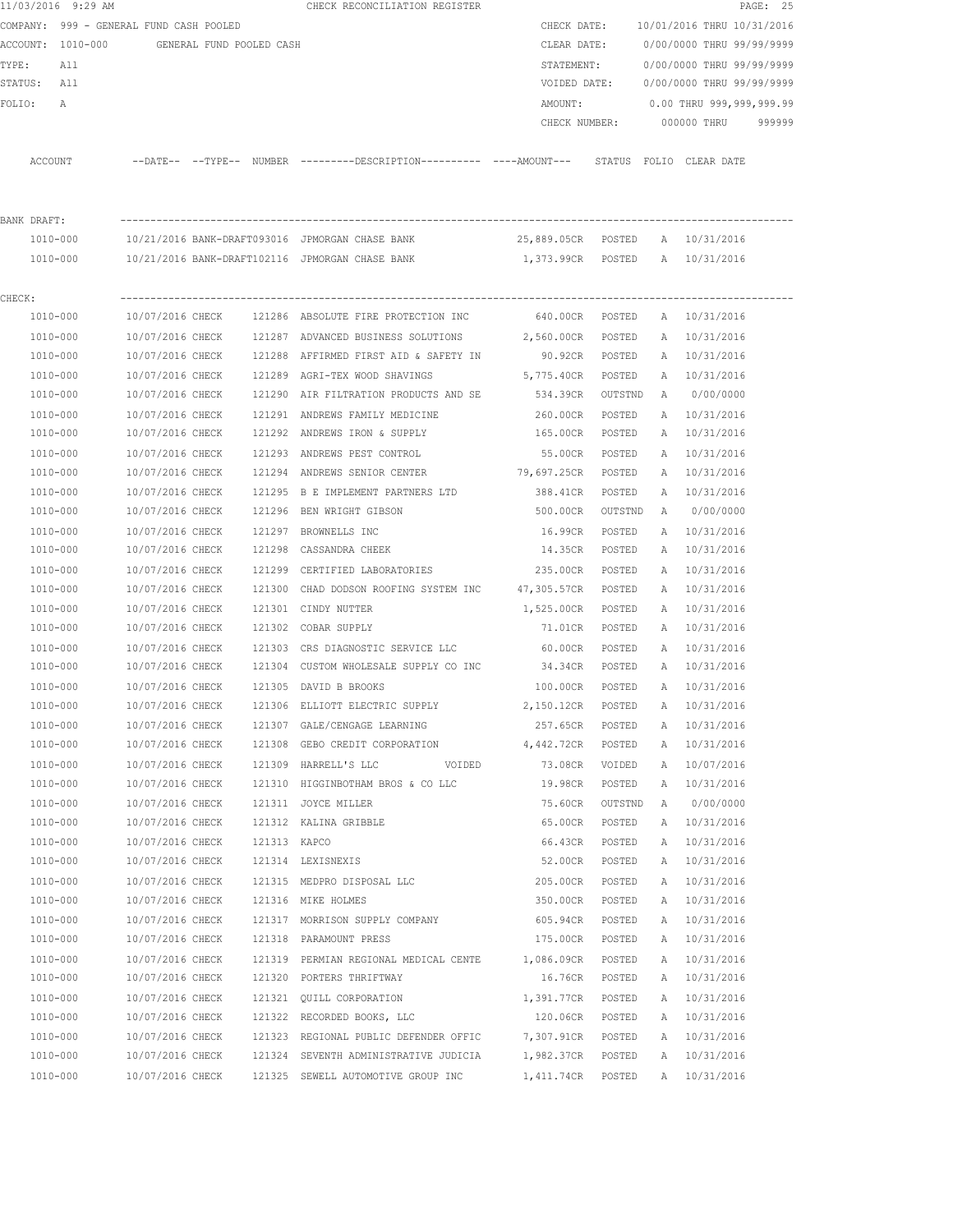11/03/2016 9:29 AM CHECK RECONCILIATION REGISTER

COMPANY: 999 - GENERAL FUND CASH POOLED
ACCOUNT: 1010-000 GENERAL FUND POOLED CASH
TYPE: All
STATUS: All
FOLIO: A

CHECK DATE: 10/01/2016 THRU 10/31/2016
CLEAR DATE: 0/00/0000 THRU 99/99/9999
STATEMENT: 0/00/0000 THRU 99/99/9999
VOIDED DATE: 0/00/0000 THRU 99/99/9999
AMOUNT: 0.00 THRU 999,999,999.99
CHECK NUMBER: 000000 THRU 999999

| ACCOUNT | --DATE-- | --TYPE-- | NUMBER | ---------DESCRIPTION---------- | ----AMOUNT--- | STATUS | FOLIO | CLEAR DATE |
|---|---|---|---|---|---|---|---|---|
| **BANK DRAFT:** | | | | | | | | |
| 1010-000 | 10/21/2016 | BANK-DRAFT | 093016 | JPMORGAN CHASE BANK | 25,889.05CR | POSTED | A | 10/31/2016 |
| 1010-000 | 10/21/2016 | BANK-DRAFT | 102116 | JPMORGAN CHASE BANK | 1,373.99CR | POSTED | A | 10/31/2016 |
| **CHECK:** | | | | | | | | |
| 1010-000 | 10/07/2016 | CHECK | 121286 | ABSOLUTE FIRE PROTECTION INC | 640.00CR | POSTED | A | 10/31/2016 |
| 1010-000 | 10/07/2016 | CHECK | 121287 | ADVANCED BUSINESS SOLUTIONS | 2,560.00CR | POSTED | A | 10/31/2016 |
| 1010-000 | 10/07/2016 | CHECK | 121288 | AFFIRMED FIRST AID & SAFETY IN | 90.92CR | POSTED | A | 10/31/2016 |
| 1010-000 | 10/07/2016 | CHECK | 121289 | AGRI-TEX WOOD SHAVINGS | 5,775.40CR | POSTED | A | 10/31/2016 |
| 1010-000 | 10/07/2016 | CHECK | 121290 | AIR FILTRATION PRODUCTS AND SE | 534.39CR | OUTSTND | A | 0/00/0000 |
| 1010-000 | 10/07/2016 | CHECK | 121291 | ANDREWS FAMILY MEDICINE | 260.00CR | POSTED | A | 10/31/2016 |
| 1010-000 | 10/07/2016 | CHECK | 121292 | ANDREWS IRON & SUPPLY | 165.00CR | POSTED | A | 10/31/2016 |
| 1010-000 | 10/07/2016 | CHECK | 121293 | ANDREWS PEST CONTROL | 55.00CR | POSTED | A | 10/31/2016 |
| 1010-000 | 10/07/2016 | CHECK | 121294 | ANDREWS SENIOR CENTER | 79,697.25CR | POSTED | A | 10/31/2016 |
| 1010-000 | 10/07/2016 | CHECK | 121295 | B E IMPLEMENT PARTNERS LTD | 388.41CR | POSTED | A | 10/31/2016 |
| 1010-000 | 10/07/2016 | CHECK | 121296 | BEN WRIGHT GIBSON | 500.00CR | OUTSTND | A | 0/00/0000 |
| 1010-000 | 10/07/2016 | CHECK | 121297 | BROWNELLS INC | 16.99CR | POSTED | A | 10/31/2016 |
| 1010-000 | 10/07/2016 | CHECK | 121298 | CASSANDRA CHEEK | 14.35CR | POSTED | A | 10/31/2016 |
| 1010-000 | 10/07/2016 | CHECK | 121299 | CERTIFIED LABORATORIES | 235.00CR | POSTED | A | 10/31/2016 |
| 1010-000 | 10/07/2016 | CHECK | 121300 | CHAD DODSON ROOFING SYSTEM INC | 47,305.57CR | POSTED | A | 10/31/2016 |
| 1010-000 | 10/07/2016 | CHECK | 121301 | CINDY NUTTER | 1,525.00CR | POSTED | A | 10/31/2016 |
| 1010-000 | 10/07/2016 | CHECK | 121302 | COBAR SUPPLY | 71.01CR | POSTED | A | 10/31/2016 |
| 1010-000 | 10/07/2016 | CHECK | 121303 | CRS DIAGNOSTIC SERVICE LLC | 60.00CR | POSTED | A | 10/31/2016 |
| 1010-000 | 10/07/2016 | CHECK | 121304 | CUSTOM WHOLESALE SUPPLY CO INC | 34.34CR | POSTED | A | 10/31/2016 |
| 1010-000 | 10/07/2016 | CHECK | 121305 | DAVID B BROOKS | 100.00CR | POSTED | A | 10/31/2016 |
| 1010-000 | 10/07/2016 | CHECK | 121306 | ELLIOTT ELECTRIC SUPPLY | 2,150.12CR | POSTED | A | 10/31/2016 |
| 1010-000 | 10/07/2016 | CHECK | 121307 | GALE/CENGAGE LEARNING | 257.65CR | POSTED | A | 10/31/2016 |
| 1010-000 | 10/07/2016 | CHECK | 121308 | GEBO CREDIT CORPORATION | 4,442.72CR | POSTED | A | 10/31/2016 |
| 1010-000 | 10/07/2016 | CHECK | 121309 | HARRELL'S LLC VOIDED | 73.08CR | VOIDED | A | 10/07/2016 |
| 1010-000 | 10/07/2016 | CHECK | 121310 | HIGGINBOTHAM BROS & CO LLC | 19.98CR | POSTED | A | 10/31/2016 |
| 1010-000 | 10/07/2016 | CHECK | 121311 | JOYCE MILLER | 75.60CR | OUTSTND | A | 0/00/0000 |
| 1010-000 | 10/07/2016 | CHECK | 121312 | KALINA GRIBBLE | 65.00CR | POSTED | A | 10/31/2016 |
| 1010-000 | 10/07/2016 | CHECK | 121313 | KAPCO | 66.43CR | POSTED | A | 10/31/2016 |
| 1010-000 | 10/07/2016 | CHECK | 121314 | LEXISNEXIS | 52.00CR | POSTED | A | 10/31/2016 |
| 1010-000 | 10/07/2016 | CHECK | 121315 | MEDPRO DISPOSAL LLC | 205.00CR | POSTED | A | 10/31/2016 |
| 1010-000 | 10/07/2016 | CHECK | 121316 | MIKE HOLMES | 350.00CR | POSTED | A | 10/31/2016 |
| 1010-000 | 10/07/2016 | CHECK | 121317 | MORRISON SUPPLY COMPANY | 605.94CR | POSTED | A | 10/31/2016 |
| 1010-000 | 10/07/2016 | CHECK | 121318 | PARAMOUNT PRESS | 175.00CR | POSTED | A | 10/31/2016 |
| 1010-000 | 10/07/2016 | CHECK | 121319 | PERMIAN REGIONAL MEDICAL CENTE | 1,086.09CR | POSTED | A | 10/31/2016 |
| 1010-000 | 10/07/2016 | CHECK | 121320 | PORTERS THRIFTWAY | 16.76CR | POSTED | A | 10/31/2016 |
| 1010-000 | 10/07/2016 | CHECK | 121321 | QUILL CORPORATION | 1,391.77CR | POSTED | A | 10/31/2016 |
| 1010-000 | 10/07/2016 | CHECK | 121322 | RECORDED BOOKS, LLC | 120.06CR | POSTED | A | 10/31/2016 |
| 1010-000 | 10/07/2016 | CHECK | 121323 | REGIONAL PUBLIC DEFENDER OFFIC | 7,307.91CR | POSTED | A | 10/31/2016 |
| 1010-000 | 10/07/2016 | CHECK | 121324 | SEVENTH ADMINISTRATIVE JUDICIA | 1,982.37CR | POSTED | A | 10/31/2016 |
| 1010-000 | 10/07/2016 | CHECK | 121325 | SEWELL AUTOMOTIVE GROUP INC | 1,411.74CR | POSTED | A | 10/31/2016 |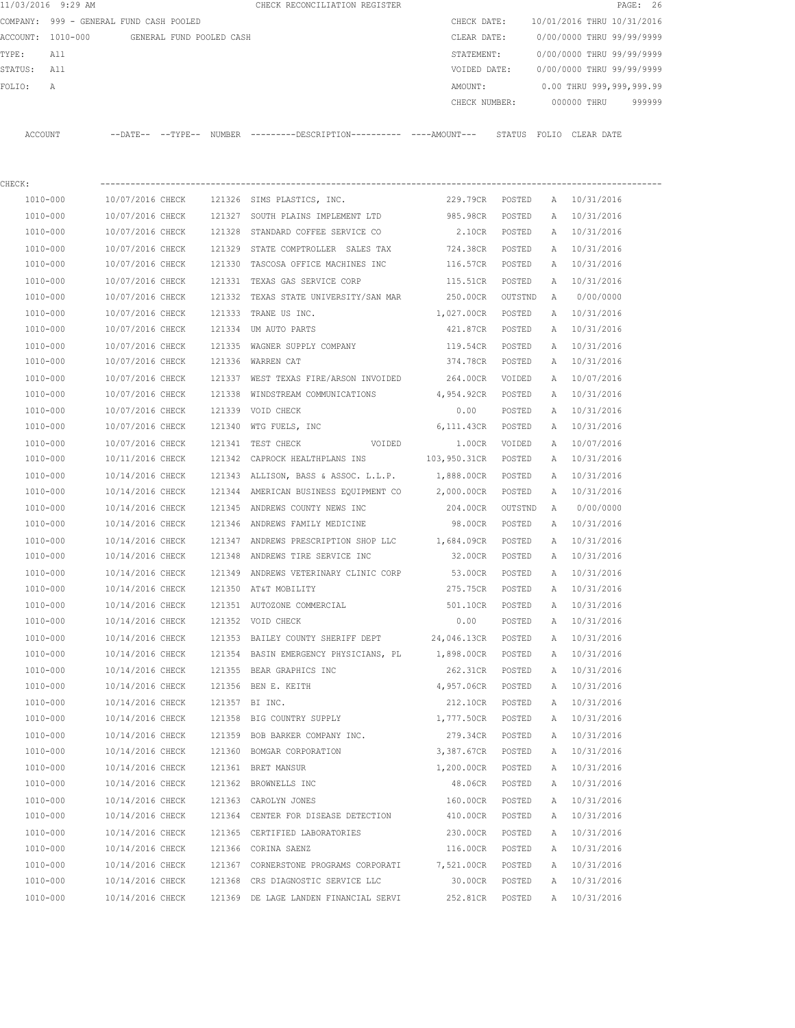11/03/2016 9:29 AM CHECK RECONCILIATION REGISTER

COMPANY: 999 - GENERAL FUND CASH POOLED
ACCOUNT: 1010-000 GENERAL FUND POOLED CASH
TYPE: All
STATUS: All
FOLIO: A

CHECK DATE: 10/01/2016 THRU 10/31/2016
CLEAR DATE: 0/00/0000 THRU 99/99/9999
STATEMENT: 0/00/0000 THRU 99/99/9999
VOIDED DATE: 0/00/0000 THRU 99/99/9999
AMOUNT: 0.00 THRU 999,999,999.99
CHECK NUMBER: 000000 THRU 999999

CHECK:

| ACCOUNT | --DATE-- | --TYPE-- | NUMBER | ---------DESCRIPTION---------- | ----AMOUNT--- | STATUS | FOLIO | CLEAR DATE |
|---|---|---|---|---|---|---|---|---|
| 1010-000 | 10/07/2016 | CHECK | 121326 | SIMS PLASTICS, INC. | 229.79CR | POSTED | A | 10/31/2016 |
| 1010-000 | 10/07/2016 | CHECK | 121327 | SOUTH PLAINS IMPLEMENT LTD | 985.98CR | POSTED | A | 10/31/2016 |
| 1010-000 | 10/07/2016 | CHECK | 121328 | STANDARD COFFEE SERVICE CO | 2.10CR | POSTED | A | 10/31/2016 |
| 1010-000 | 10/07/2016 | CHECK | 121329 | STATE COMPTROLLER SALES TAX | 724.38CR | POSTED | A | 10/31/2016 |
| 1010-000 | 10/07/2016 | CHECK | 121330 | TASCOSA OFFICE MACHINES INC | 116.57CR | POSTED | A | 10/31/2016 |
| 1010-000 | 10/07/2016 | CHECK | 121331 | TEXAS GAS SERVICE CORP | 115.51CR | POSTED | A | 10/31/2016 |
| 1010-000 | 10/07/2016 | CHECK | 121332 | TEXAS STATE UNIVERSITY/SAN MAR | 250.00CR | OUTSTND | A | 0/00/0000 |
| 1010-000 | 10/07/2016 | CHECK | 121333 | TRANE US INC. | 1,027.00CR | POSTED | A | 10/31/2016 |
| 1010-000 | 10/07/2016 | CHECK | 121334 | UM AUTO PARTS | 421.87CR | POSTED | A | 10/31/2016 |
| 1010-000 | 10/07/2016 | CHECK | 121335 | WAGNER SUPPLY COMPANY | 119.54CR | POSTED | A | 10/31/2016 |
| 1010-000 | 10/07/2016 | CHECK | 121336 | WARREN CAT | 374.78CR | POSTED | A | 10/31/2016 |
| 1010-000 | 10/07/2016 | CHECK | 121337 | WEST TEXAS FIRE/ARSON INVOIDED | 264.00CR | VOIDED | A | 10/07/2016 |
| 1010-000 | 10/07/2016 | CHECK | 121338 | WINDSTREAM COMMUNICATIONS | 4,954.92CR | POSTED | A | 10/31/2016 |
| 1010-000 | 10/07/2016 | CHECK | 121339 | VOID CHECK | 0.00 | POSTED | A | 10/31/2016 |
| 1010-000 | 10/07/2016 | CHECK | 121340 | WTG FUELS, INC | 6,111.43CR | POSTED | A | 10/31/2016 |
| 1010-000 | 10/07/2016 | CHECK | 121341 | TEST CHECK VOIDED | 1.00CR | VOIDED | A | 10/07/2016 |
| 1010-000 | 10/11/2016 | CHECK | 121342 | CAPROCK HEALTHPLANS INS | 103,950.31CR | POSTED | A | 10/31/2016 |
| 1010-000 | 10/14/2016 | CHECK | 121343 | ALLISON, BASS & ASSOC. L.L.P. | 1,888.00CR | POSTED | A | 10/31/2016 |
| 1010-000 | 10/14/2016 | CHECK | 121344 | AMERICAN BUSINESS EQUIPMENT CO | 2,000.00CR | POSTED | A | 10/31/2016 |
| 1010-000 | 10/14/2016 | CHECK | 121345 | ANDREWS COUNTY NEWS INC | 204.00CR | OUTSTND | A | 0/00/0000 |
| 1010-000 | 10/14/2016 | CHECK | 121346 | ANDREWS FAMILY MEDICINE | 98.00CR | POSTED | A | 10/31/2016 |
| 1010-000 | 10/14/2016 | CHECK | 121347 | ANDREWS PRESCRIPTION SHOP LLC | 1,684.09CR | POSTED | A | 10/31/2016 |
| 1010-000 | 10/14/2016 | CHECK | 121348 | ANDREWS TIRE SERVICE INC | 32.00CR | POSTED | A | 10/31/2016 |
| 1010-000 | 10/14/2016 | CHECK | 121349 | ANDREWS VETERINARY CLINIC CORP | 53.00CR | POSTED | A | 10/31/2016 |
| 1010-000 | 10/14/2016 | CHECK | 121350 | AT&T MOBILITY | 275.75CR | POSTED | A | 10/31/2016 |
| 1010-000 | 10/14/2016 | CHECK | 121351 | AUTOZONE COMMERCIAL | 501.10CR | POSTED | A | 10/31/2016 |
| 1010-000 | 10/14/2016 | CHECK | 121352 | VOID CHECK | 0.00 | POSTED | A | 10/31/2016 |
| 1010-000 | 10/14/2016 | CHECK | 121353 | BAILEY COUNTY SHERIFF DEPT | 24,046.13CR | POSTED | A | 10/31/2016 |
| 1010-000 | 10/14/2016 | CHECK | 121354 | BASIN EMERGENCY PHYSICIANS, PL | 1,898.00CR | POSTED | A | 10/31/2016 |
| 1010-000 | 10/14/2016 | CHECK | 121355 | BEAR GRAPHICS INC | 262.31CR | POSTED | A | 10/31/2016 |
| 1010-000 | 10/14/2016 | CHECK | 121356 | BEN E. KEITH | 4,957.06CR | POSTED | A | 10/31/2016 |
| 1010-000 | 10/14/2016 | CHECK | 121357 | BI INC. | 212.10CR | POSTED | A | 10/31/2016 |
| 1010-000 | 10/14/2016 | CHECK | 121358 | BIG COUNTRY SUPPLY | 1,777.50CR | POSTED | A | 10/31/2016 |
| 1010-000 | 10/14/2016 | CHECK | 121359 | BOB BARKER COMPANY INC. | 279.34CR | POSTED | A | 10/31/2016 |
| 1010-000 | 10/14/2016 | CHECK | 121360 | BOMGAR CORPORATION | 3,387.67CR | POSTED | A | 10/31/2016 |
| 1010-000 | 10/14/2016 | CHECK | 121361 | BRET MANSUR | 1,200.00CR | POSTED | A | 10/31/2016 |
| 1010-000 | 10/14/2016 | CHECK | 121362 | BROWNELLS INC | 48.06CR | POSTED | A | 10/31/2016 |
| 1010-000 | 10/14/2016 | CHECK | 121363 | CAROLYN JONES | 160.00CR | POSTED | A | 10/31/2016 |
| 1010-000 | 10/14/2016 | CHECK | 121364 | CENTER FOR DISEASE DETECTION | 410.00CR | POSTED | A | 10/31/2016 |
| 1010-000 | 10/14/2016 | CHECK | 121365 | CERTIFIED LABORATORIES | 230.00CR | POSTED | A | 10/31/2016 |
| 1010-000 | 10/14/2016 | CHECK | 121366 | CORINA SAENZ | 116.00CR | POSTED | A | 10/31/2016 |
| 1010-000 | 10/14/2016 | CHECK | 121367 | CORNERSTONE PROGRAMS CORPORATI | 7,521.00CR | POSTED | A | 10/31/2016 |
| 1010-000 | 10/14/2016 | CHECK | 121368 | CRS DIAGNOSTIC SERVICE LLC | 30.00CR | POSTED | A | 10/31/2016 |
| 1010-000 | 10/14/2016 | CHECK | 121369 | DE LAGE LANDEN FINANCIAL SERVI | 252.81CR | POSTED | A | 10/31/2016 |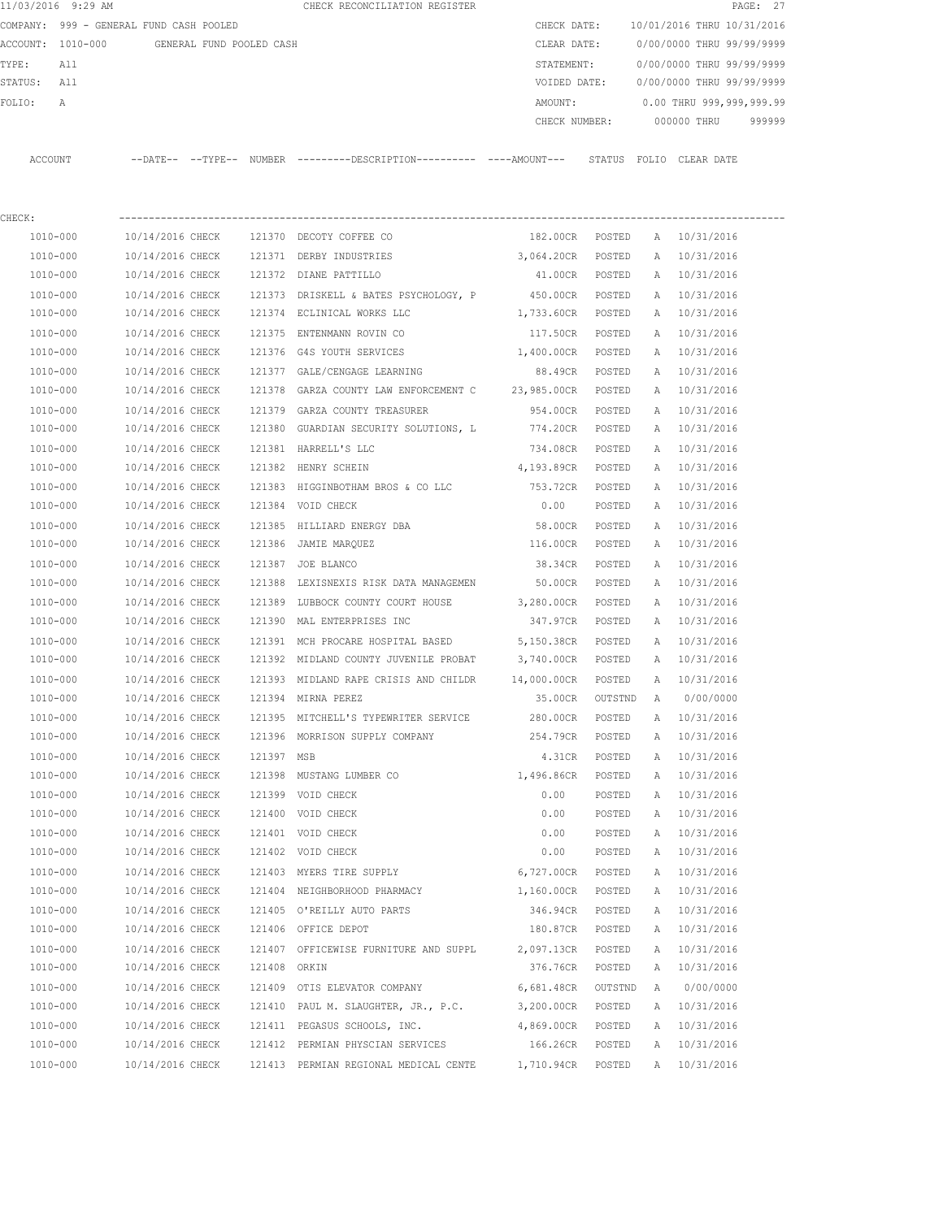11/03/2016 9:29 AM CHECK RECONCILIATION REGISTER

COMPANY: 999 - GENERAL FUND CASH POOLED
ACCOUNT: 1010-000 GENERAL FUND POOLED CASH
TYPE: All
STATUS: All
FOLIO: A

CHECK DATE: 10/01/2016 THRU 10/31/2016
CLEAR DATE: 0/00/0000 THRU 99/99/9999
STATEMENT: 0/00/0000 THRU 99/99/9999
VOIDED DATE: 0/00/0000 THRU 99/99/9999
AMOUNT: 0.00 THRU 999,999,999.99
CHECK NUMBER: 000000 THRU 999999

CHECK:

| ACCOUNT | --DATE-- | --TYPE-- | NUMBER | ---------DESCRIPTION---------- | ----AMOUNT--- | STATUS | FOLIO | CLEAR DATE |
|---|---|---|---|---|---|---|---|---|
| 1010-000 | 10/14/2016 | CHECK | 121370 | DECOTY COFFEE CO | 182.00CR | POSTED | A | 10/31/2016 |
| 1010-000 | 10/14/2016 | CHECK | 121371 | DERBY INDUSTRIES | 3,064.20CR | POSTED | A | 10/31/2016 |
| 1010-000 | 10/14/2016 | CHECK | 121372 | DIANE PATTILLO | 41.00CR | POSTED | A | 10/31/2016 |
| 1010-000 | 10/14/2016 | CHECK | 121373 | DRISKELL & BATES PSYCHOLOGY, P | 450.00CR | POSTED | A | 10/31/2016 |
| 1010-000 | 10/14/2016 | CHECK | 121374 | ECLINICAL WORKS LLC | 1,733.60CR | POSTED | A | 10/31/2016 |
| 1010-000 | 10/14/2016 | CHECK | 121375 | ENTENMANN ROVIN CO | 117.50CR | POSTED | A | 10/31/2016 |
| 1010-000 | 10/14/2016 | CHECK | 121376 | G4S YOUTH SERVICES | 1,400.00CR | POSTED | A | 10/31/2016 |
| 1010-000 | 10/14/2016 | CHECK | 121377 | GALE/CENGAGE LEARNING | 88.49CR | POSTED | A | 10/31/2016 |
| 1010-000 | 10/14/2016 | CHECK | 121378 | GARZA COUNTY LAW ENFORCEMENT C | 23,985.00CR | POSTED | A | 10/31/2016 |
| 1010-000 | 10/14/2016 | CHECK | 121379 | GARZA COUNTY TREASURER | 954.00CR | POSTED | A | 10/31/2016 |
| 1010-000 | 10/14/2016 | CHECK | 121380 | GUARDIAN SECURITY SOLUTIONS, L | 774.20CR | POSTED | A | 10/31/2016 |
| 1010-000 | 10/14/2016 | CHECK | 121381 | HARRELL'S LLC | 734.08CR | POSTED | A | 10/31/2016 |
| 1010-000 | 10/14/2016 | CHECK | 121382 | HENRY SCHEIN | 4,193.89CR | POSTED | A | 10/31/2016 |
| 1010-000 | 10/14/2016 | CHECK | 121383 | HIGGINBOTHAM BROS & CO LLC | 753.72CR | POSTED | A | 10/31/2016 |
| 1010-000 | 10/14/2016 | CHECK | 121384 | VOID CHECK | 0.00 | POSTED | A | 10/31/2016 |
| 1010-000 | 10/14/2016 | CHECK | 121385 | HILLIARD ENERGY DBA | 58.00CR | POSTED | A | 10/31/2016 |
| 1010-000 | 10/14/2016 | CHECK | 121386 | JAMIE MARQUEZ | 116.00CR | POSTED | A | 10/31/2016 |
| 1010-000 | 10/14/2016 | CHECK | 121387 | JOE BLANCO | 38.34CR | POSTED | A | 10/31/2016 |
| 1010-000 | 10/14/2016 | CHECK | 121388 | LEXISNEXIS RISK DATA MANAGEMEN | 50.00CR | POSTED | A | 10/31/2016 |
| 1010-000 | 10/14/2016 | CHECK | 121389 | LUBBOCK COUNTY COURT HOUSE | 3,280.00CR | POSTED | A | 10/31/2016 |
| 1010-000 | 10/14/2016 | CHECK | 121390 | MAL ENTERPRISES INC | 347.97CR | POSTED | A | 10/31/2016 |
| 1010-000 | 10/14/2016 | CHECK | 121391 | MCH PROCARE HOSPITAL BASED | 5,150.38CR | POSTED | A | 10/31/2016 |
| 1010-000 | 10/14/2016 | CHECK | 121392 | MIDLAND COUNTY JUVENILE PROBAT | 3,740.00CR | POSTED | A | 10/31/2016 |
| 1010-000 | 10/14/2016 | CHECK | 121393 | MIDLAND RAPE CRISIS AND CHILDR | 14,000.00CR | POSTED | A | 10/31/2016 |
| 1010-000 | 10/14/2016 | CHECK | 121394 | MIRNA PEREZ | 35.00CR | OUTSTND | A | 0/00/0000 |
| 1010-000 | 10/14/2016 | CHECK | 121395 | MITCHELL'S TYPEWRITER SERVICE | 280.00CR | POSTED | A | 10/31/2016 |
| 1010-000 | 10/14/2016 | CHECK | 121396 | MORRISON SUPPLY COMPANY | 254.79CR | POSTED | A | 10/31/2016 |
| 1010-000 | 10/14/2016 | CHECK | 121397 | MSB | 4.31CR | POSTED | A | 10/31/2016 |
| 1010-000 | 10/14/2016 | CHECK | 121398 | MUSTANG LUMBER CO | 1,496.86CR | POSTED | A | 10/31/2016 |
| 1010-000 | 10/14/2016 | CHECK | 121399 | VOID CHECK | 0.00 | POSTED | A | 10/31/2016 |
| 1010-000 | 10/14/2016 | CHECK | 121400 | VOID CHECK | 0.00 | POSTED | A | 10/31/2016 |
| 1010-000 | 10/14/2016 | CHECK | 121401 | VOID CHECK | 0.00 | POSTED | A | 10/31/2016 |
| 1010-000 | 10/14/2016 | CHECK | 121402 | VOID CHECK | 0.00 | POSTED | A | 10/31/2016 |
| 1010-000 | 10/14/2016 | CHECK | 121403 | MYERS TIRE SUPPLY | 6,727.00CR | POSTED | A | 10/31/2016 |
| 1010-000 | 10/14/2016 | CHECK | 121404 | NEIGHBORHOOD PHARMACY | 1,160.00CR | POSTED | A | 10/31/2016 |
| 1010-000 | 10/14/2016 | CHECK | 121405 | O'REILLY AUTO PARTS | 346.94CR | POSTED | A | 10/31/2016 |
| 1010-000 | 10/14/2016 | CHECK | 121406 | OFFICE DEPOT | 180.87CR | POSTED | A | 10/31/2016 |
| 1010-000 | 10/14/2016 | CHECK | 121407 | OFFICEWISE FURNITURE AND SUPPL | 2,097.13CR | POSTED | A | 10/31/2016 |
| 1010-000 | 10/14/2016 | CHECK | 121408 | ORKIN | 376.76CR | POSTED | A | 10/31/2016 |
| 1010-000 | 10/14/2016 | CHECK | 121409 | OTIS ELEVATOR COMPANY | 6,681.48CR | OUTSTND | A | 0/00/0000 |
| 1010-000 | 10/14/2016 | CHECK | 121410 | PAUL M. SLAUGHTER, JR., P.C. | 3,200.00CR | POSTED | A | 10/31/2016 |
| 1010-000 | 10/14/2016 | CHECK | 121411 | PEGASUS SCHOOLS, INC. | 4,869.00CR | POSTED | A | 10/31/2016 |
| 1010-000 | 10/14/2016 | CHECK | 121412 | PERMIAN PHYSCIAN SERVICES | 166.26CR | POSTED | A | 10/31/2016 |
| 1010-000 | 10/14/2016 | CHECK | 121413 | PERMIAN REGIONAL MEDICAL CENTE | 1,710.94CR | POSTED | A | 10/31/2016 |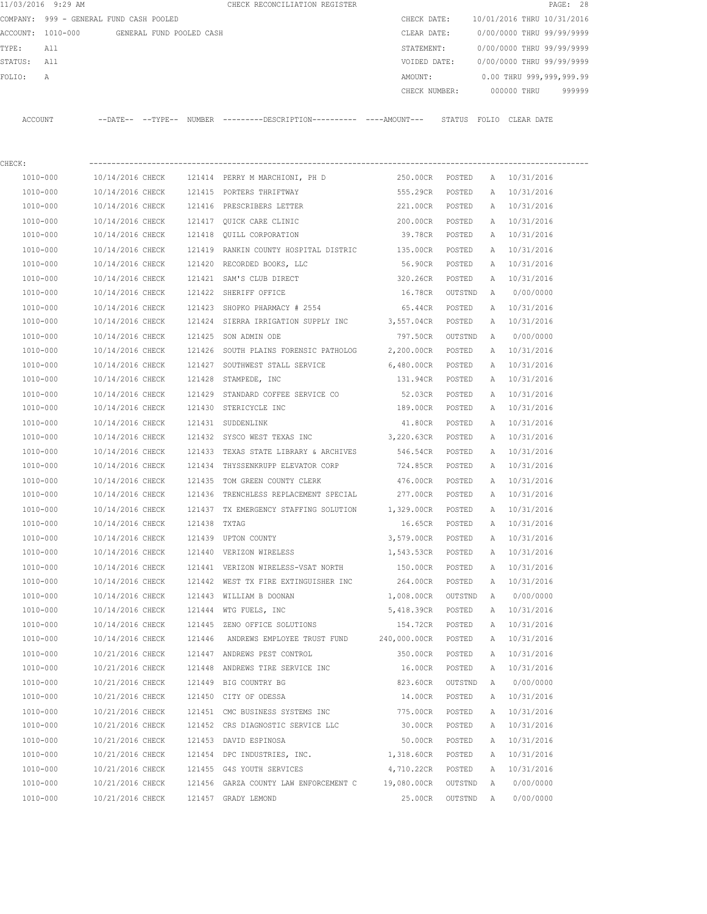11/03/2016 9:29 AM CHECK RECONCILIATION REGISTER

COMPANY: 999 - GENERAL FUND CASH POOLED
ACCOUNT: 1010-000 GENERAL FUND POOLED CASH
TYPE: All
STATUS: All
FOLIO: A

CHECK DATE: 10/01/2016 THRU 10/31/2016
CLEAR DATE: 0/00/0000 THRU 99/99/9999
STATEMENT: 0/00/0000 THRU 99/99/9999
VOIDED DATE: 0/00/0000 THRU 99/99/9999
AMOUNT: 0.00 THRU 999,999,999.99
CHECK NUMBER: 000000 THRU 999999

CHECK:

| ACCOUNT | --DATE-- | --TYPE-- | NUMBER | ---------DESCRIPTION---------- | ----AMOUNT--- | STATUS | FOLIO | CLEAR DATE |
|---|---|---|---|---|---|---|---|---|
| 1010-000 | 10/14/2016 | CHECK | 121414 | PERRY M MARCHIONI, PH D | 250.00CR | POSTED | A | 10/31/2016 |
| 1010-000 | 10/14/2016 | CHECK | 121415 | PORTERS THRIFTWAY | 555.29CR | POSTED | A | 10/31/2016 |
| 1010-000 | 10/14/2016 | CHECK | 121416 | PRESCRIBERS LETTER | 221.00CR | POSTED | A | 10/31/2016 |
| 1010-000 | 10/14/2016 | CHECK | 121417 | QUICK CARE CLINIC | 200.00CR | POSTED | A | 10/31/2016 |
| 1010-000 | 10/14/2016 | CHECK | 121418 | QUILL CORPORATION | 39.78CR | POSTED | A | 10/31/2016 |
| 1010-000 | 10/14/2016 | CHECK | 121419 | RANKIN COUNTY HOSPITAL DISTRIC | 135.00CR | POSTED | A | 10/31/2016 |
| 1010-000 | 10/14/2016 | CHECK | 121420 | RECORDED BOOKS, LLC | 56.90CR | POSTED | A | 10/31/2016 |
| 1010-000 | 10/14/2016 | CHECK | 121421 | SAM'S CLUB DIRECT | 320.26CR | POSTED | A | 10/31/2016 |
| 1010-000 | 10/14/2016 | CHECK | 121422 | SHERIFF OFFICE | 16.78CR | OUTSTND | A | 0/00/0000 |
| 1010-000 | 10/14/2016 | CHECK | 121423 | SHOPKO PHARMACY # 2554 | 65.44CR | POSTED | A | 10/31/2016 |
| 1010-000 | 10/14/2016 | CHECK | 121424 | SIERRA IRRIGATION SUPPLY INC | 3,557.04CR | POSTED | A | 10/31/2016 |
| 1010-000 | 10/14/2016 | CHECK | 121425 | SON ADMIN ODE | 797.50CR | OUTSTND | A | 0/00/0000 |
| 1010-000 | 10/14/2016 | CHECK | 121426 | SOUTH PLAINS FORENSIC PATHOLOG | 2,200.00CR | POSTED | A | 10/31/2016 |
| 1010-000 | 10/14/2016 | CHECK | 121427 | SOUTHWEST STALL SERVICE | 6,480.00CR | POSTED | A | 10/31/2016 |
| 1010-000 | 10/14/2016 | CHECK | 121428 | STAMPEDE, INC | 131.94CR | POSTED | A | 10/31/2016 |
| 1010-000 | 10/14/2016 | CHECK | 121429 | STANDARD COFFEE SERVICE CO | 52.03CR | POSTED | A | 10/31/2016 |
| 1010-000 | 10/14/2016 | CHECK | 121430 | STERICYCLE INC | 189.00CR | POSTED | A | 10/31/2016 |
| 1010-000 | 10/14/2016 | CHECK | 121431 | SUDDENLINK | 41.80CR | POSTED | A | 10/31/2016 |
| 1010-000 | 10/14/2016 | CHECK | 121432 | SYSCO WEST TEXAS INC | 3,220.63CR | POSTED | A | 10/31/2016 |
| 1010-000 | 10/14/2016 | CHECK | 121433 | TEXAS STATE LIBRARY & ARCHIVES | 546.54CR | POSTED | A | 10/31/2016 |
| 1010-000 | 10/14/2016 | CHECK | 121434 | THYSSENKRUPP ELEVATOR CORP | 724.85CR | POSTED | A | 10/31/2016 |
| 1010-000 | 10/14/2016 | CHECK | 121435 | TOM GREEN COUNTY CLERK | 476.00CR | POSTED | A | 10/31/2016 |
| 1010-000 | 10/14/2016 | CHECK | 121436 | TRENCHLESS REPLACEMENT SPECIAL | 277.00CR | POSTED | A | 10/31/2016 |
| 1010-000 | 10/14/2016 | CHECK | 121437 | TX EMERGENCY STAFFING SOLUTION | 1,329.00CR | POSTED | A | 10/31/2016 |
| 1010-000 | 10/14/2016 | CHECK | 121438 | TXTAG | 16.65CR | POSTED | A | 10/31/2016 |
| 1010-000 | 10/14/2016 | CHECK | 121439 | UPTON COUNTY | 3,579.00CR | POSTED | A | 10/31/2016 |
| 1010-000 | 10/14/2016 | CHECK | 121440 | VERIZON WIRELESS | 1,543.53CR | POSTED | A | 10/31/2016 |
| 1010-000 | 10/14/2016 | CHECK | 121441 | VERIZON WIRELESS-VSAT NORTH | 150.00CR | POSTED | A | 10/31/2016 |
| 1010-000 | 10/14/2016 | CHECK | 121442 | WEST TX FIRE EXTINGUISHER INC | 264.00CR | POSTED | A | 10/31/2016 |
| 1010-000 | 10/14/2016 | CHECK | 121443 | WILLIAM B DOONAN | 1,008.00CR | OUTSTND | A | 0/00/0000 |
| 1010-000 | 10/14/2016 | CHECK | 121444 | WTG FUELS, INC | 5,418.39CR | POSTED | A | 10/31/2016 |
| 1010-000 | 10/14/2016 | CHECK | 121445 | ZENO OFFICE SOLUTIONS | 154.72CR | POSTED | A | 10/31/2016 |
| 1010-000 | 10/14/2016 | CHECK | 121446 | ANDREWS EMPLOYEE TRUST FUND | 240,000.00CR | POSTED | A | 10/31/2016 |
| 1010-000 | 10/21/2016 | CHECK | 121447 | ANDREWS PEST CONTROL | 350.00CR | POSTED | A | 10/31/2016 |
| 1010-000 | 10/21/2016 | CHECK | 121448 | ANDREWS TIRE SERVICE INC | 16.00CR | POSTED | A | 10/31/2016 |
| 1010-000 | 10/21/2016 | CHECK | 121449 | BIG COUNTRY BG | 823.60CR | OUTSTND | A | 0/00/0000 |
| 1010-000 | 10/21/2016 | CHECK | 121450 | CITY OF ODESSA | 14.00CR | POSTED | A | 10/31/2016 |
| 1010-000 | 10/21/2016 | CHECK | 121451 | CMC BUSINESS SYSTEMS INC | 775.00CR | POSTED | A | 10/31/2016 |
| 1010-000 | 10/21/2016 | CHECK | 121452 | CRS DIAGNOSTIC SERVICE LLC | 30.00CR | POSTED | A | 10/31/2016 |
| 1010-000 | 10/21/2016 | CHECK | 121453 | DAVID ESPINOSA | 50.00CR | POSTED | A | 10/31/2016 |
| 1010-000 | 10/21/2016 | CHECK | 121454 | DPC INDUSTRIES, INC. | 1,318.60CR | POSTED | A | 10/31/2016 |
| 1010-000 | 10/21/2016 | CHECK | 121455 | G4S YOUTH SERVICES | 4,710.22CR | POSTED | A | 10/31/2016 |
| 1010-000 | 10/21/2016 | CHECK | 121456 | GARZA COUNTY LAW ENFORCEMENT C | 19,080.00CR | OUTSTND | A | 0/00/0000 |
| 1010-000 | 10/21/2016 | CHECK | 121457 | GRADY LEMOND | 25.00CR | OUTSTND | A | 0/00/0000 |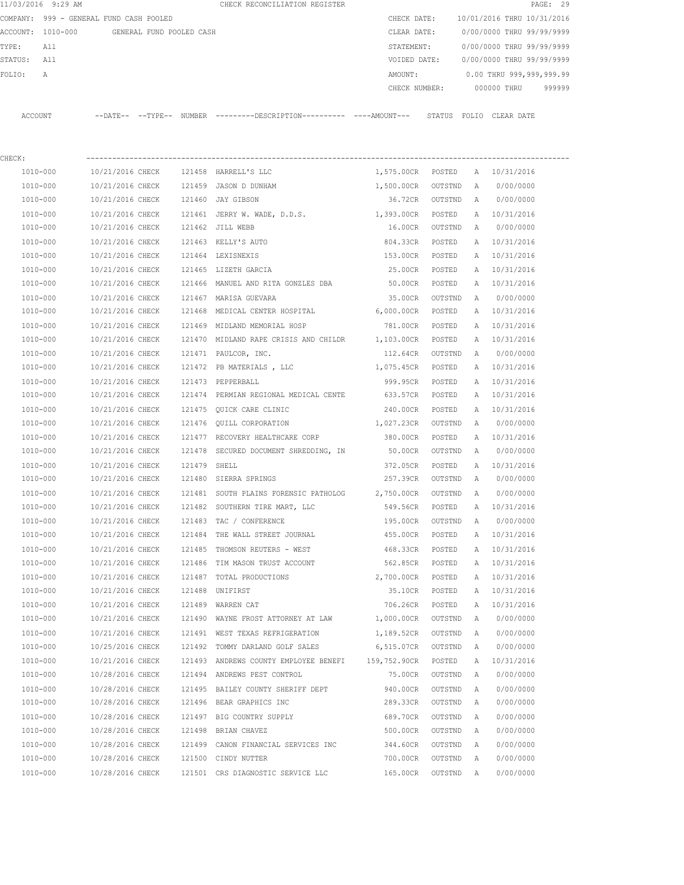11/03/2016 9:29 AM CHECK RECONCILIATION REGISTER

COMPANY: 999 - GENERAL FUND CASH POOLED CHECK DATE: 10/01/2016 THRU 10/31/2016
ACCOUNT: 1010-000 GENERAL FUND POOLED CASH CLEAR DATE: 0/00/0000 THRU 99/99/9999
TYPE: All STATEMENT: 0/00/0000 THRU 99/99/9999
STATUS: All VOIDED DATE: 0/00/0000 THRU 99/99/9999
FOLIO: A AMOUNT: 0.00 THRU 999,999,999.99
CHECK NUMBER: 000000 THRU 999999

CHECK:

| ACCOUNT | --DATE-- | --TYPE-- | NUMBER | ---------DESCRIPTION---------- | ----AMOUNT--- | STATUS | FOLIO | CLEAR DATE |
|---|---|---|---|---|---|---|---|---|
| 1010-000 | 10/21/2016 | CHECK | 121458 | HARRELL'S LLC | 1,575.00CR | POSTED | A | 10/31/2016 |
| 1010-000 | 10/21/2016 | CHECK | 121459 | JASON D DUNHAM | 1,500.00CR | OUTSTND | A | 0/00/0000 |
| 1010-000 | 10/21/2016 | CHECK | 121460 | JAY GIBSON | 36.72CR | OUTSTND | A | 0/00/0000 |
| 1010-000 | 10/21/2016 | CHECK | 121461 | JERRY W. WADE, D.D.S. | 1,393.00CR | POSTED | A | 10/31/2016 |
| 1010-000 | 10/21/2016 | CHECK | 121462 | JILL WEBB | 16.00CR | OUTSTND | A | 0/00/0000 |
| 1010-000 | 10/21/2016 | CHECK | 121463 | KELLY'S AUTO | 804.33CR | POSTED | A | 10/31/2016 |
| 1010-000 | 10/21/2016 | CHECK | 121464 | LEXISNEXIS | 153.00CR | POSTED | A | 10/31/2016 |
| 1010-000 | 10/21/2016 | CHECK | 121465 | LIZETH GARCIA | 25.00CR | POSTED | A | 10/31/2016 |
| 1010-000 | 10/21/2016 | CHECK | 121466 | MANUEL AND RITA GONZLES DBA | 50.00CR | POSTED | A | 10/31/2016 |
| 1010-000 | 10/21/2016 | CHECK | 121467 | MARISA GUEVARA | 35.00CR | OUTSTND | A | 0/00/0000 |
| 1010-000 | 10/21/2016 | CHECK | 121468 | MEDICAL CENTER HOSPITAL | 6,000.00CR | POSTED | A | 10/31/2016 |
| 1010-000 | 10/21/2016 | CHECK | 121469 | MIDLAND MEMORIAL HOSP | 781.00CR | POSTED | A | 10/31/2016 |
| 1010-000 | 10/21/2016 | CHECK | 121470 | MIDLAND RAPE CRISIS AND CHILDR | 1,103.00CR | POSTED | A | 10/31/2016 |
| 1010-000 | 10/21/2016 | CHECK | 121471 | PAULCOR, INC. | 112.64CR | OUTSTND | A | 0/00/0000 |
| 1010-000 | 10/21/2016 | CHECK | 121472 | PB MATERIALS , LLC | 1,075.45CR | POSTED | A | 10/31/2016 |
| 1010-000 | 10/21/2016 | CHECK | 121473 | PEPPERBALL | 999.95CR | POSTED | A | 10/31/2016 |
| 1010-000 | 10/21/2016 | CHECK | 121474 | PERMIAN REGIONAL MEDICAL CENTE | 633.57CR | POSTED | A | 10/31/2016 |
| 1010-000 | 10/21/2016 | CHECK | 121475 | QUICK CARE CLINIC | 240.00CR | POSTED | A | 10/31/2016 |
| 1010-000 | 10/21/2016 | CHECK | 121476 | QUILL CORPORATION | 1,027.23CR | OUTSTND | A | 0/00/0000 |
| 1010-000 | 10/21/2016 | CHECK | 121477 | RECOVERY HEALTHCARE CORP | 380.00CR | POSTED | A | 10/31/2016 |
| 1010-000 | 10/21/2016 | CHECK | 121478 | SECURED DOCUMENT SHREDDING, IN | 50.00CR | OUTSTND | A | 0/00/0000 |
| 1010-000 | 10/21/2016 | CHECK | 121479 | SHELL | 372.05CR | POSTED | A | 10/31/2016 |
| 1010-000 | 10/21/2016 | CHECK | 121480 | SIERRA SPRINGS | 257.39CR | OUTSTND | A | 0/00/0000 |
| 1010-000 | 10/21/2016 | CHECK | 121481 | SOUTH PLAINS FORENSIC PATHOLOG | 2,750.00CR | OUTSTND | A | 0/00/0000 |
| 1010-000 | 10/21/2016 | CHECK | 121482 | SOUTHERN TIRE MART, LLC | 549.56CR | POSTED | A | 10/31/2016 |
| 1010-000 | 10/21/2016 | CHECK | 121483 | TAC / CONFERENCE | 195.00CR | OUTSTND | A | 0/00/0000 |
| 1010-000 | 10/21/2016 | CHECK | 121484 | THE WALL STREET JOURNAL | 455.00CR | POSTED | A | 10/31/2016 |
| 1010-000 | 10/21/2016 | CHECK | 121485 | THOMSON REUTERS - WEST | 468.33CR | POSTED | A | 10/31/2016 |
| 1010-000 | 10/21/2016 | CHECK | 121486 | TIM MASON TRUST ACCOUNT | 562.85CR | POSTED | A | 10/31/2016 |
| 1010-000 | 10/21/2016 | CHECK | 121487 | TOTAL PRODUCTIONS | 2,700.00CR | POSTED | A | 10/31/2016 |
| 1010-000 | 10/21/2016 | CHECK | 121488 | UNIFIRST | 35.10CR | POSTED | A | 10/31/2016 |
| 1010-000 | 10/21/2016 | CHECK | 121489 | WARREN CAT | 706.26CR | POSTED | A | 10/31/2016 |
| 1010-000 | 10/21/2016 | CHECK | 121490 | WAYNE FROST ATTORNEY AT LAW | 1,000.00CR | OUTSTND | A | 0/00/0000 |
| 1010-000 | 10/21/2016 | CHECK | 121491 | WEST TEXAS REFRIGERATION | 1,189.52CR | OUTSTND | A | 0/00/0000 |
| 1010-000 | 10/25/2016 | CHECK | 121492 | TOMMY DARLAND GOLF SALES | 6,515.07CR | OUTSTND | A | 0/00/0000 |
| 1010-000 | 10/21/2016 | CHECK | 121493 | ANDREWS COUNTY EMPLOYEE BENEFI | 159,752.90CR | POSTED | A | 10/31/2016 |
| 1010-000 | 10/28/2016 | CHECK | 121494 | ANDREWS PEST CONTROL | 75.00CR | OUTSTND | A | 0/00/0000 |
| 1010-000 | 10/28/2016 | CHECK | 121495 | BAILEY COUNTY SHERIFF DEPT | 940.00CR | OUTSTND | A | 0/00/0000 |
| 1010-000 | 10/28/2016 | CHECK | 121496 | BEAR GRAPHICS INC | 289.33CR | OUTSTND | A | 0/00/0000 |
| 1010-000 | 10/28/2016 | CHECK | 121497 | BIG COUNTRY SUPPLY | 689.70CR | OUTSTND | A | 0/00/0000 |
| 1010-000 | 10/28/2016 | CHECK | 121498 | BRIAN CHAVEZ | 500.00CR | OUTSTND | A | 0/00/0000 |
| 1010-000 | 10/28/2016 | CHECK | 121499 | CANON FINANCIAL SERVICES INC | 344.60CR | OUTSTND | A | 0/00/0000 |
| 1010-000 | 10/28/2016 | CHECK | 121500 | CINDY NUTTER | 700.00CR | OUTSTND | A | 0/00/0000 |
| 1010-000 | 10/28/2016 | CHECK | 121501 | CRS DIAGNOSTIC SERVICE LLC | 165.00CR | OUTSTND | A | 0/00/0000 |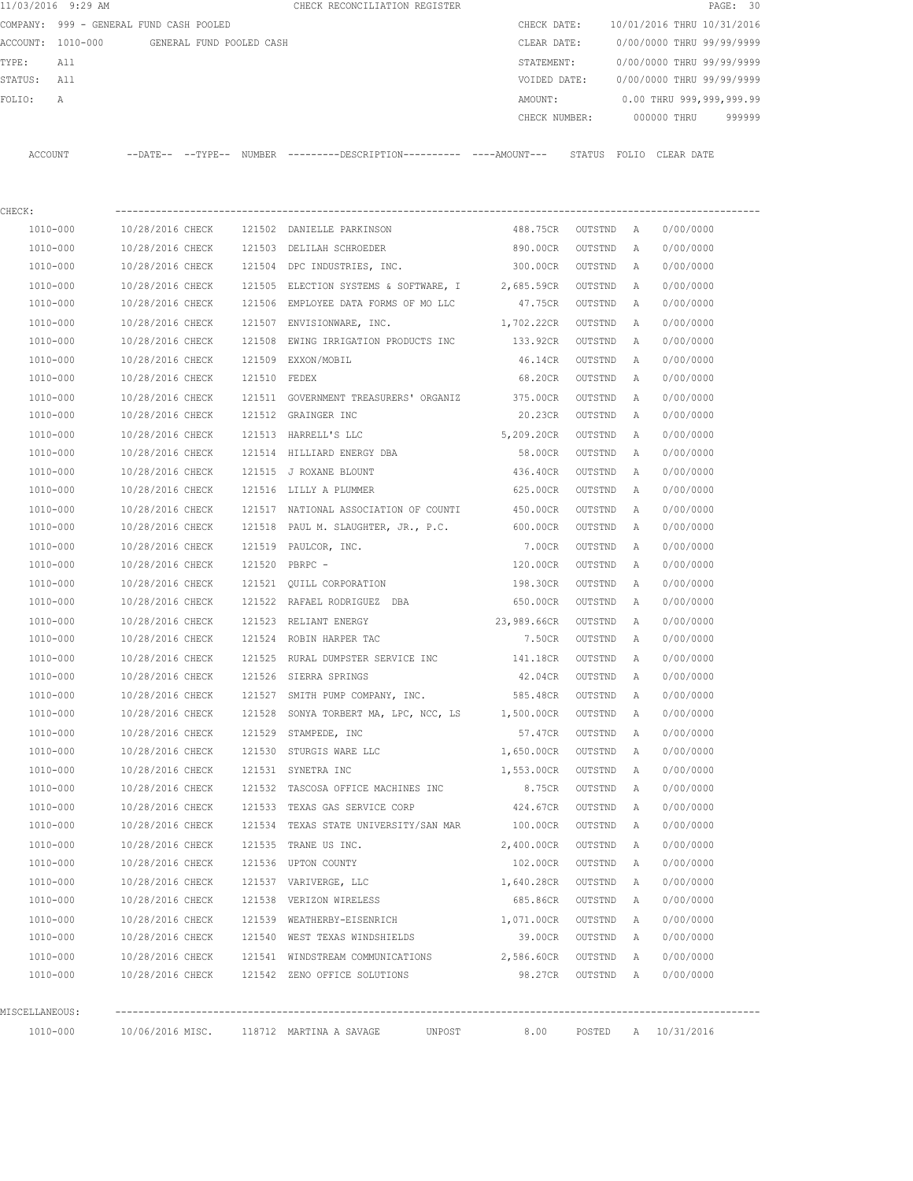11/03/2016 9:29 AM CHECK RECONCILIATION REGISTER

COMPANY: 999 - GENERAL FUND CASH POOLED
ACCOUNT: 1010-000 GENERAL FUND POOLED CASH
TYPE: All
STATUS: All
FOLIO: A

CHECK DATE: 10/01/2016 THRU 10/31/2016
CLEAR DATE: 0/00/0000 THRU 99/99/9999
STATEMENT: 0/00/0000 THRU 99/99/9999
VOIDED DATE: 0/00/0000 THRU 99/99/9999
AMOUNT: 0.00 THRU 999,999,999.99
CHECK NUMBER: 000000 THRU 999999

| ACCOUNT | --DATE-- | --TYPE-- | NUMBER | ---------DESCRIPTION---------- | ----AMOUNT--- | STATUS | FOLIO | CLEAR DATE |
|---|---|---|---|---|---|---|---|---|
| CHECK: | | | | | | | | |
| 1010-000 | 10/28/2016 | CHECK | 121502 | DANIELLE PARKINSON | 488.75CR | OUTSTND | A | 0/00/0000 |
| 1010-000 | 10/28/2016 | CHECK | 121503 | DELILAH SCHROEDER | 890.00CR | OUTSTND | A | 0/00/0000 |
| 1010-000 | 10/28/2016 | CHECK | 121504 | DPC INDUSTRIES, INC. | 300.00CR | OUTSTND | A | 0/00/0000 |
| 1010-000 | 10/28/2016 | CHECK | 121505 | ELECTION SYSTEMS & SOFTWARE, I | 2,685.59CR | OUTSTND | A | 0/00/0000 |
| 1010-000 | 10/28/2016 | CHECK | 121506 | EMPLOYEE DATA FORMS OF MO LLC | 47.75CR | OUTSTND | A | 0/00/0000 |
| 1010-000 | 10/28/2016 | CHECK | 121507 | ENVISIONWARE, INC. | 1,702.22CR | OUTSTND | A | 0/00/0000 |
| 1010-000 | 10/28/2016 | CHECK | 121508 | EWING IRRIGATION PRODUCTS INC | 133.92CR | OUTSTND | A | 0/00/0000 |
| 1010-000 | 10/28/2016 | CHECK | 121509 | EXXON/MOBIL | 46.14CR | OUTSTND | A | 0/00/0000 |
| 1010-000 | 10/28/2016 | CHECK | 121510 | FEDEX | 68.20CR | OUTSTND | A | 0/00/0000 |
| 1010-000 | 10/28/2016 | CHECK | 121511 | GOVERNMENT TREASURERS' ORGANIZ | 375.00CR | OUTSTND | A | 0/00/0000 |
| 1010-000 | 10/28/2016 | CHECK | 121512 | GRAINGER INC | 20.23CR | OUTSTND | A | 0/00/0000 |
| 1010-000 | 10/28/2016 | CHECK | 121513 | HARRELL'S LLC | 5,209.20CR | OUTSTND | A | 0/00/0000 |
| 1010-000 | 10/28/2016 | CHECK | 121514 | HILLIARD ENERGY DBA | 58.00CR | OUTSTND | A | 0/00/0000 |
| 1010-000 | 10/28/2016 | CHECK | 121515 | J ROXANE BLOUNT | 436.40CR | OUTSTND | A | 0/00/0000 |
| 1010-000 | 10/28/2016 | CHECK | 121516 | LILLY A PLUMMER | 625.00CR | OUTSTND | A | 0/00/0000 |
| 1010-000 | 10/28/2016 | CHECK | 121517 | NATIONAL ASSOCIATION OF COUNTI | 450.00CR | OUTSTND | A | 0/00/0000 |
| 1010-000 | 10/28/2016 | CHECK | 121518 | PAUL M. SLAUGHTER, JR., P.C. | 600.00CR | OUTSTND | A | 0/00/0000 |
| 1010-000 | 10/28/2016 | CHECK | 121519 | PAULCOR, INC. | 7.00CR | OUTSTND | A | 0/00/0000 |
| 1010-000 | 10/28/2016 | CHECK | 121520 | PBRPC - | 120.00CR | OUTSTND | A | 0/00/0000 |
| 1010-000 | 10/28/2016 | CHECK | 121521 | QUILL CORPORATION | 198.30CR | OUTSTND | A | 0/00/0000 |
| 1010-000 | 10/28/2016 | CHECK | 121522 | RAFAEL RODRIGUEZ DBA | 650.00CR | OUTSTND | A | 0/00/0000 |
| 1010-000 | 10/28/2016 | CHECK | 121523 | RELIANT ENERGY | 23,989.66CR | OUTSTND | A | 0/00/0000 |
| 1010-000 | 10/28/2016 | CHECK | 121524 | ROBIN HARPER TAC | 7.50CR | OUTSTND | A | 0/00/0000 |
| 1010-000 | 10/28/2016 | CHECK | 121525 | RURAL DUMPSTER SERVICE INC | 141.18CR | OUTSTND | A | 0/00/0000 |
| 1010-000 | 10/28/2016 | CHECK | 121526 | SIERRA SPRINGS | 42.04CR | OUTSTND | A | 0/00/0000 |
| 1010-000 | 10/28/2016 | CHECK | 121527 | SMITH PUMP COMPANY, INC. | 585.48CR | OUTSTND | A | 0/00/0000 |
| 1010-000 | 10/28/2016 | CHECK | 121528 | SONYA TORBERT MA, LPC, NCC, LS | 1,500.00CR | OUTSTND | A | 0/00/0000 |
| 1010-000 | 10/28/2016 | CHECK | 121529 | STAMPEDE, INC | 57.47CR | OUTSTND | A | 0/00/0000 |
| 1010-000 | 10/28/2016 | CHECK | 121530 | STURGIS WARE LLC | 1,650.00CR | OUTSTND | A | 0/00/0000 |
| 1010-000 | 10/28/2016 | CHECK | 121531 | SYNETRA INC | 1,553.00CR | OUTSTND | A | 0/00/0000 |
| 1010-000 | 10/28/2016 | CHECK | 121532 | TASCOSA OFFICE MACHINES INC | 8.75CR | OUTSTND | A | 0/00/0000 |
| 1010-000 | 10/28/2016 | CHECK | 121533 | TEXAS GAS SERVICE CORP | 424.67CR | OUTSTND | A | 0/00/0000 |
| 1010-000 | 10/28/2016 | CHECK | 121534 | TEXAS STATE UNIVERSITY/SAN MAR | 100.00CR | OUTSTND | A | 0/00/0000 |
| 1010-000 | 10/28/2016 | CHECK | 121535 | TRANE US INC. | 2,400.00CR | OUTSTND | A | 0/00/0000 |
| 1010-000 | 10/28/2016 | CHECK | 121536 | UPTON COUNTY | 102.00CR | OUTSTND | A | 0/00/0000 |
| 1010-000 | 10/28/2016 | CHECK | 121537 | VARIVERGE, LLC | 1,640.28CR | OUTSTND | A | 0/00/0000 |
| 1010-000 | 10/28/2016 | CHECK | 121538 | VERIZON WIRELESS | 685.86CR | OUTSTND | A | 0/00/0000 |
| 1010-000 | 10/28/2016 | CHECK | 121539 | WEATHERBY-EISENRICH | 1,071.00CR | OUTSTND | A | 0/00/0000 |
| 1010-000 | 10/28/2016 | CHECK | 121540 | WEST TEXAS WINDSHIELDS | 39.00CR | OUTSTND | A | 0/00/0000 |
| 1010-000 | 10/28/2016 | CHECK | 121541 | WINDSTREAM COMMUNICATIONS | 2,586.60CR | OUTSTND | A | 0/00/0000 |
| 1010-000 | 10/28/2016 | CHECK | 121542 | ZENO OFFICE SOLUTIONS | 98.27CR | OUTSTND | A | 0/00/0000 |
| MISCELLANEOUS: | | | | | | | | |
| 1010-000 | 10/06/2016 | MISC. | 118712 | MARTINA A SAVAGE UNPOST | 8.00 | POSTED | A | 10/31/2016 |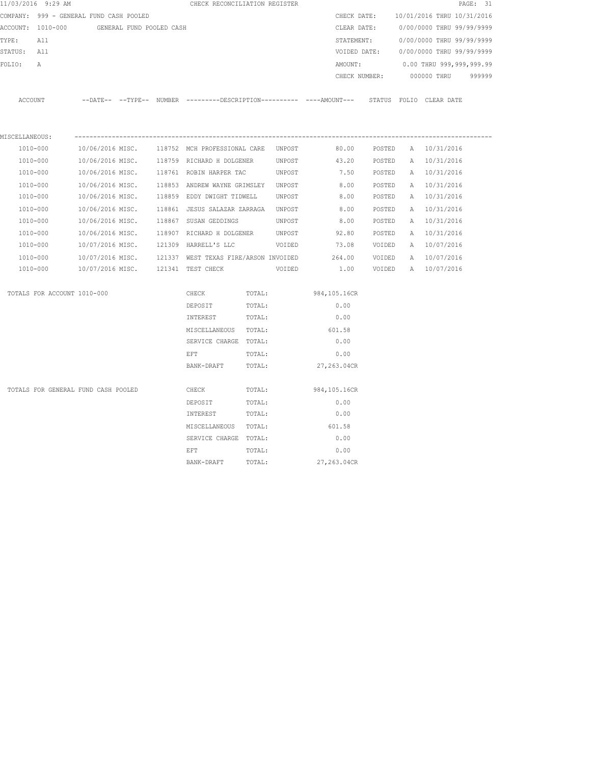CHECK RECONCILIATION REGISTER

11/03/2016 9:29 AM

COMPANY: 999 - GENERAL FUND CASH POOLED

ACCOUNT: 1010-000 GENERAL FUND POOLED CASH

TYPE: All

STATUS: All

FOLIO: A

CHECK DATE: 10/01/2016 THRU 10/31/2016

CLEAR DATE: 0/00/0000 THRU 99/99/9999

STATEMENT: 0/00/0000 THRU 99/99/9999

VOIDED DATE: 0/00/0000 THRU 99/99/9999

AMOUNT: 0.00 THRU 999,999,999.99

CHECK NUMBER: 000000 THRU 999999

| ACCOUNT | --DATE-- | --TYPE-- | NUMBER | ---------DESCRIPTION---------- | | ----AMOUNT--- | STATUS | FOLIO | CLEAR DATE |
|---|---|---|---|---|---|---|---|---|---|
| MISCELLANEOUS: | | | | | | | | | |
| 1010-000 | 10/06/2016 | MISC. | 118752 | MCH PROFESSIONAL CARE | UNPOST | 80.00 | POSTED | A | 10/31/2016 |
| 1010-000 | 10/06/2016 | MISC. | 118759 | RICHARD H DOLGENER | UNPOST | 43.20 | POSTED | A | 10/31/2016 |
| 1010-000 | 10/06/2016 | MISC. | 118761 | ROBIN HARPER TAC | UNPOST | 7.50 | POSTED | A | 10/31/2016 |
| 1010-000 | 10/06/2016 | MISC. | 118853 | ANDREW WAYNE GRIMSLEY | UNPOST | 8.00 | POSTED | A | 10/31/2016 |
| 1010-000 | 10/06/2016 | MISC. | 118859 | EDDY DWIGHT TIDWELL | UNPOST | 8.00 | POSTED | A | 10/31/2016 |
| 1010-000 | 10/06/2016 | MISC. | 118861 | JESUS SALAZAR ZARRAGA | UNPOST | 8.00 | POSTED | A | 10/31/2016 |
| 1010-000 | 10/06/2016 | MISC. | 118867 | SUSAN GEDDINGS | UNPOST | 8.00 | POSTED | A | 10/31/2016 |
| 1010-000 | 10/06/2016 | MISC. | 118907 | RICHARD H DOLGENER | UNPOST | 92.80 | POSTED | A | 10/31/2016 |
| 1010-000 | 10/07/2016 | MISC. | 121309 | HARRELL'S LLC | VOIDED | 73.08 | VOIDED | A | 10/07/2016 |
| 1010-000 | 10/07/2016 | MISC. | 121337 | WEST TEXAS FIRE/ARSON INVOIDED | | 264.00 | VOIDED | A | 10/07/2016 |
| 1010-000 | 10/07/2016 | MISC. | 121341 | TEST CHECK | VOIDED | 1.00 | VOIDED | A | 10/07/2016 |

| TOTALS FOR ACCOUNT 1010-000 | | | |
|---|---|---|---|
| | CHECK | TOTAL: | 984,105.16CR |
| | DEPOSIT | TOTAL: | 0.00 |
| | INTEREST | TOTAL: | 0.00 |
| | MISCELLANEOUS | TOTAL: | 601.58 |
| | SERVICE CHARGE | TOTAL: | 0.00 |
| | EFT | TOTAL: | 0.00 |
| | BANK-DRAFT | TOTAL: | 27,263.04CR |

| TOTALS FOR GENERAL FUND CASH POOLED | | | |
|---|---|---|---|
| | CHECK | TOTAL: | 984,105.16CR |
| | DEPOSIT | TOTAL: | 0.00 |
| | INTEREST | TOTAL: | 0.00 |
| | MISCELLANEOUS | TOTAL: | 601.58 |
| | SERVICE CHARGE | TOTAL: | 0.00 |
| | EFT | TOTAL: | 0.00 |
| | BANK-DRAFT | TOTAL: | 27,263.04CR |